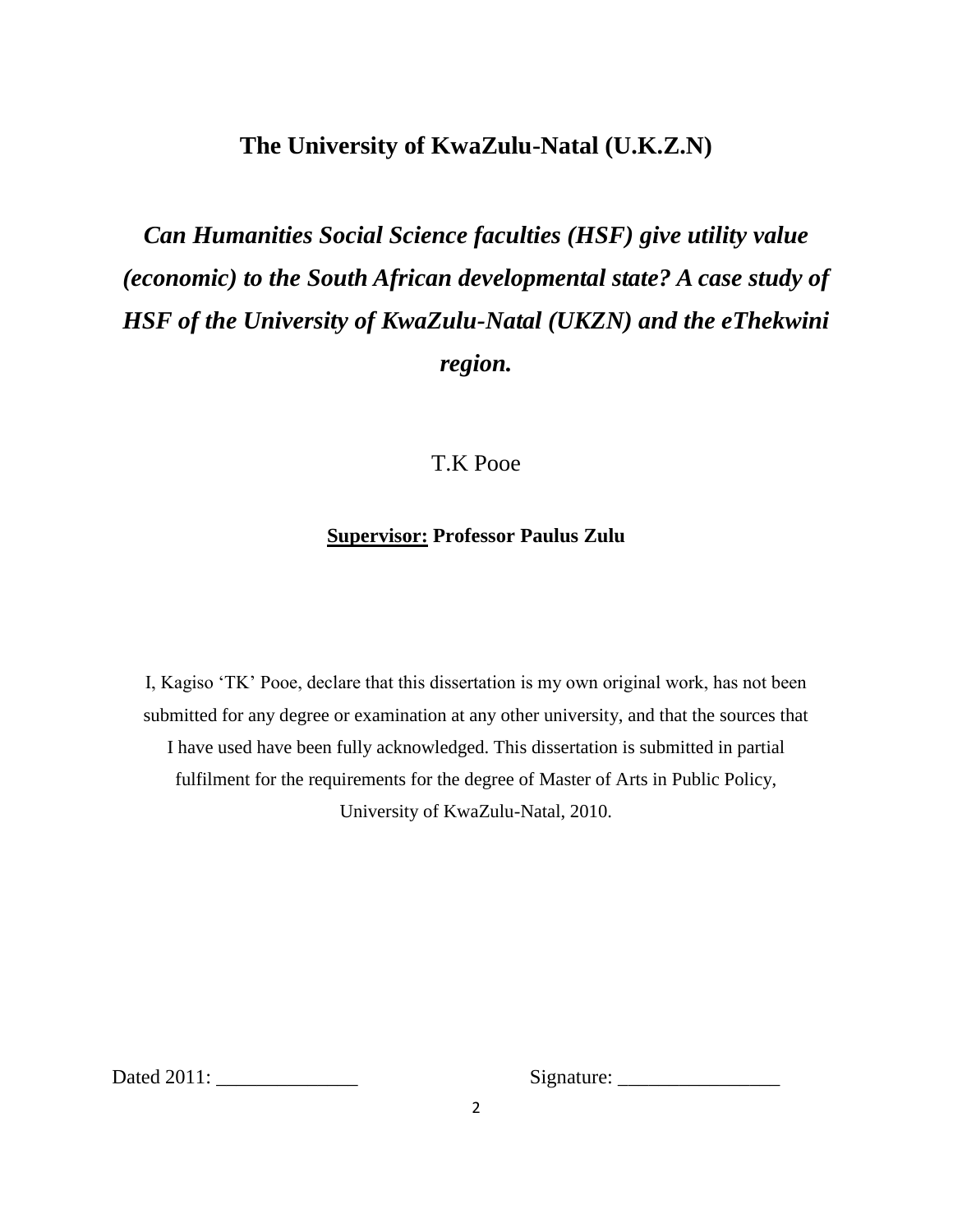# The University of KwaZulu-Natal (U.K.Z.N)

## *Can Humanities Social Science faculties (HSF) give utility value (economic) to the South African developmental state? A case study of HSF of the University of KwaZulu-Natal (UKZN) and the eThekwini region.*

T.K Pooe

**Supervisor: Professor Paulus Zulu**

I, Kagiso 'TK' Pooe, declare that this dissertation is my own original work, has not been submitted for any degree or examination at any other university, and that the sources that I have used have been fully acknowledged. This dissertation is submitted in partial fulfilment for the requirements for the degree of Master of Arts in Public Policy, University of KwaZulu-Natal, 2010.

Dated 2011: ______________ Signature: ________________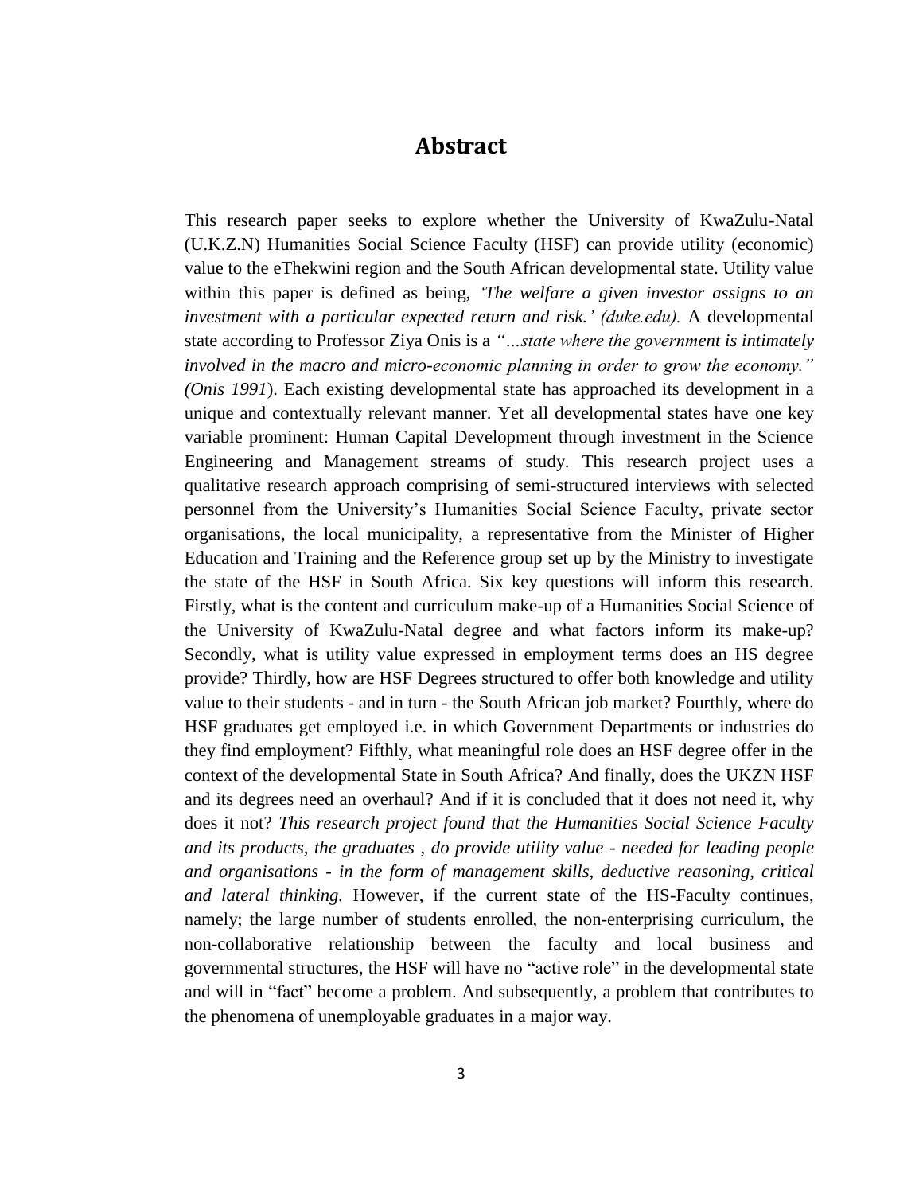# Abstract

This research paper seeks to explore whether the University of KwaZulu-Natal (U.K.Z.N) Humanities Social Science Faculty (HSF) can provide utility (economic) value to the eThekwini region and the South African developmental state. Utility value within this paper is defined as being, *'The welfare a given investor assigns to an investment with a particular expected return and risk.' (duke.edu).* A developmental state according to Professor Ziya Onis is a *"…state where the government is intimately involved in the macro and micro-economic planning in order to grow the economy." (Onis 1991*). Each existing developmental state has approached its development in a unique and contextually relevant manner. Yet all developmental states have one key variable prominent: Human Capital Development through investment in the Science Engineering and Management streams of study. This research project uses a qualitative research approach comprising of semi-structured interviews with selected personnel from the University's Humanities Social Science Faculty, private sector organisations, the local municipality, a representative from the Minister of Higher Education and Training and the Reference group set up by the Ministry to investigate the state of the HSF in South Africa. Six key questions will inform this research. Firstly, what is the content and curriculum make-up of a Humanities Social Science of the University of KwaZulu-Natal degree and what factors inform its make-up? Secondly, what is utility value expressed in employment terms does an HS degree provide? Thirdly, how are HSF Degrees structured to offer both knowledge and utility value to their students - and in turn - the South African job market? Fourthly, where do HSF graduates get employed i.e. in which Government Departments or industries do they find employment? Fifthly, what meaningful role does an HSF degree offer in the context of the developmental State in South Africa? And finally, does the UKZN HSF and its degrees need an overhaul? And if it is concluded that it does not need it, why does it not? *This research project found that the Humanities Social Science Faculty and its products, the graduates , do provide utility value - needed for leading people and organisations - in the form of management skills, deductive reasoning, critical and lateral thinking.* However, if the current state of the HS-Faculty continues, namely; the large number of students enrolled, the non-enterprising curriculum, the non-collaborative relationship between the faculty and local business and governmental structures, the HSF will have no "active role" in the developmental state and will in "fact" become a problem. And subsequently, a problem that contributes to the phenomena of unemployable graduates in a major way.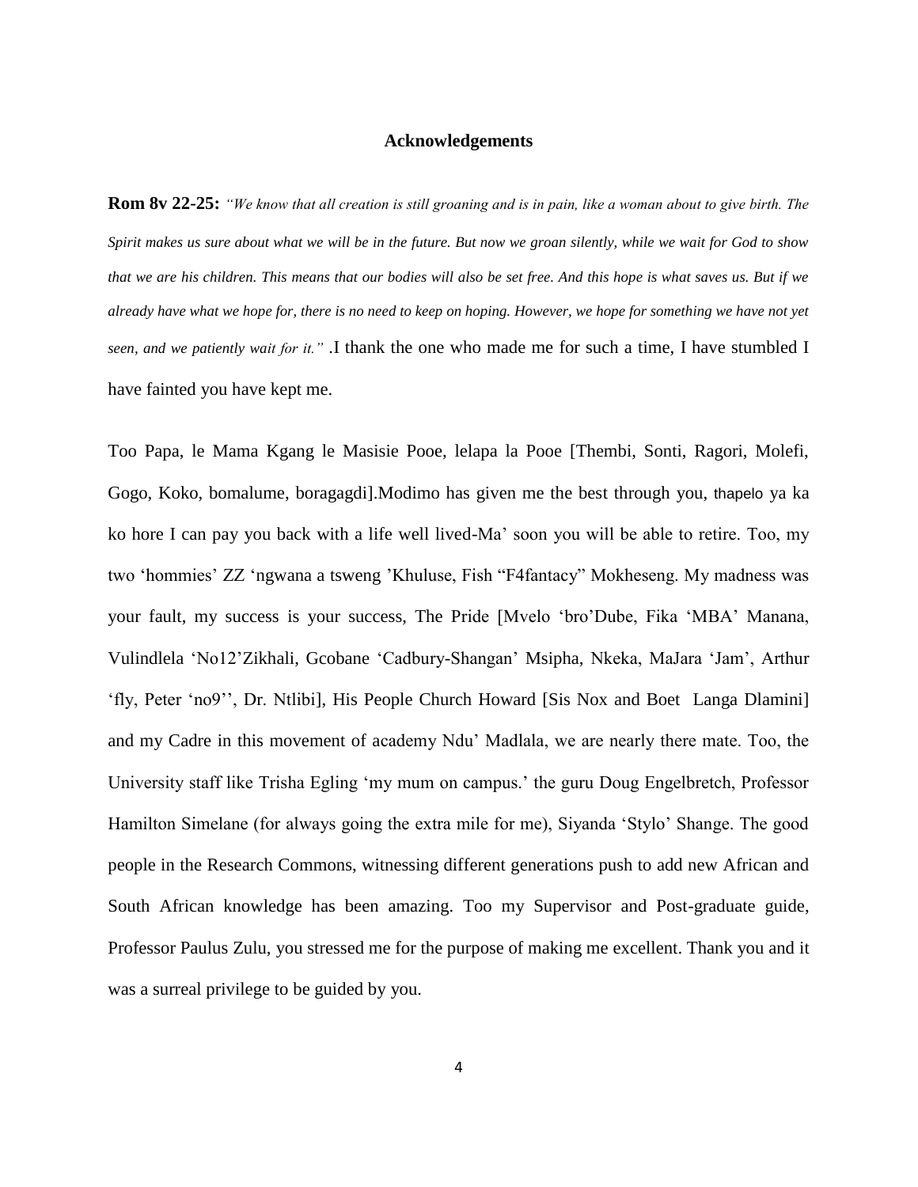## Acknowledgements

**Rom 8v 22-25:** *"We know that all creation is still groaning and is in pain, like a woman about to give birth. The Spirit makes us sure about what we will be in the future. But now we groan silently, while we wait for God to show that we are his children. This means that our bodies will also be set free. And this hope is what saves us. But if we already have what we hope for, there is no need to keep on hoping. However, we hope for something we have not yet seen, and we patiently wait for it."* .I thank the one who made me for such a time, I have stumbled I have fainted you have kept me.

Too Papa, le Mama Kgang le Masisie Pooe, lelapa la Pooe [Thembi, Sonti, Ragori, Molefi, Gogo, Koko, bomalume, boragagdi].Modimo has given me the best through you, thapelo ya ka ko hore I can pay you back with a life well lived-Ma' soon you will be able to retire. Too, my two 'hommies' ZZ 'ngwana a tsweng 'Khuluse, Fish "F4fantacy" Mokheseng. My madness was your fault, my success is your success, The Pride [Mvelo 'bro'Dube, Fika 'MBA' Manana, Vulindlela 'No12'Zikhali, Gcobane 'Cadbury-Shangan' Msipha, Nkeka, MaJara 'Jam', Arthur 'fly, Peter 'no9'', Dr. Ntlibi], His People Church Howard [Sis Nox and Boet Langa Dlamini] and my Cadre in this movement of academy Ndu' Madlala, we are nearly there mate. Too, the University staff like Trisha Egling 'my mum on campus.' the guru Doug Engelbretch, Professor Hamilton Simelane (for always going the extra mile for me), Siyanda 'Stylo' Shange. The good people in the Research Commons, witnessing different generations push to add new African and South African knowledge has been amazing. Too my Supervisor and Post-graduate guide, Professor Paulus Zulu, you stressed me for the purpose of making me excellent. Thank you and it was a surreal privilege to be guided by you.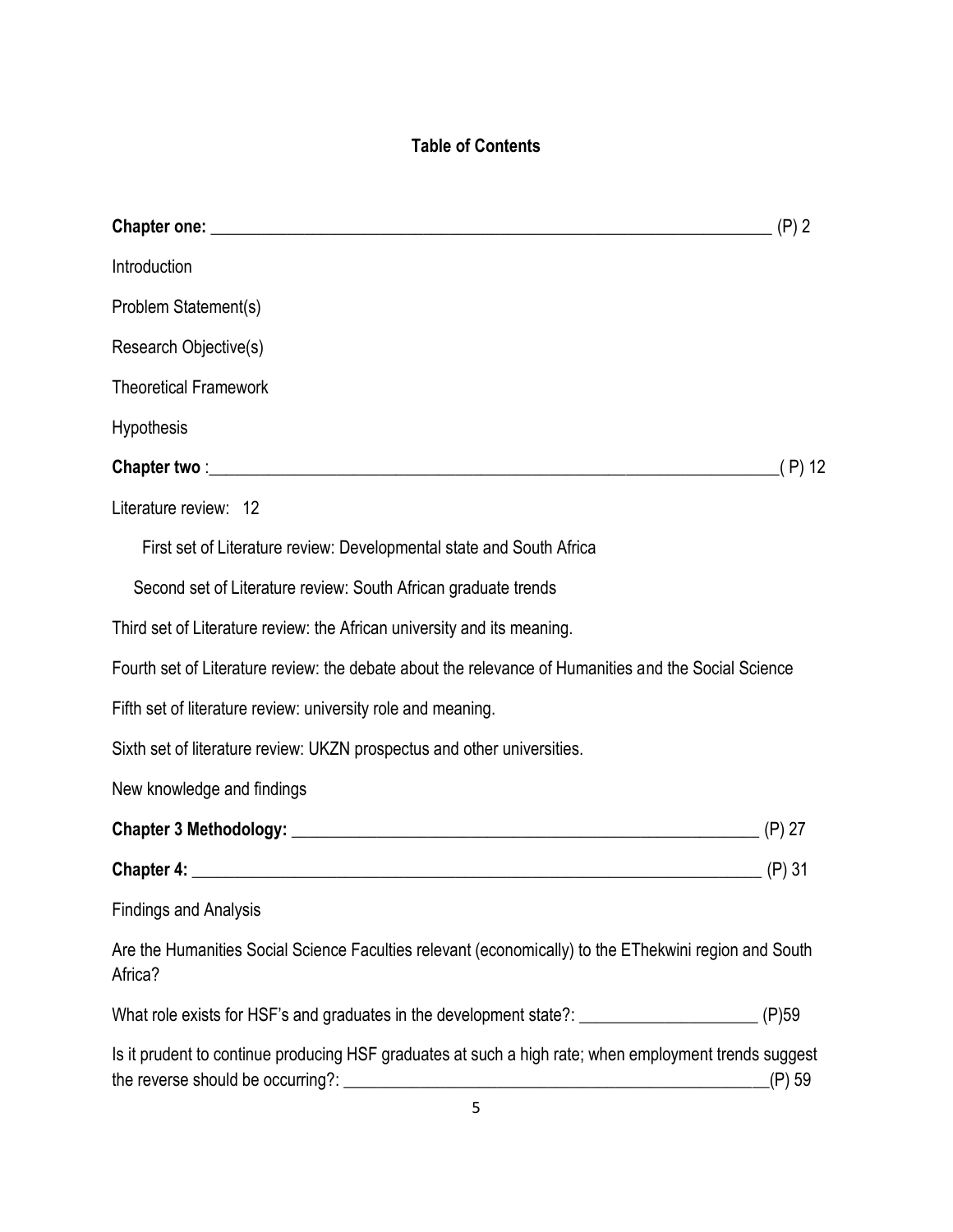## Table of Contents

**Chapter one:** ______________________________________________ (P) 2

Introduction

Problem Statement(s)

Research Objective(s)

Theoretical Framework

Hypothesis

**Chapter two** :______________________________________________( P) 12

Literature review: 12

First set of Literature review: Developmental state and South Africa

Second set of Literature review: South African graduate trends

Third set of Literature review: the African university and its meaning.

Fourth set of Literature review: the debate about the relevance of Humanities and the Social Science

Fifth set of literature review: university role and meaning.

Sixth set of literature review: UKZN prospectus and other universities.

New knowledge and findings

**Chapter 3 Methodology:** ______________________________________ (P) 27

**Chapter 4:** ______________________________________________ (P) 31

Findings and Analysis

Are the Humanities Social Science Faculties relevant (economically) to the EThekwini region and South Africa?

What role exists for HSF's and graduates in the development state?: ____________________ (P)59

Is it prudent to continue producing HSF graduates at such a high rate; when employment trends suggest the reverse should be occurring?: ______________________________________(P) 59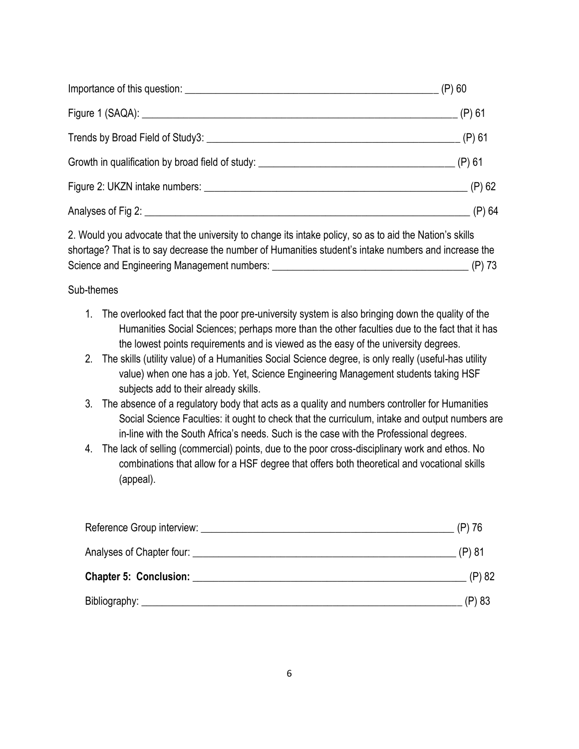Importance of this question: ________________________________________________ (P) 60

Figure 1 (SAQA): ____________________________________________________________ (P) 61

Trends by Broad Field of Study3: _______________________________________________ (P) 61

Growth in qualification by broad field of study: ____________________________________ (P) 61

Figure 2: UKZN intake numbers: _________________________________________________ (P) 62

Analyses of Fig 2: _____________________________________________________________ (P) 64

2. Would you advocate that the university to change its intake policy, so as to aid the Nation's skills shortage? That is to say decrease the number of Humanities student's intake numbers and increase the Science and Engineering Management numbers: ____________________________________ (P) 73

Sub-themes

1. The overlooked fact that the poor pre-university system is also bringing down the quality of the Humanities Social Sciences; perhaps more than the other faculties due to the fact that it has the lowest points requirements and is viewed as the easy of the university degrees.
2. The skills (utility value) of a Humanities Social Science degree, is only really (useful-has utility value) when one has a job. Yet, Science Engineering Management students taking HSF subjects add to their already skills.
3. The absence of a regulatory body that acts as a quality and numbers controller for Humanities Social Science Faculties: it ought to check that the curriculum, intake and output numbers are in-line with the South Africa's needs. Such is the case with the Professional degrees.
4. The lack of selling (commercial) points, due to the poor cross-disciplinary work and ethos. No combinations that allow for a HSF degree that offers both theoretical and vocational skills (appeal).

Reference Group interview: ________________________________________________ (P) 76

Analyses of Chapter four: __________________________________________________ (P) 81

**Chapter 5: Conclusion:** ____________________________________________________ (P) 82

Bibliography: ______________________________________________________________ (P) 83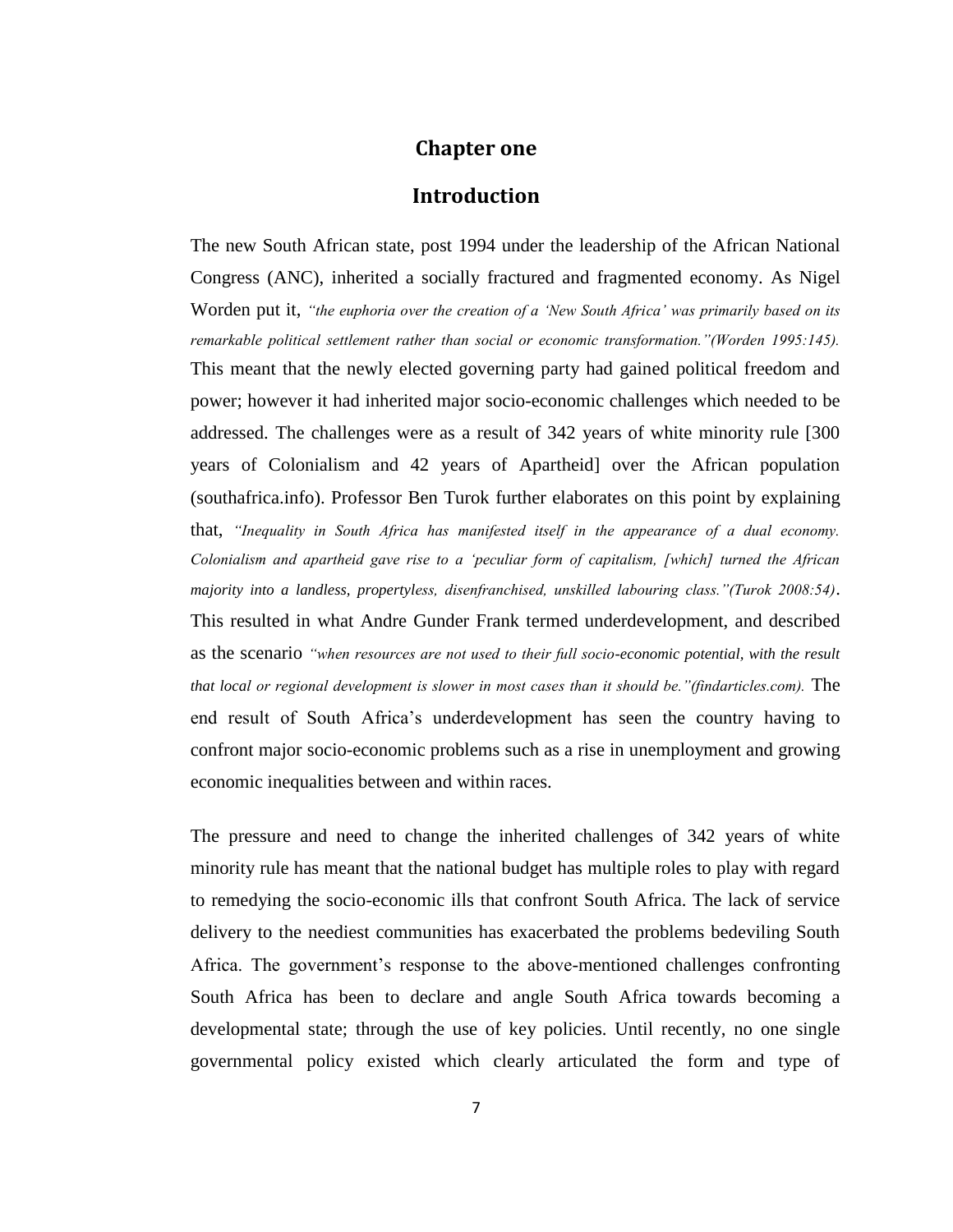# Chapter one

## Introduction

The new South African state, post 1994 under the leadership of the African National Congress (ANC), inherited a socially fractured and fragmented economy. As Nigel Worden put it, *"the euphoria over the creation of a 'New South Africa' was primarily based on its remarkable political settlement rather than social or economic transformation."(Worden 1995:145).* This meant that the newly elected governing party had gained political freedom and power; however it had inherited major socio-economic challenges which needed to be addressed. The challenges were as a result of 342 years of white minority rule [300 years of Colonialism and 42 years of Apartheid] over the African population (southafrica.info). Professor Ben Turok further elaborates on this point by explaining that, *"Inequality in South Africa has manifested itself in the appearance of a dual economy. Colonialism and apartheid gave rise to a 'peculiar form of capitalism, [which] turned the African majority into a landless, propertyless, disenfranchised, unskilled labouring class."(Turok 2008:54)*. This resulted in what Andre Gunder Frank termed underdevelopment, and described as the scenario *"when resources are not used to their full socio-economic potential, with the result that local or regional development is slower in most cases than it should be."(findarticles.com).* The end result of South Africa's underdevelopment has seen the country having to confront major socio-economic problems such as a rise in unemployment and growing economic inequalities between and within races.

The pressure and need to change the inherited challenges of 342 years of white minority rule has meant that the national budget has multiple roles to play with regard to remedying the socio-economic ills that confront South Africa. The lack of service delivery to the neediest communities has exacerbated the problems bedeviling South Africa. The government's response to the above-mentioned challenges confronting South Africa has been to declare and angle South Africa towards becoming a developmental state; through the use of key policies. Until recently, no one single governmental policy existed which clearly articulated the form and type of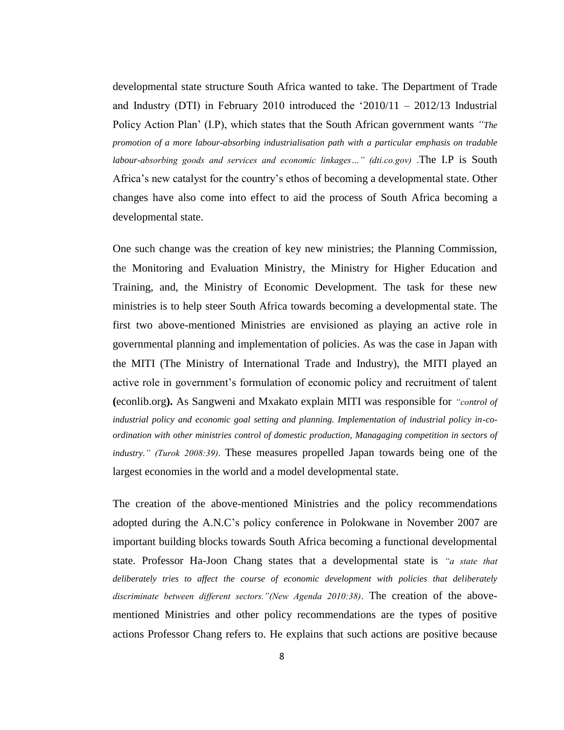developmental state structure South Africa wanted to take. The Department of Trade and Industry (DTI) in February 2010 introduced the '2010/11 – 2012/13 Industrial Policy Action Plan' (I.P), which states that the South African government wants *"The promotion of a more labour-absorbing industrialisation path with a particular emphasis on tradable labour-absorbing goods and services and economic linkages…" (dti.co.gov)* .The I.P is South Africa's new catalyst for the country's ethos of becoming a developmental state. Other changes have also come into effect to aid the process of South Africa becoming a developmental state.

One such change was the creation of key new ministries; the Planning Commission, the Monitoring and Evaluation Ministry, the Ministry for Higher Education and Training, and, the Ministry of Economic Development. The task for these new ministries is to help steer South Africa towards becoming a developmental state. The first two above-mentioned Ministries are envisioned as playing an active role in governmental planning and implementation of policies. As was the case in Japan with the MITI (The Ministry of International Trade and Industry), the MITI played an active role in government's formulation of economic policy and recruitment of talent **(**econlib.org**).** As Sangweni and Mxakato explain MITI was responsible for *"control of industrial policy and economic goal setting and planning. Implementation of industrial policy in-co-ordination with other ministries control of domestic production, Managaging competition in sectors of industry." (Turok 2008:39)*. These measures propelled Japan towards being one of the largest economies in the world and a model developmental state.

The creation of the above-mentioned Ministries and the policy recommendations adopted during the A.N.C's policy conference in Polokwane in November 2007 are important building blocks towards South Africa becoming a functional developmental state. Professor Ha-Joon Chang states that a developmental state is *"a state that deliberately tries to affect the course of economic development with policies that deliberately discriminate between different sectors."(New Agenda 2010:38)*. The creation of the above-mentioned Ministries and other policy recommendations are the types of positive actions Professor Chang refers to. He explains that such actions are positive because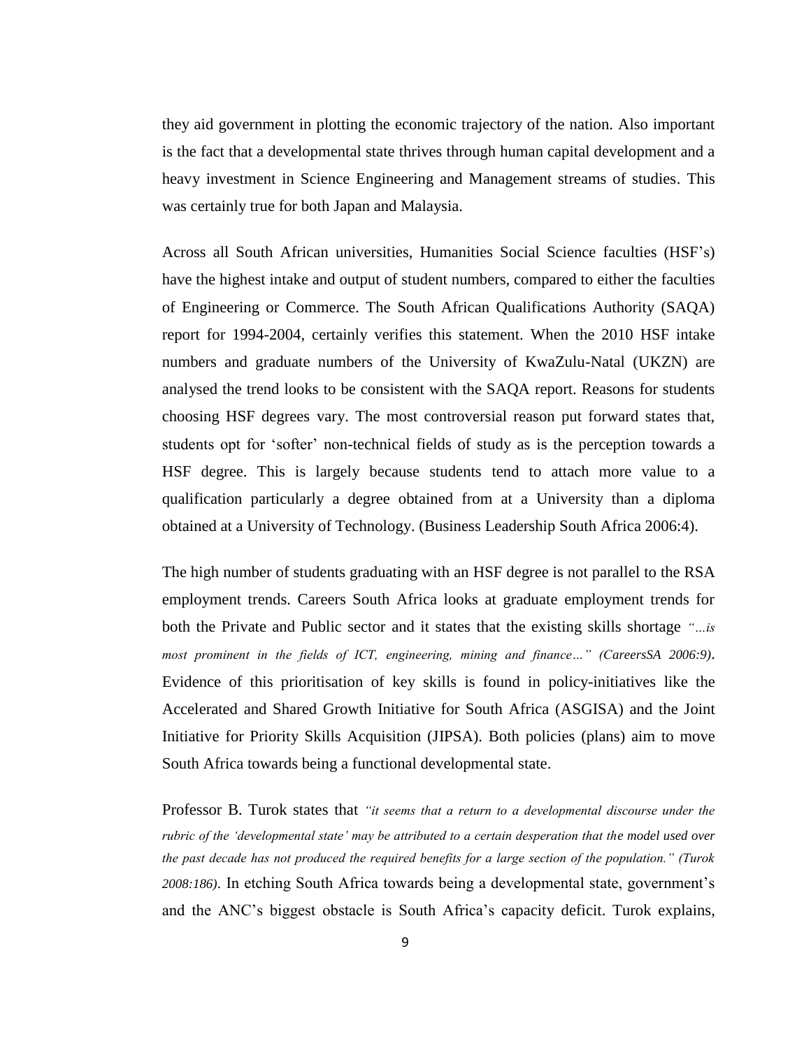they aid government in plotting the economic trajectory of the nation. Also important is the fact that a developmental state thrives through human capital development and a heavy investment in Science Engineering and Management streams of studies. This was certainly true for both Japan and Malaysia.

Across all South African universities, Humanities Social Science faculties (HSF's) have the highest intake and output of student numbers, compared to either the faculties of Engineering or Commerce. The South African Qualifications Authority (SAQA) report for 1994-2004, certainly verifies this statement. When the 2010 HSF intake numbers and graduate numbers of the University of KwaZulu-Natal (UKZN) are analysed the trend looks to be consistent with the SAQA report. Reasons for students choosing HSF degrees vary. The most controversial reason put forward states that, students opt for 'softer' non-technical fields of study as is the perception towards a HSF degree. This is largely because students tend to attach more value to a qualification particularly a degree obtained from at a University than a diploma obtained at a University of Technology. (Business Leadership South Africa 2006:4).

The high number of students graduating with an HSF degree is not parallel to the RSA employment trends. Careers South Africa looks at graduate employment trends for both the Private and Public sector and it states that the existing skills shortage *"…is most prominent in the fields of ICT, engineering, mining and finance…" (CareersSA 2006:9)*. Evidence of this prioritisation of key skills is found in policy-initiatives like the Accelerated and Shared Growth Initiative for South Africa (ASGISA) and the Joint Initiative for Priority Skills Acquisition (JIPSA). Both policies (plans) aim to move South Africa towards being a functional developmental state.

Professor B. Turok states that *"it seems that a return to a developmental discourse under the rubric of the 'developmental state' may be attributed to a certain desperation that the model used over the past decade has not produced the required benefits for a large section of the population." (Turok 2008:186)*. In etching South Africa towards being a developmental state, government's and the ANC's biggest obstacle is South Africa's capacity deficit. Turok explains,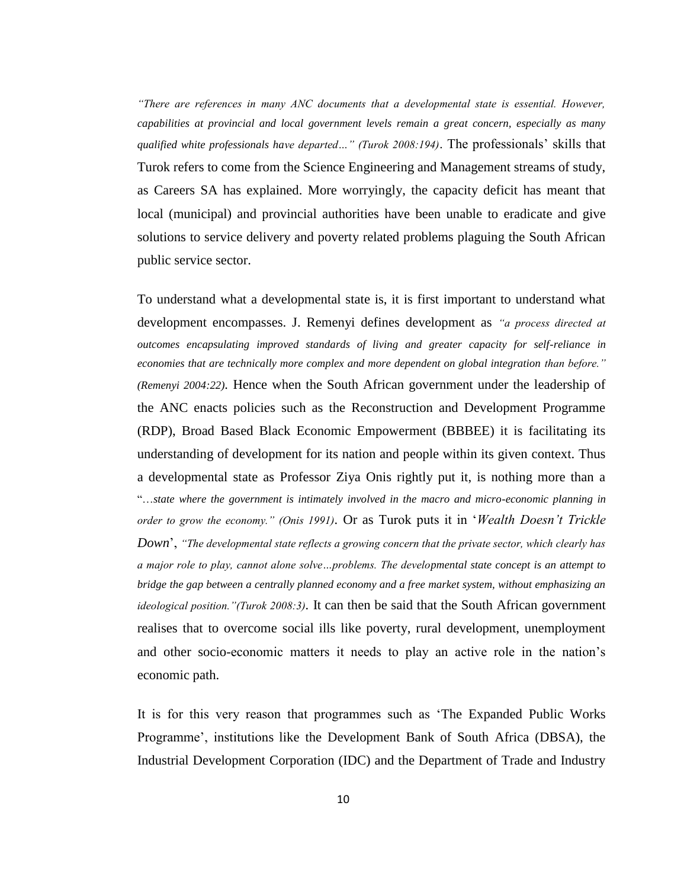*"There are references in many ANC documents that a developmental state is essential. However, capabilities at provincial and local government levels remain a great concern, especially as many qualified white professionals have departed…" (Turok 2008:194)*. The professionals' skills that Turok refers to come from the Science Engineering and Management streams of study, as Careers SA has explained. More worryingly, the capacity deficit has meant that local (municipal) and provincial authorities have been unable to eradicate and give solutions to service delivery and poverty related problems plaguing the South African public service sector.

To understand what a developmental state is, it is first important to understand what development encompasses. J. Remenyi defines development as *"a process directed at outcomes encapsulating improved standards of living and greater capacity for self-reliance in economies that are technically more complex and more dependent on global integration than before." (Remenyi 2004:22).* Hence when the South African government under the leadership of the ANC enacts policies such as the Reconstruction and Development Programme (RDP), Broad Based Black Economic Empowerment (BBBEE) it is facilitating its understanding of development for its nation and people within its given context. Thus a developmental state as Professor Ziya Onis rightly put it, is nothing more than a "*…state where the government is intimately involved in the macro and micro-economic planning in order to grow the economy." (Onis 1991)*. Or as Turok puts it in '*Wealth Doesn't Trickle Down*', *"The developmental state reflects a growing concern that the private sector, which clearly has a major role to play, cannot alone solve…problems. The developmental state concept is an attempt to bridge the gap between a centrally planned economy and a free market system, without emphasizing an ideological position."(Turok 2008:3)*. It can then be said that the South African government realises that to overcome social ills like poverty, rural development, unemployment and other socio-economic matters it needs to play an active role in the nation's economic path.

It is for this very reason that programmes such as 'The Expanded Public Works Programme', institutions like the Development Bank of South Africa (DBSA), the Industrial Development Corporation (IDC) and the Department of Trade and Industry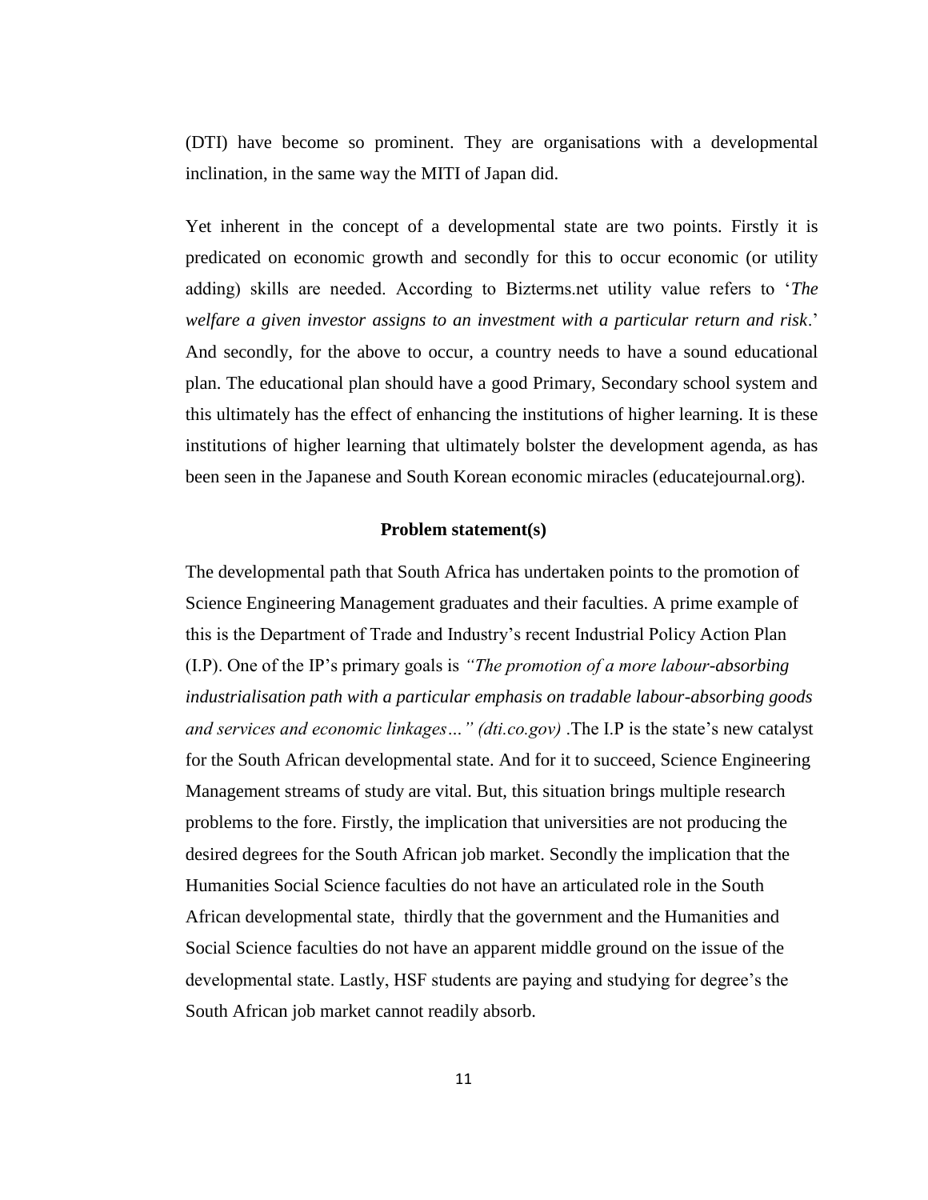(DTI) have become so prominent. They are organisations with a developmental inclination, in the same way the MITI of Japan did.

Yet inherent in the concept of a developmental state are two points. Firstly it is predicated on economic growth and secondly for this to occur economic (or utility adding) skills are needed. According to Bizterms.net utility value refers to '*The welfare a given investor assigns to an investment with a particular return and risk*.' And secondly, for the above to occur, a country needs to have a sound educational plan. The educational plan should have a good Primary, Secondary school system and this ultimately has the effect of enhancing the institutions of higher learning. It is these institutions of higher learning that ultimately bolster the development agenda, as has been seen in the Japanese and South Korean economic miracles (educatejournal.org).

**Problem statement(s)**

The developmental path that South Africa has undertaken points to the promotion of Science Engineering Management graduates and their faculties. A prime example of this is the Department of Trade and Industry's recent Industrial Policy Action Plan (I.P). One of the IP's primary goals is *"The promotion of a more labour-absorbing industrialisation path with a particular emphasis on tradable labour-absorbing goods and services and economic linkages…" (dti.co.gov)* .The I.P is the state's new catalyst for the South African developmental state. And for it to succeed, Science Engineering Management streams of study are vital. But, this situation brings multiple research problems to the fore. Firstly, the implication that universities are not producing the desired degrees for the South African job market. Secondly the implication that the Humanities Social Science faculties do not have an articulated role in the South African developmental state, thirdly that the government and the Humanities and Social Science faculties do not have an apparent middle ground on the issue of the developmental state. Lastly, HSF students are paying and studying for degree's the South African job market cannot readily absorb.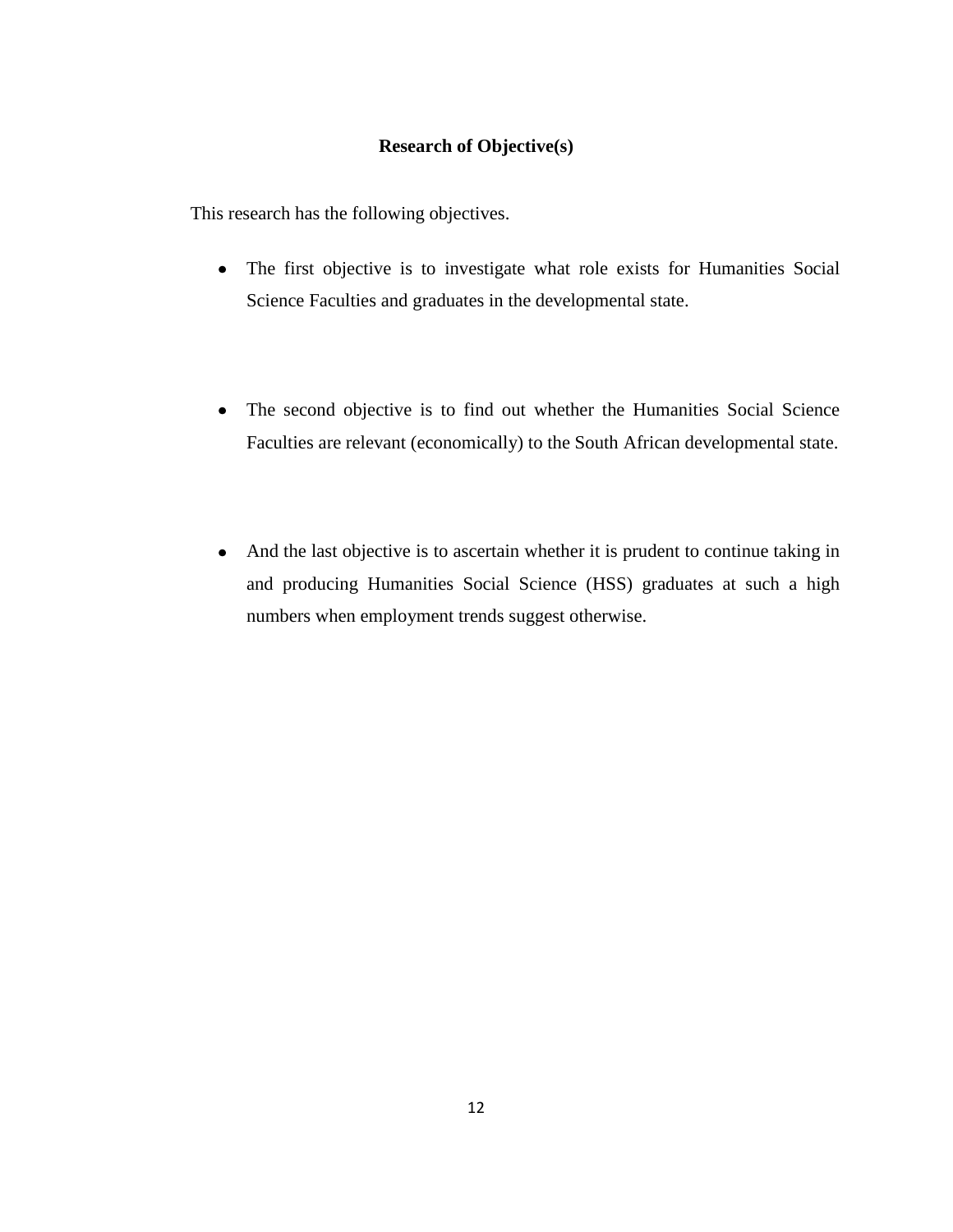## Research of Objective(s)

This research has the following objectives.

- The first objective is to investigate what role exists for Humanities Social Science Faculties and graduates in the developmental state.

- The second objective is to find out whether the Humanities Social Science Faculties are relevant (economically) to the South African developmental state.

- And the last objective is to ascertain whether it is prudent to continue taking in and producing Humanities Social Science (HSS) graduates at such a high numbers when employment trends suggest otherwise.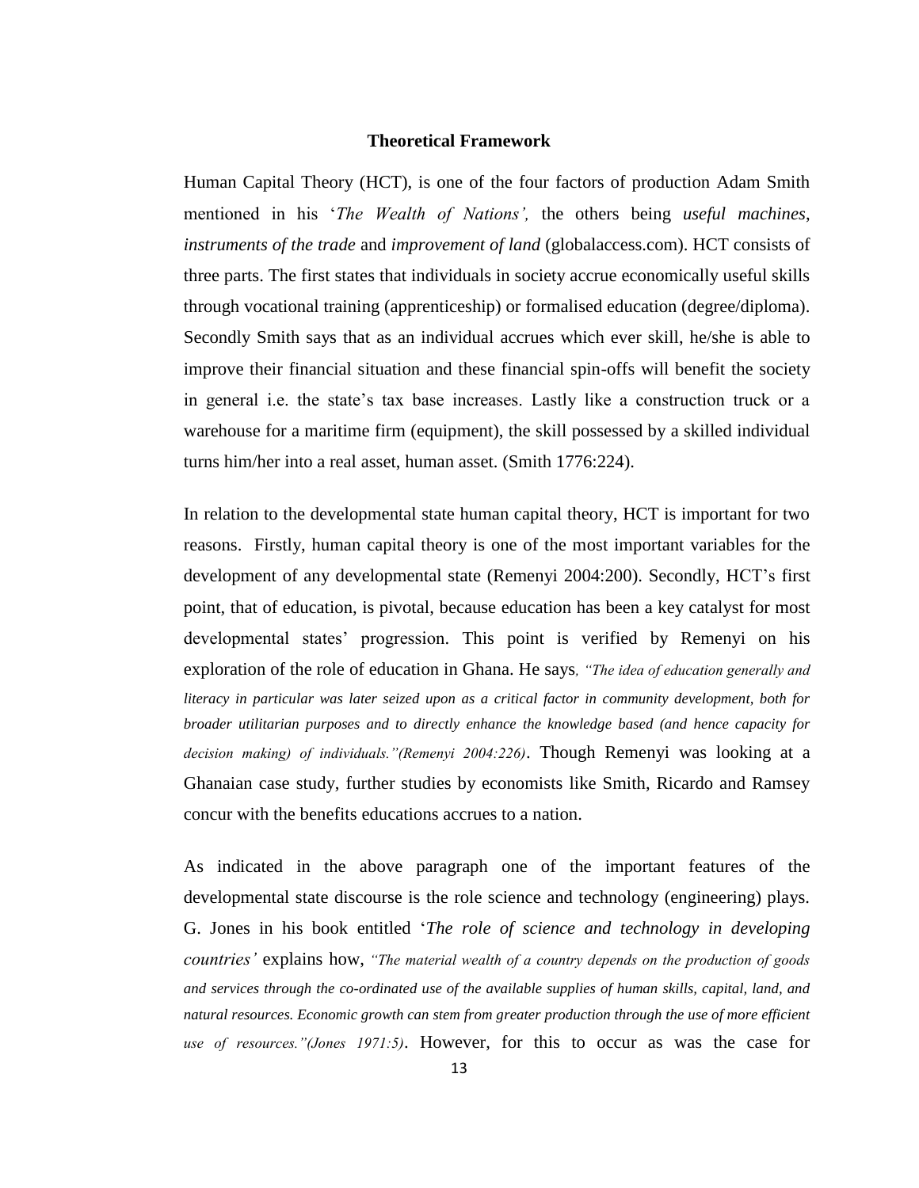## Theoretical Framework

Human Capital Theory (HCT), is one of the four factors of production Adam Smith mentioned in his '*The Wealth of Nations',* the others being *useful machines, instruments of the trade* and *improvement of land* (globalaccess.com). HCT consists of three parts. The first states that individuals in society accrue economically useful skills through vocational training (apprenticeship) or formalised education (degree/diploma). Secondly Smith says that as an individual accrues which ever skill, he/she is able to improve their financial situation and these financial spin-offs will benefit the society in general i.e. the state's tax base increases. Lastly like a construction truck or a warehouse for a maritime firm (equipment), the skill possessed by a skilled individual turns him/her into a real asset, human asset. (Smith 1776:224).

In relation to the developmental state human capital theory, HCT is important for two reasons. Firstly, human capital theory is one of the most important variables for the development of any developmental state (Remenyi 2004:200). Secondly, HCT's first point, that of education, is pivotal, because education has been a key catalyst for most developmental states' progression. This point is verified by Remenyi on his exploration of the role of education in Ghana. He says*, "The idea of education generally and literacy in particular was later seized upon as a critical factor in community development, both for broader utilitarian purposes and to directly enhance the knowledge based (and hence capacity for decision making) of individuals."(Remenyi 2004:226)*. Though Remenyi was looking at a Ghanaian case study, further studies by economists like Smith, Ricardo and Ramsey concur with the benefits educations accrues to a nation.

As indicated in the above paragraph one of the important features of the developmental state discourse is the role science and technology (engineering) plays. G. Jones in his book entitled '*The role of science and technology in developing countries'* explains how, *"The material wealth of a country depends on the production of goods and services through the co-ordinated use of the available supplies of human skills, capital, land, and natural resources. Economic growth can stem from greater production through the use of more efficient use of resources."(Jones 1971:5)*. However, for this to occur as was the case for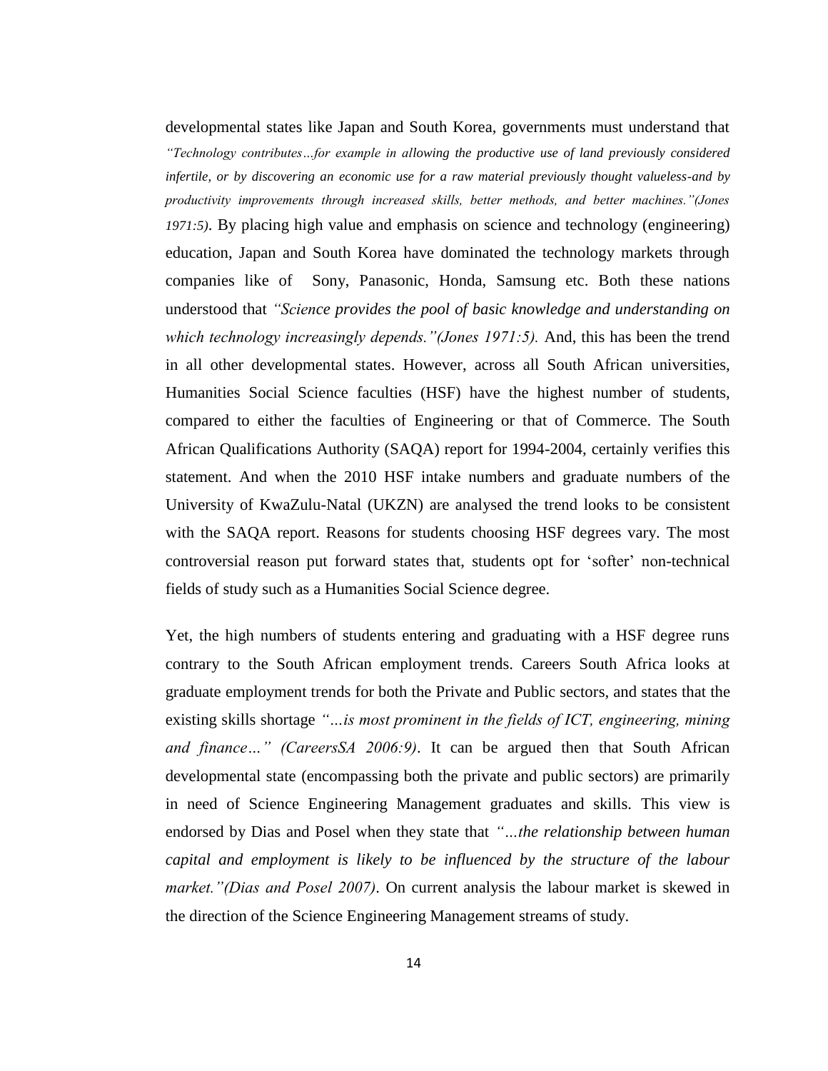developmental states like Japan and South Korea, governments must understand that *"Technology contributes…for example in allowing the productive use of land previously considered infertile, or by discovering an economic use for a raw material previously thought valueless-and by productivity improvements through increased skills, better methods, and better machines."(Jones 1971:5)*. By placing high value and emphasis on science and technology (engineering) education, Japan and South Korea have dominated the technology markets through companies like of Sony, Panasonic, Honda, Samsung etc. Both these nations understood that *"Science provides the pool of basic knowledge and understanding on which technology increasingly depends."(Jones 1971:5).* And, this has been the trend in all other developmental states. However, across all South African universities, Humanities Social Science faculties (HSF) have the highest number of students, compared to either the faculties of Engineering or that of Commerce. The South African Qualifications Authority (SAQA) report for 1994-2004, certainly verifies this statement. And when the 2010 HSF intake numbers and graduate numbers of the University of KwaZulu-Natal (UKZN) are analysed the trend looks to be consistent with the SAQA report. Reasons for students choosing HSF degrees vary. The most controversial reason put forward states that, students opt for 'softer' non-technical fields of study such as a Humanities Social Science degree.

Yet, the high numbers of students entering and graduating with a HSF degree runs contrary to the South African employment trends. Careers South Africa looks at graduate employment trends for both the Private and Public sectors, and states that the existing skills shortage *"…is most prominent in the fields of ICT, engineering, mining and finance…" (CareersSA 2006:9)*. It can be argued then that South African developmental state (encompassing both the private and public sectors) are primarily in need of Science Engineering Management graduates and skills. This view is endorsed by Dias and Posel when they state that *"…the relationship between human capital and employment is likely to be influenced by the structure of the labour market."(Dias and Posel 2007)*. On current analysis the labour market is skewed in the direction of the Science Engineering Management streams of study.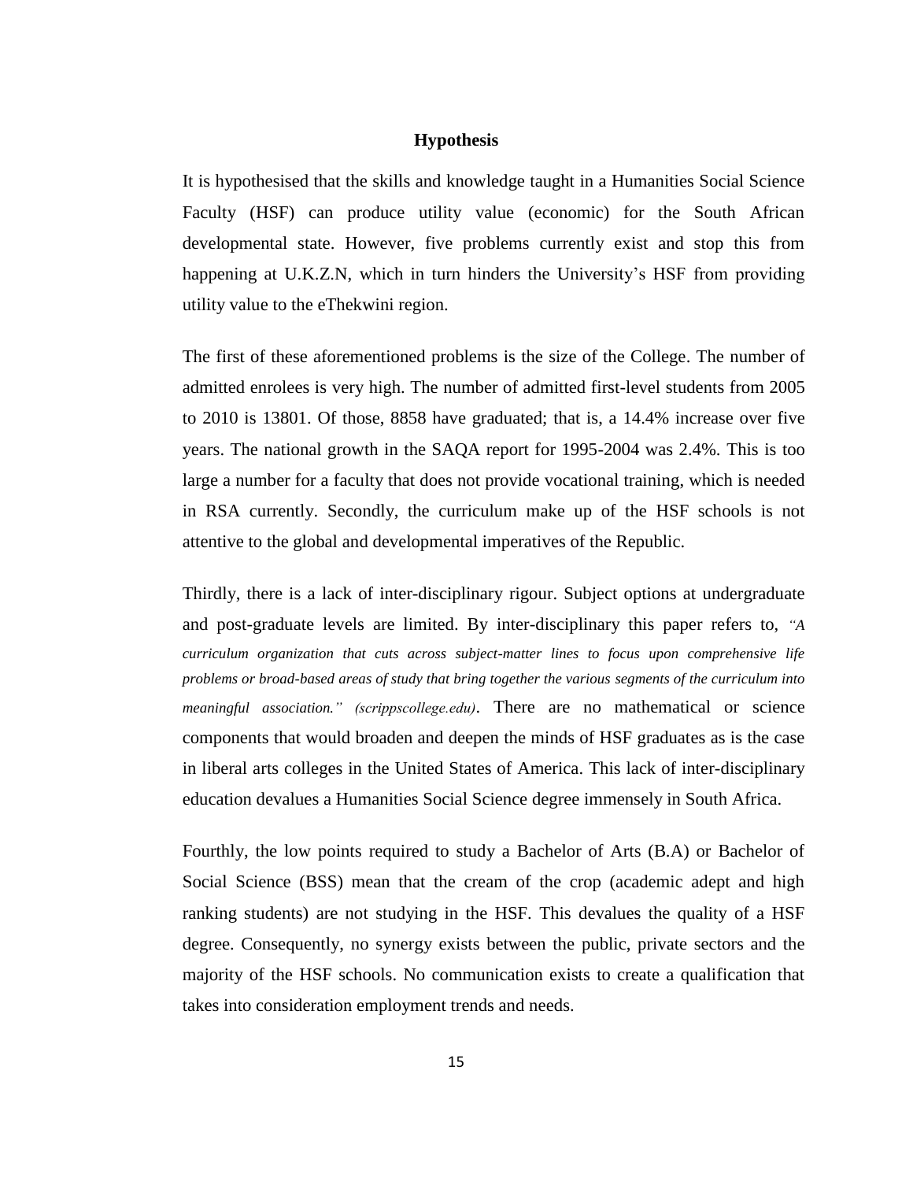## Hypothesis

It is hypothesised that the skills and knowledge taught in a Humanities Social Science Faculty (HSF) can produce utility value (economic) for the South African developmental state. However, five problems currently exist and stop this from happening at U.K.Z.N, which in turn hinders the University's HSF from providing utility value to the eThekwini region.

The first of these aforementioned problems is the size of the College. The number of admitted enrolees is very high. The number of admitted first-level students from 2005 to 2010 is 13801. Of those, 8858 have graduated; that is, a 14.4% increase over five years. The national growth in the SAQA report for 1995-2004 was 2.4%. This is too large a number for a faculty that does not provide vocational training, which is needed in RSA currently. Secondly, the curriculum make up of the HSF schools is not attentive to the global and developmental imperatives of the Republic.

Thirdly, there is a lack of inter-disciplinary rigour. Subject options at undergraduate and post-graduate levels are limited. By inter-disciplinary this paper refers to, *"A curriculum organization that cuts across subject-matter lines to focus upon comprehensive life problems or broad-based areas of study that bring together the various segments of the curriculum into meaningful association." (scrippscollege.edu)*. There are no mathematical or science components that would broaden and deepen the minds of HSF graduates as is the case in liberal arts colleges in the United States of America. This lack of inter-disciplinary education devalues a Humanities Social Science degree immensely in South Africa.

Fourthly, the low points required to study a Bachelor of Arts (B.A) or Bachelor of Social Science (BSS) mean that the cream of the crop (academic adept and high ranking students) are not studying in the HSF. This devalues the quality of a HSF degree. Consequently, no synergy exists between the public, private sectors and the majority of the HSF schools. No communication exists to create a qualification that takes into consideration employment trends and needs.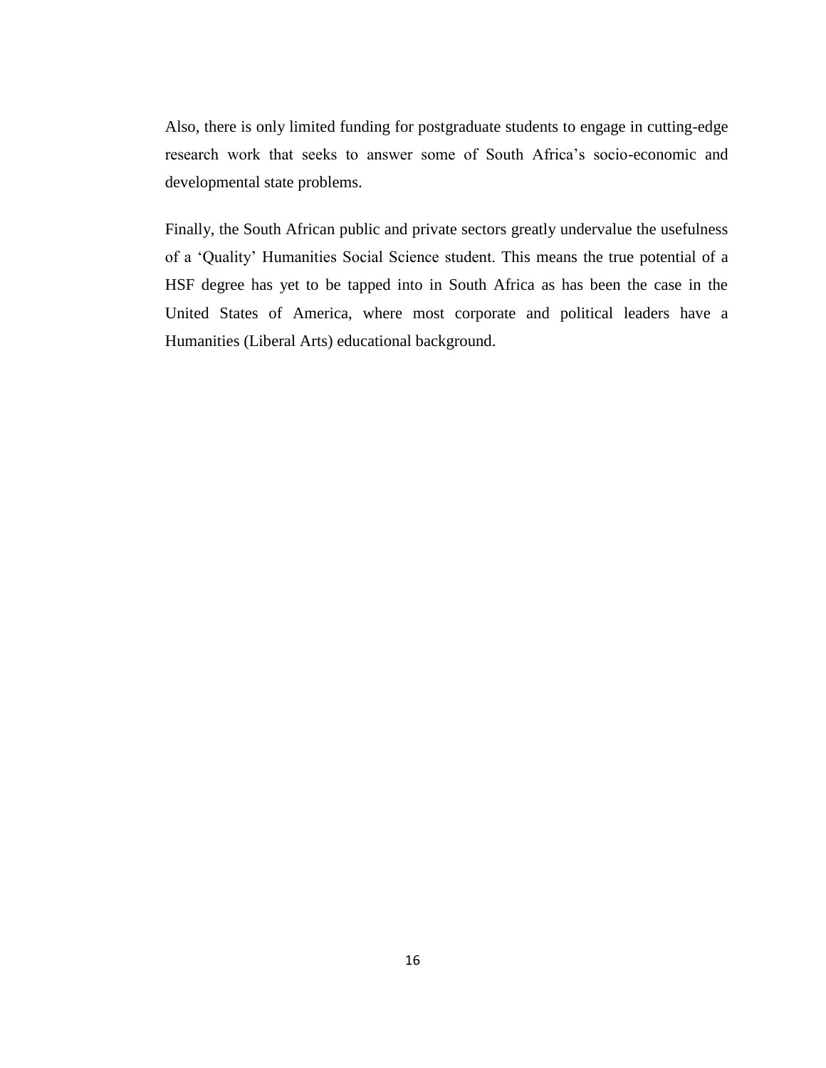Also, there is only limited funding for postgraduate students to engage in cutting-edge research work that seeks to answer some of South Africa's socio-economic and developmental state problems.

Finally, the South African public and private sectors greatly undervalue the usefulness of a 'Quality' Humanities Social Science student. This means the true potential of a HSF degree has yet to be tapped into in South Africa as has been the case in the United States of America, where most corporate and political leaders have a Humanities (Liberal Arts) educational background.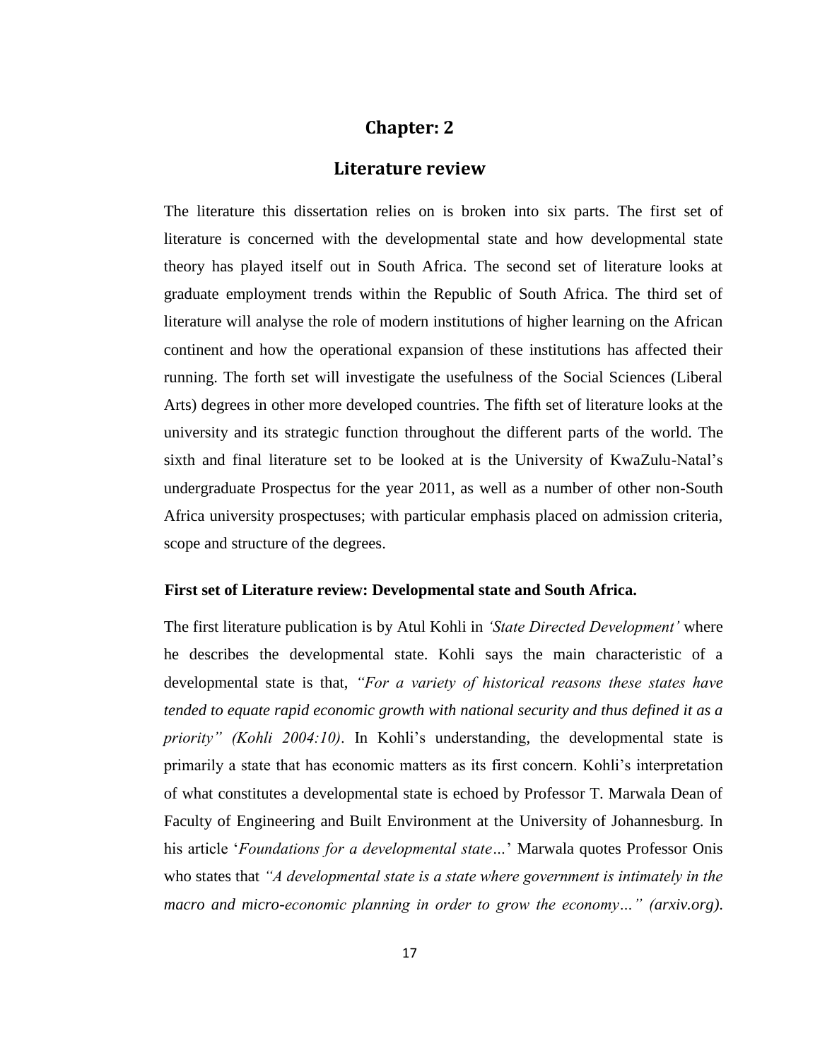# Chapter: 2

## Literature review

The literature this dissertation relies on is broken into six parts. The first set of literature is concerned with the developmental state and how developmental state theory has played itself out in South Africa. The second set of literature looks at graduate employment trends within the Republic of South Africa. The third set of literature will analyse the role of modern institutions of higher learning on the African continent and how the operational expansion of these institutions has affected their running. The forth set will investigate the usefulness of the Social Sciences (Liberal Arts) degrees in other more developed countries. The fifth set of literature looks at the university and its strategic function throughout the different parts of the world. The sixth and final literature set to be looked at is the University of KwaZulu-Natal's undergraduate Prospectus for the year 2011, as well as a number of other non-South Africa university prospectuses; with particular emphasis placed on admission criteria, scope and structure of the degrees.

### First set of Literature review: Developmental state and South Africa.

The first literature publication is by Atul Kohli in *'State Directed Development'* where he describes the developmental state. Kohli says the main characteristic of a developmental state is that, *"For a variety of historical reasons these states have tended to equate rapid economic growth with national security and thus defined it as a priority" (Kohli 2004:10)*. In Kohli's understanding, the developmental state is primarily a state that has economic matters as its first concern. Kohli's interpretation of what constitutes a developmental state is echoed by Professor T. Marwala Dean of Faculty of Engineering and Built Environment at the University of Johannesburg. In his article '*Foundations for a developmental state…*' Marwala quotes Professor Onis who states that *"A developmental state is a state where government is intimately in the macro and micro-economic planning in order to grow the economy…" (arxiv.org).*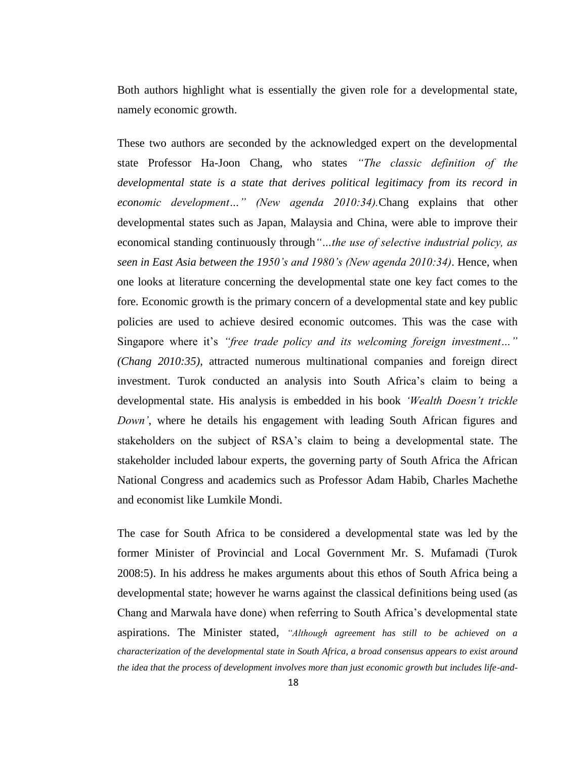Both authors highlight what is essentially the given role for a developmental state, namely economic growth.

These two authors are seconded by the acknowledged expert on the developmental state Professor Ha-Joon Chang, who states *"The classic definition of the developmental state is a state that derives political legitimacy from its record in economic development…" (New agenda 2010:34).*Chang explains that other developmental states such as Japan, Malaysia and China, were able to improve their economical standing continuously through*"…the use of selective industrial policy, as seen in East Asia between the 1950's and 1980's (New agenda 2010:34)*. Hence, when one looks at literature concerning the developmental state one key fact comes to the fore. Economic growth is the primary concern of a developmental state and key public policies are used to achieve desired economic outcomes. This was the case with Singapore where it's *"free trade policy and its welcoming foreign investment…" (Chang 2010:35)*, attracted numerous multinational companies and foreign direct investment. Turok conducted an analysis into South Africa's claim to being a developmental state. His analysis is embedded in his book *'Wealth Doesn't trickle Down'*, where he details his engagement with leading South African figures and stakeholders on the subject of RSA's claim to being a developmental state. The stakeholder included labour experts, the governing party of South Africa the African National Congress and academics such as Professor Adam Habib, Charles Machethe and economist like Lumkile Mondi.

The case for South Africa to be considered a developmental state was led by the former Minister of Provincial and Local Government Mr. S. Mufamadi (Turok 2008:5). In his address he makes arguments about this ethos of South Africa being a developmental state; however he warns against the classical definitions being used (as Chang and Marwala have done) when referring to South Africa's developmental state aspirations. The Minister stated, *"Although agreement has still to be achieved on a characterization of the developmental state in South Africa, a broad consensus appears to exist around the idea that the process of development involves more than just economic growth but includes life-and-*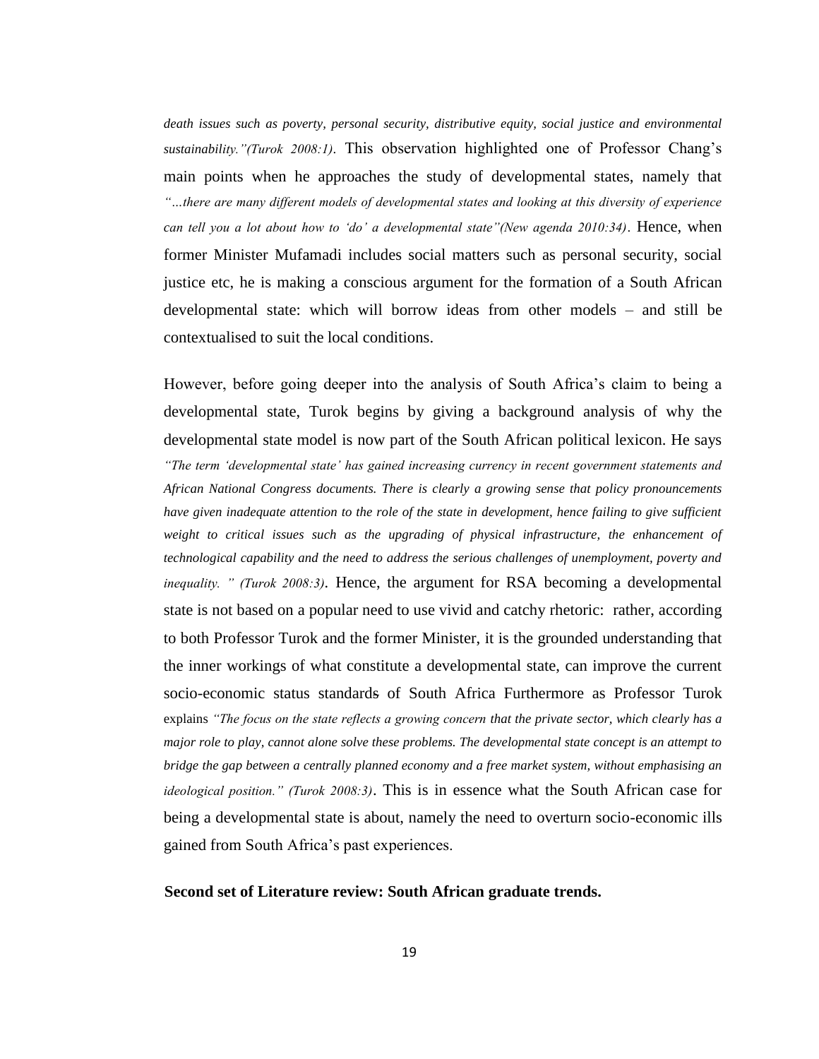*death issues such as poverty, personal security, distributive equity, social justice and environmental sustainability."(Turok 2008:1)*. This observation highlighted one of Professor Chang's main points when he approaches the study of developmental states, namely that *"…there are many different models of developmental states and looking at this diversity of experience can tell you a lot about how to 'do' a developmental state"(New agenda 2010:34)*. Hence, when former Minister Mufamadi includes social matters such as personal security, social justice etc, he is making a conscious argument for the formation of a South African developmental state: which will borrow ideas from other models – and still be contextualised to suit the local conditions.

However, before going deeper into the analysis of South Africa's claim to being a developmental state, Turok begins by giving a background analysis of why the developmental state model is now part of the South African political lexicon. He says *"The term 'developmental state' has gained increasing currency in recent government statements and African National Congress documents. There is clearly a growing sense that policy pronouncements have given inadequate attention to the role of the state in development, hence failing to give sufficient weight to critical issues such as the upgrading of physical infrastructure, the enhancement of technological capability and the need to address the serious challenges of unemployment, poverty and inequality. " (Turok 2008:3)*. Hence, the argument for RSA becoming a developmental state is not based on a popular need to use vivid and catchy rhetoric: rather, according to both Professor Turok and the former Minister, it is the grounded understanding that the inner workings of what constitute a developmental state, can improve the current socio-economic status standards of South Africa Furthermore as Professor Turok explains *"The focus on the state reflects a growing concern that the private sector, which clearly has a major role to play, cannot alone solve these problems. The developmental state concept is an attempt to bridge the gap between a centrally planned economy and a free market system, without emphasising an ideological position." (Turok 2008:3)*. This is in essence what the South African case for being a developmental state is about, namely the need to overturn socio-economic ills gained from South Africa's past experiences.

**Second set of Literature review: South African graduate trends.**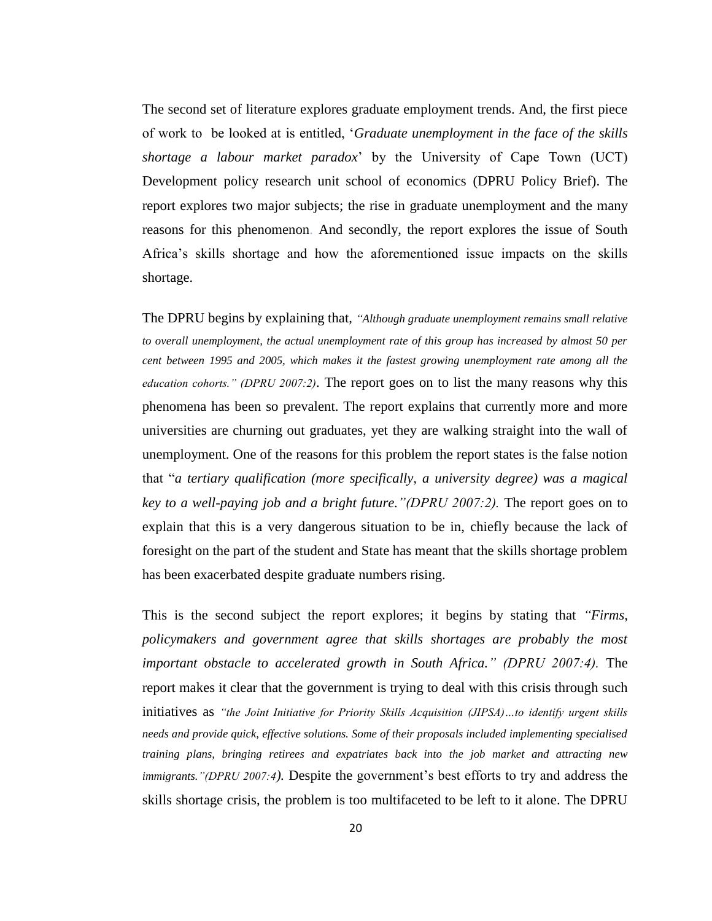The second set of literature explores graduate employment trends. And, the first piece of work to be looked at is entitled, '*Graduate unemployment in the face of the skills shortage a labour market paradox*' by the University of Cape Town (UCT) Development policy research unit school of economics (DPRU Policy Brief). The report explores two major subjects; the rise in graduate unemployment and the many reasons for this phenomenon. And secondly, the report explores the issue of South Africa's skills shortage and how the aforementioned issue impacts on the skills shortage.

The DPRU begins by explaining that, *"Although graduate unemployment remains small relative to overall unemployment, the actual unemployment rate of this group has increased by almost 50 per cent between 1995 and 2005, which makes it the fastest growing unemployment rate among all the education cohorts." (DPRU 2007:2)*. The report goes on to list the many reasons why this phenomena has been so prevalent. The report explains that currently more and more universities are churning out graduates, yet they are walking straight into the wall of unemployment. One of the reasons for this problem the report states is the false notion that "*a tertiary qualification (more specifically, a university degree) was a magical key to a well-paying job and a bright future."(DPRU 2007:2).* The report goes on to explain that this is a very dangerous situation to be in, chiefly because the lack of foresight on the part of the student and State has meant that the skills shortage problem has been exacerbated despite graduate numbers rising.

This is the second subject the report explores; it begins by stating that *"Firms, policymakers and government agree that skills shortages are probably the most important obstacle to accelerated growth in South Africa." (DPRU 2007:4).* The report makes it clear that the government is trying to deal with this crisis through such initiatives as *"the Joint Initiative for Priority Skills Acquisition (JIPSA)…to identify urgent skills needs and provide quick, effective solutions. Some of their proposals included implementing specialised training plans, bringing retirees and expatriates back into the job market and attracting new immigrants."(DPRU 2007:4).* Despite the government's best efforts to try and address the skills shortage crisis, the problem is too multifaceted to be left to it alone. The DPRU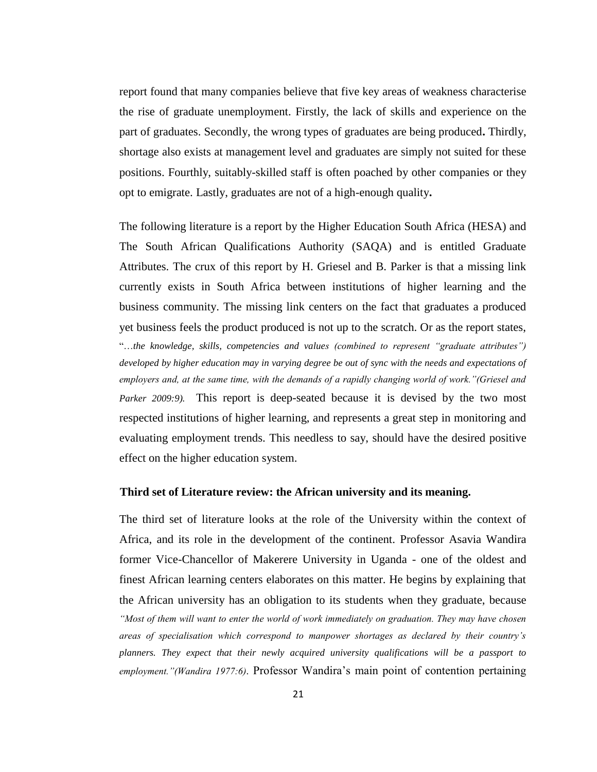report found that many companies believe that five key areas of weakness characterise the rise of graduate unemployment. Firstly, the lack of skills and experience on the part of graduates. Secondly, the wrong types of graduates are being produced**.** Thirdly, shortage also exists at management level and graduates are simply not suited for these positions. Fourthly, suitably-skilled staff is often poached by other companies or they opt to emigrate. Lastly, graduates are not of a high-enough quality**.**

The following literature is a report by the Higher Education South Africa (HESA) and The South African Qualifications Authority (SAQA) and is entitled Graduate Attributes. The crux of this report by H. Griesel and B. Parker is that a missing link currently exists in South Africa between institutions of higher learning and the business community. The missing link centers on the fact that graduates a produced yet business feels the product produced is not up to the scratch. Or as the report states, "*…the knowledge, skills, competencies and values (combined to represent "graduate attributes") developed by higher education may in varying degree be out of sync with the needs and expectations of employers and, at the same time, with the demands of a rapidly changing world of work."(Griesel and Parker 2009:9).* This report is deep-seated because it is devised by the two most respected institutions of higher learning, and represents a great step in monitoring and evaluating employment trends. This needless to say, should have the desired positive effect on the higher education system.

**Third set of Literature review: the African university and its meaning.**

The third set of literature looks at the role of the University within the context of Africa, and its role in the development of the continent. Professor Asavia Wandira former Vice-Chancellor of Makerere University in Uganda - one of the oldest and finest African learning centers elaborates on this matter. He begins by explaining that the African university has an obligation to its students when they graduate, because *"Most of them will want to enter the world of work immediately on graduation. They may have chosen areas of specialisation which correspond to manpower shortages as declared by their country's planners. They expect that their newly acquired university qualifications will be a passport to employment."(Wandira 1977:6)*. Professor Wandira's main point of contention pertaining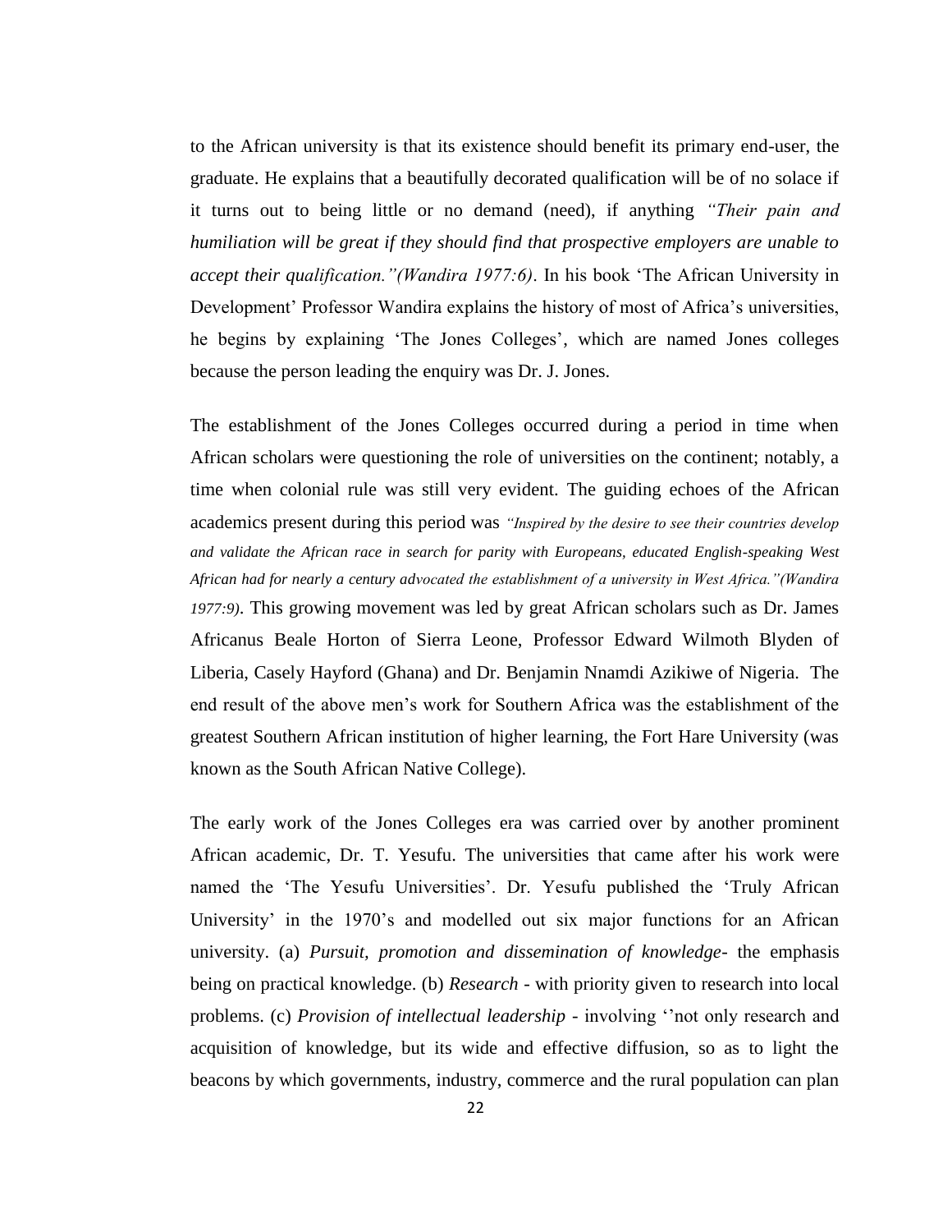to the African university is that its existence should benefit its primary end-user, the graduate. He explains that a beautifully decorated qualification will be of no solace if it turns out to being little or no demand (need), if anything *"Their pain and humiliation will be great if they should find that prospective employers are unable to accept their qualification."(Wandira 1977:6)*. In his book 'The African University in Development' Professor Wandira explains the history of most of Africa's universities, he begins by explaining 'The Jones Colleges', which are named Jones colleges because the person leading the enquiry was Dr. J. Jones.

The establishment of the Jones Colleges occurred during a period in time when African scholars were questioning the role of universities on the continent; notably, a time when colonial rule was still very evident. The guiding echoes of the African academics present during this period was *"Inspired by the desire to see their countries develop and validate the African race in search for parity with Europeans, educated English-speaking West African had for nearly a century advocated the establishment of a university in West Africa."(Wandira 1977:9)*. This growing movement was led by great African scholars such as Dr. James Africanus Beale Horton of Sierra Leone, Professor Edward Wilmoth Blyden of Liberia, Casely Hayford (Ghana) and Dr. Benjamin Nnamdi Azikiwe of Nigeria. The end result of the above men's work for Southern Africa was the establishment of the greatest Southern African institution of higher learning, the Fort Hare University (was known as the South African Native College).

The early work of the Jones Colleges era was carried over by another prominent African academic, Dr. T. Yesufu. The universities that came after his work were named the 'The Yesufu Universities'. Dr. Yesufu published the 'Truly African University' in the 1970's and modelled out six major functions for an African university. (a) *Pursuit, promotion and dissemination of knowledge*- the emphasis being on practical knowledge. (b) *Research* - with priority given to research into local problems. (c) *Provision of intellectual leadership* - involving ''not only research and acquisition of knowledge, but its wide and effective diffusion, so as to light the beacons by which governments, industry, commerce and the rural population can plan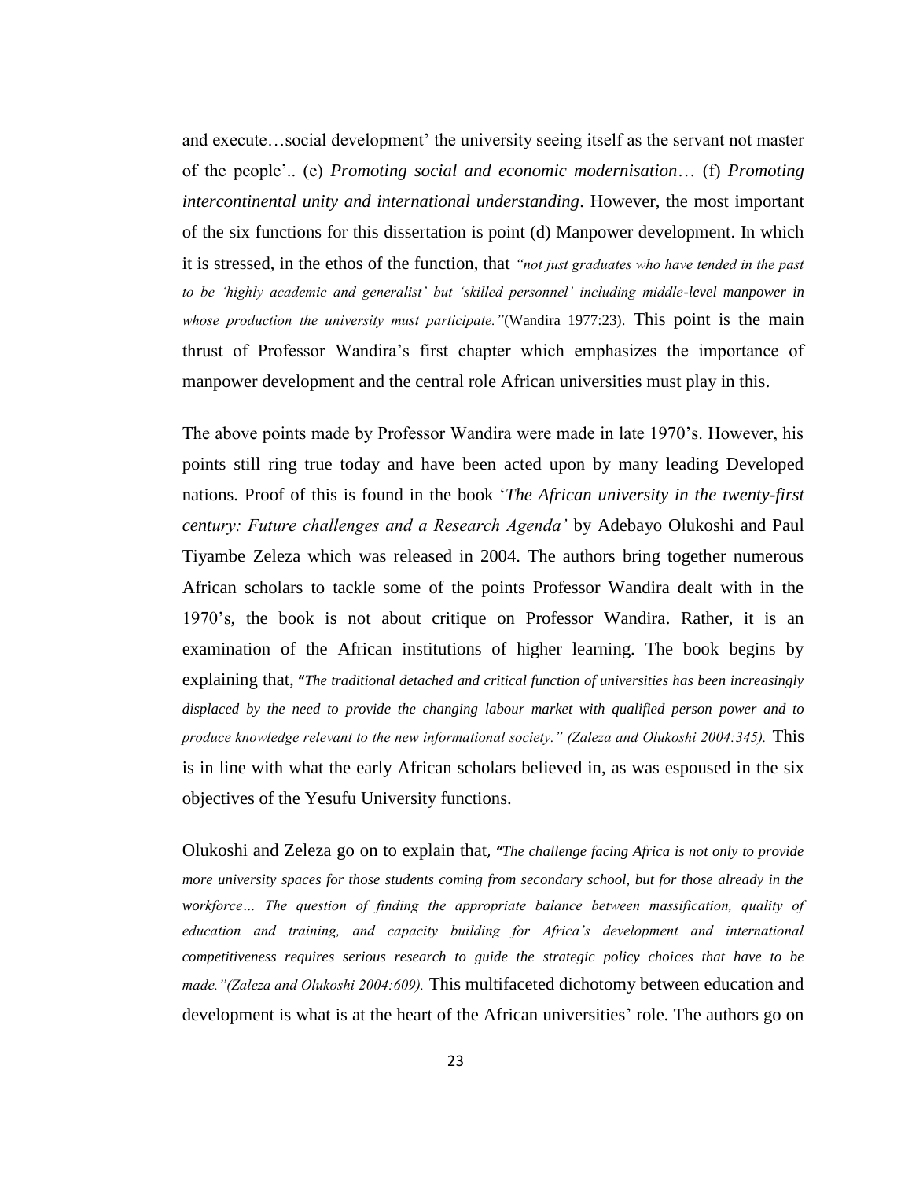and execute…social development' the university seeing itself as the servant not master of the people'.. (e) *Promoting social and economic modernisation*… (f) *Promoting intercontinental unity and international understanding*. However, the most important of the six functions for this dissertation is point (d) Manpower development. In which it is stressed, in the ethos of the function, that *"not just graduates who have tended in the past to be 'highly academic and generalist' but 'skilled personnel' including middle-level manpower in whose production the university must participate."*(Wandira 1977:23). This point is the main thrust of Professor Wandira's first chapter which emphasizes the importance of manpower development and the central role African universities must play in this.

The above points made by Professor Wandira were made in late 1970's. However, his points still ring true today and have been acted upon by many leading Developed nations. Proof of this is found in the book '*The African university in the twenty-first century: Future challenges and a Research Agenda'* by Adebayo Olukoshi and Paul Tiyambe Zeleza which was released in 2004. The authors bring together numerous African scholars to tackle some of the points Professor Wandira dealt with in the 1970's, the book is not about critique on Professor Wandira. Rather, it is an examination of the African institutions of higher learning. The book begins by explaining that, *"The traditional detached and critical function of universities has been increasingly displaced by the need to provide the changing labour market with qualified person power and to produce knowledge relevant to the new informational society." (Zaleza and Olukoshi 2004:345).* This is in line with what the early African scholars believed in, as was espoused in the six objectives of the Yesufu University functions.

Olukoshi and Zeleza go on to explain that, *"The challenge facing Africa is not only to provide more university spaces for those students coming from secondary school, but for those already in the workforce… The question of finding the appropriate balance between massification, quality of education and training, and capacity building for Africa's development and international competitiveness requires serious research to guide the strategic policy choices that have to be made."(Zaleza and Olukoshi 2004:609).* This multifaceted dichotomy between education and development is what is at the heart of the African universities' role. The authors go on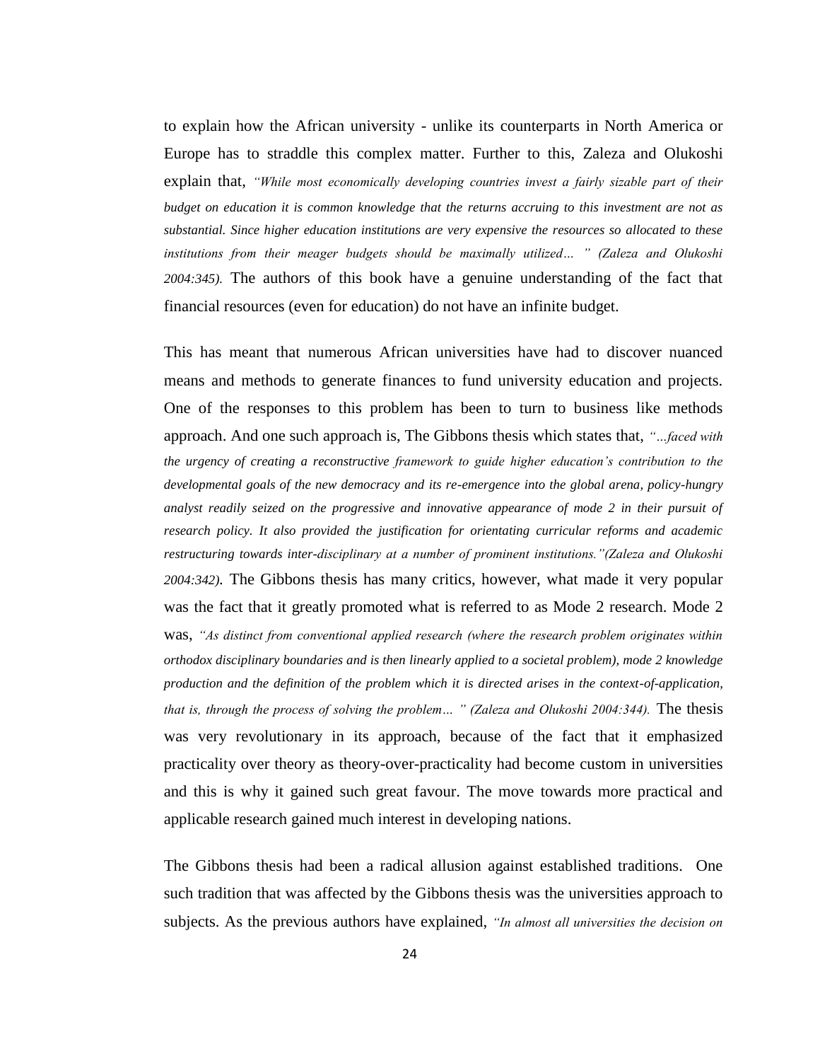to explain how the African university - unlike its counterparts in North America or Europe has to straddle this complex matter. Further to this, Zaleza and Olukoshi explain that, *"While most economically developing countries invest a fairly sizable part of their budget on education it is common knowledge that the returns accruing to this investment are not as substantial. Since higher education institutions are very expensive the resources so allocated to these institutions from their meager budgets should be maximally utilized… " (Zaleza and Olukoshi 2004:345).* The authors of this book have a genuine understanding of the fact that financial resources (even for education) do not have an infinite budget.

This has meant that numerous African universities have had to discover nuanced means and methods to generate finances to fund university education and projects. One of the responses to this problem has been to turn to business like methods approach. And one such approach is, The Gibbons thesis which states that, *"…faced with the urgency of creating a reconstructive framework to guide higher education's contribution to the developmental goals of the new democracy and its re-emergence into the global arena, policy-hungry analyst readily seized on the progressive and innovative appearance of mode 2 in their pursuit of research policy. It also provided the justification for orientating curricular reforms and academic restructuring towards inter-disciplinary at a number of prominent institutions."(Zaleza and Olukoshi 2004:342).* The Gibbons thesis has many critics, however, what made it very popular was the fact that it greatly promoted what is referred to as Mode 2 research. Mode 2 was, *"As distinct from conventional applied research (where the research problem originates within orthodox disciplinary boundaries and is then linearly applied to a societal problem), mode 2 knowledge production and the definition of the problem which it is directed arises in the context-of-application, that is, through the process of solving the problem… " (Zaleza and Olukoshi 2004:344).* The thesis was very revolutionary in its approach, because of the fact that it emphasized practicality over theory as theory-over-practicality had become custom in universities and this is why it gained such great favour. The move towards more practical and applicable research gained much interest in developing nations.

The Gibbons thesis had been a radical allusion against established traditions. One such tradition that was affected by the Gibbons thesis was the universities approach to subjects. As the previous authors have explained, *"In almost all universities the decision on*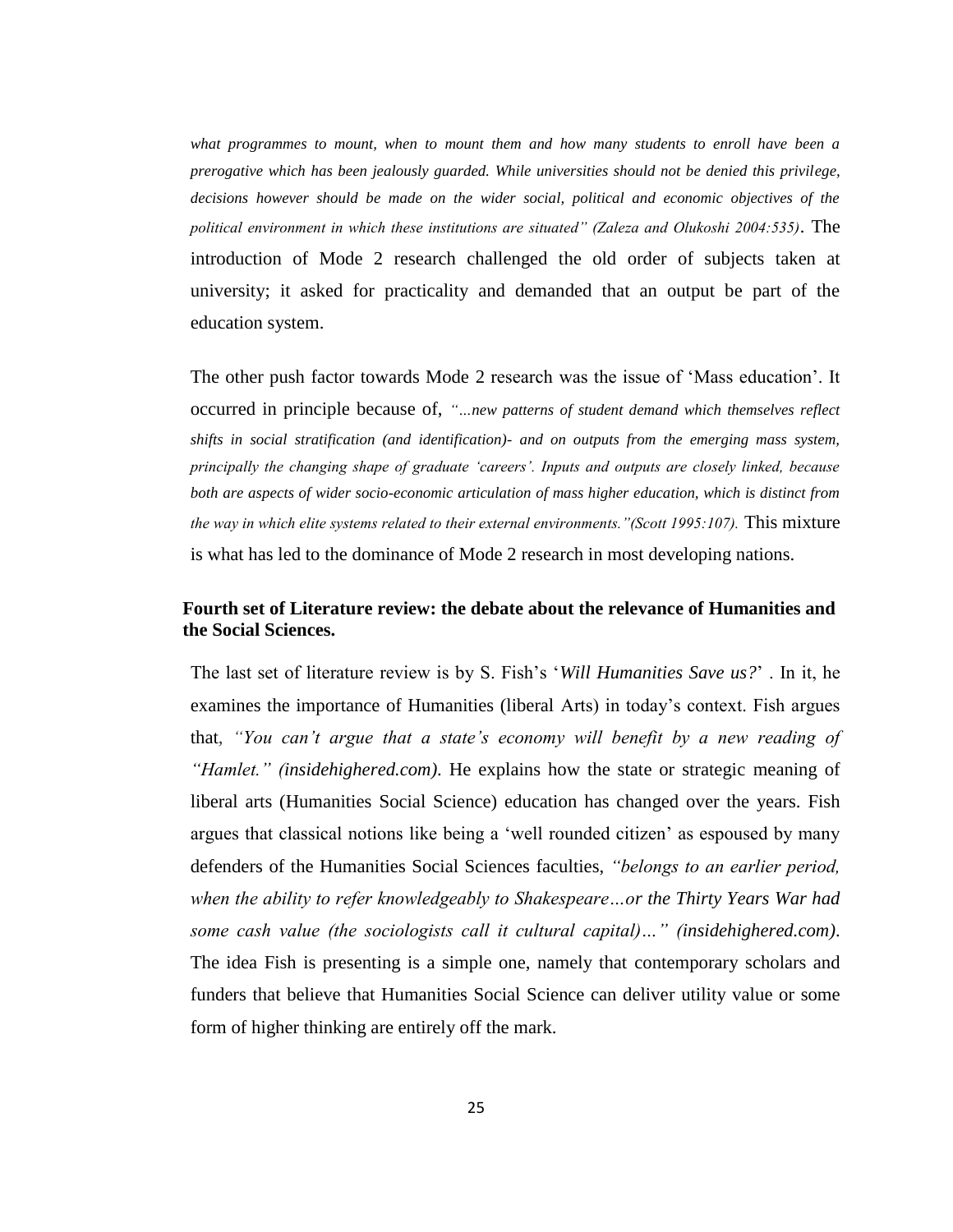*what programmes to mount, when to mount them and how many students to enroll have been a prerogative which has been jealously guarded. While universities should not be denied this privilege, decisions however should be made on the wider social, political and economic objectives of the political environment in which these institutions are situated" (Zaleza and Olukoshi 2004:535)*. The introduction of Mode 2 research challenged the old order of subjects taken at university; it asked for practicality and demanded that an output be part of the education system.

The other push factor towards Mode 2 research was the issue of 'Mass education'. It occurred in principle because of, *"…new patterns of student demand which themselves reflect shifts in social stratification (and identification)- and on outputs from the emerging mass system, principally the changing shape of graduate 'careers'. Inputs and outputs are closely linked, because both are aspects of wider socio-economic articulation of mass higher education, which is distinct from the way in which elite systems related to their external environments."(Scott 1995:107).* This mixture is what has led to the dominance of Mode 2 research in most developing nations.

**Fourth set of Literature review: the debate about the relevance of Humanities and the Social Sciences.**

The last set of literature review is by S. Fish's '*Will Humanities Save us?*' . In it, he examines the importance of Humanities (liberal Arts) in today's context. Fish argues that, *"You can't argue that a state's economy will benefit by a new reading of "Hamlet." (insidehighered.com)*. He explains how the state or strategic meaning of liberal arts (Humanities Social Science) education has changed over the years. Fish argues that classical notions like being a 'well rounded citizen' as espoused by many defenders of the Humanities Social Sciences faculties, *"belongs to an earlier period, when the ability to refer knowledgeably to Shakespeare…or the Thirty Years War had some cash value (the sociologists call it cultural capital)…" (insidehighered.com)*. The idea Fish is presenting is a simple one, namely that contemporary scholars and funders that believe that Humanities Social Science can deliver utility value or some form of higher thinking are entirely off the mark.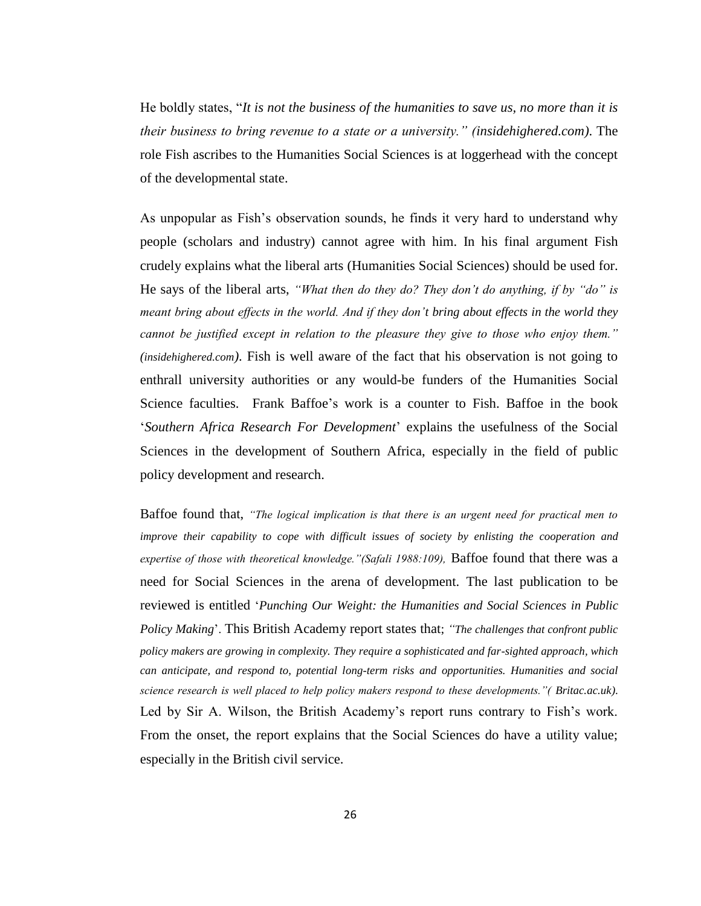He boldly states, "*It is not the business of the humanities to save us, no more than it is their business to bring revenue to a state or a university." (insidehighered.com)*. The role Fish ascribes to the Humanities Social Sciences is at loggerhead with the concept of the developmental state.

As unpopular as Fish's observation sounds, he finds it very hard to understand why people (scholars and industry) cannot agree with him. In his final argument Fish crudely explains what the liberal arts (Humanities Social Sciences) should be used for. He says of the liberal arts, *"What then do they do? They don't do anything, if by "do" is meant bring about effects in the world. And if they don't bring about effects in the world they cannot be justified except in relation to the pleasure they give to those who enjoy them." (insidehighered.com)*. Fish is well aware of the fact that his observation is not going to enthrall university authorities or any would-be funders of the Humanities Social Science faculties. Frank Baffoe's work is a counter to Fish. Baffoe in the book '*Southern Africa Research For Development*' explains the usefulness of the Social Sciences in the development of Southern Africa, especially in the field of public policy development and research.

Baffoe found that, *"The logical implication is that there is an urgent need for practical men to improve their capability to cope with difficult issues of society by enlisting the cooperation and expertise of those with theoretical knowledge."(Safali 1988:109),* Baffoe found that there was a need for Social Sciences in the arena of development. The last publication to be reviewed is entitled '*Punching Our Weight: the Humanities and Social Sciences in Public Policy Making*'. This British Academy report states that; *"The challenges that confront public policy makers are growing in complexity. They require a sophisticated and far-sighted approach, which can anticipate, and respond to, potential long-term risks and opportunities. Humanities and social science research is well placed to help policy makers respond to these developments."( Britac.ac.uk).* Led by Sir A. Wilson, the British Academy's report runs contrary to Fish's work. From the onset, the report explains that the Social Sciences do have a utility value; especially in the British civil service.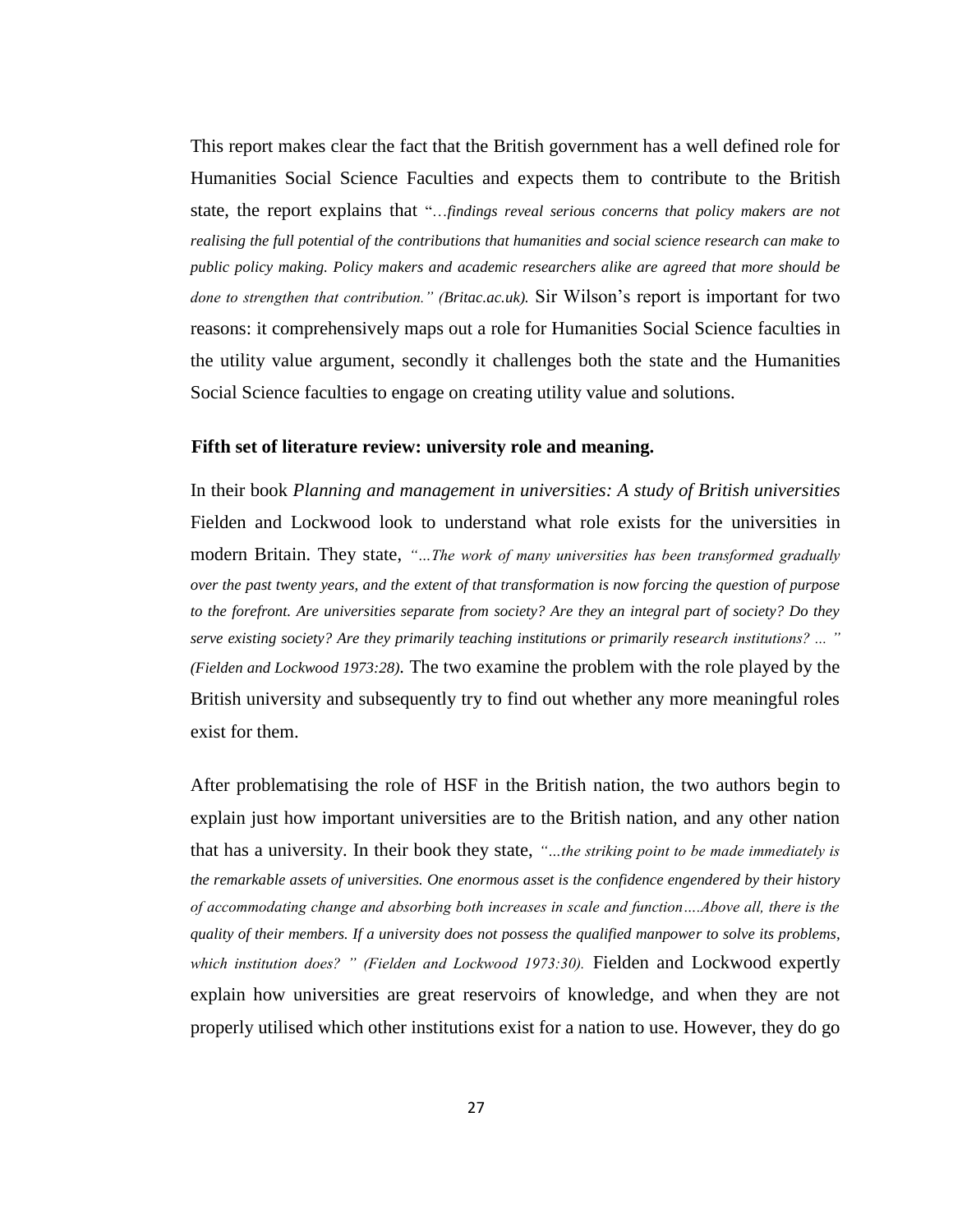This report makes clear the fact that the British government has a well defined role for Humanities Social Science Faculties and expects them to contribute to the British state, the report explains that "*…findings reveal serious concerns that policy makers are not realising the full potential of the contributions that humanities and social science research can make to public policy making. Policy makers and academic researchers alike are agreed that more should be done to strengthen that contribution." (Britac.ac.uk).* Sir Wilson's report is important for two reasons: it comprehensively maps out a role for Humanities Social Science faculties in the utility value argument, secondly it challenges both the state and the Humanities Social Science faculties to engage on creating utility value and solutions.

**Fifth set of literature review: university role and meaning.**

In their book *Planning and management in universities: A study of British universities* Fielden and Lockwood look to understand what role exists for the universities in modern Britain. They state, *"…The work of many universities has been transformed gradually over the past twenty years, and the extent of that transformation is now forcing the question of purpose to the forefront. Are universities separate from society? Are they an integral part of society? Do they serve existing society? Are they primarily teaching institutions or primarily research institutions? … " (Fielden and Lockwood 1973:28).* The two examine the problem with the role played by the British university and subsequently try to find out whether any more meaningful roles exist for them.

After problematising the role of HSF in the British nation, the two authors begin to explain just how important universities are to the British nation, and any other nation that has a university. In their book they state, *"…the striking point to be made immediately is the remarkable assets of universities. One enormous asset is the confidence engendered by their history of accommodating change and absorbing both increases in scale and function….Above all, there is the quality of their members. If a university does not possess the qualified manpower to solve its problems, which institution does? " (Fielden and Lockwood 1973:30).* Fielden and Lockwood expertly explain how universities are great reservoirs of knowledge, and when they are not properly utilised which other institutions exist for a nation to use. However, they do go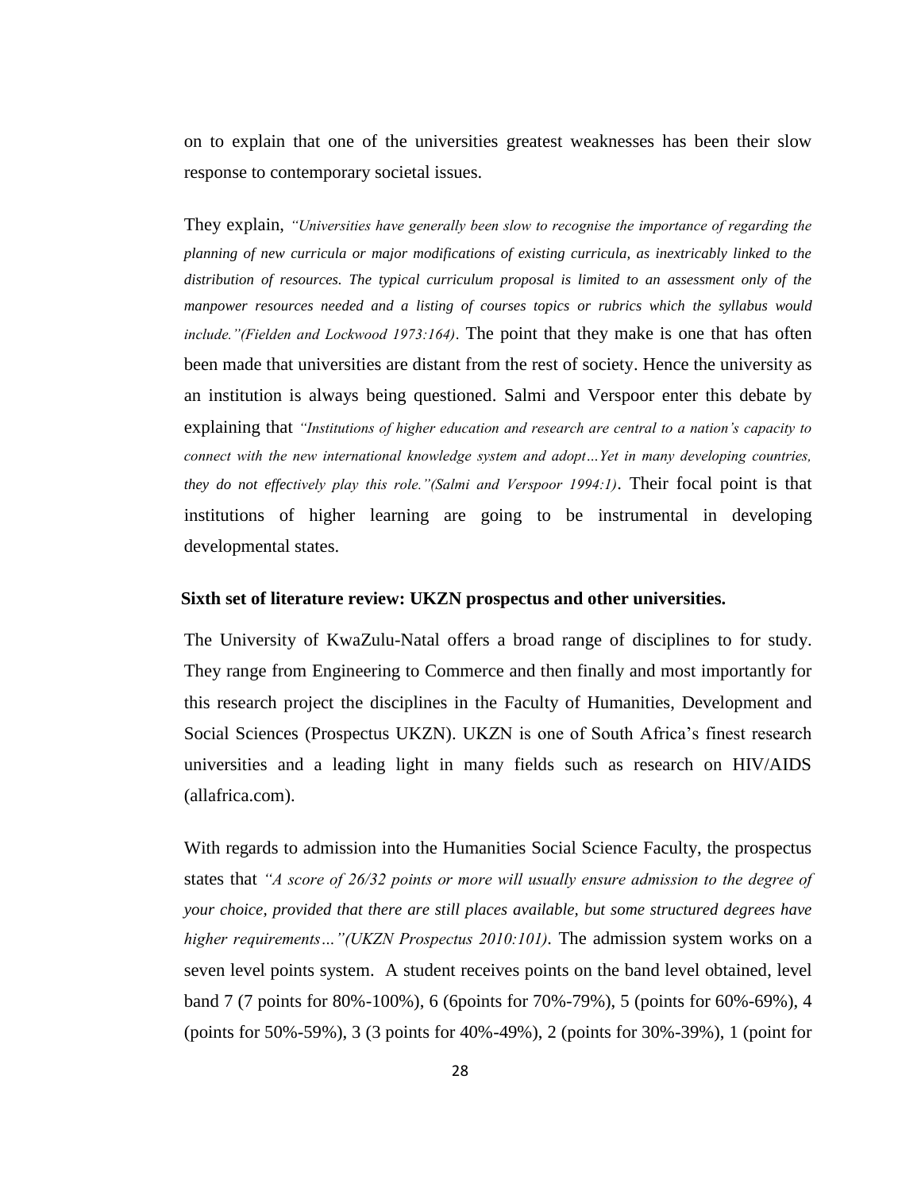on to explain that one of the universities greatest weaknesses has been their slow response to contemporary societal issues.

They explain, *"Universities have generally been slow to recognise the importance of regarding the planning of new curricula or major modifications of existing curricula, as inextricably linked to the distribution of resources. The typical curriculum proposal is limited to an assessment only of the manpower resources needed and a listing of courses topics or rubrics which the syllabus would include."(Fielden and Lockwood 1973:164)*. The point that they make is one that has often been made that universities are distant from the rest of society. Hence the university as an institution is always being questioned. Salmi and Verspoor enter this debate by explaining that *"Institutions of higher education and research are central to a nation's capacity to connect with the new international knowledge system and adopt…Yet in many developing countries, they do not effectively play this role."(Salmi and Verspoor 1994:1)*. Their focal point is that institutions of higher learning are going to be instrumental in developing developmental states.

**Sixth set of literature review: UKZN prospectus and other universities.**

The University of KwaZulu-Natal offers a broad range of disciplines to for study. They range from Engineering to Commerce and then finally and most importantly for this research project the disciplines in the Faculty of Humanities, Development and Social Sciences (Prospectus UKZN). UKZN is one of South Africa's finest research universities and a leading light in many fields such as research on HIV/AIDS (allafrica.com).

With regards to admission into the Humanities Social Science Faculty, the prospectus states that *"A score of 26/32 points or more will usually ensure admission to the degree of your choice, provided that there are still places available, but some structured degrees have higher requirements…"(UKZN Prospectus 2010:101)*. The admission system works on a seven level points system. A student receives points on the band level obtained, level band 7 (7 points for 80%-100%), 6 (6points for 70%-79%), 5 (points for 60%-69%), 4 (points for 50%-59%), 3 (3 points for 40%-49%), 2 (points for 30%-39%), 1 (point for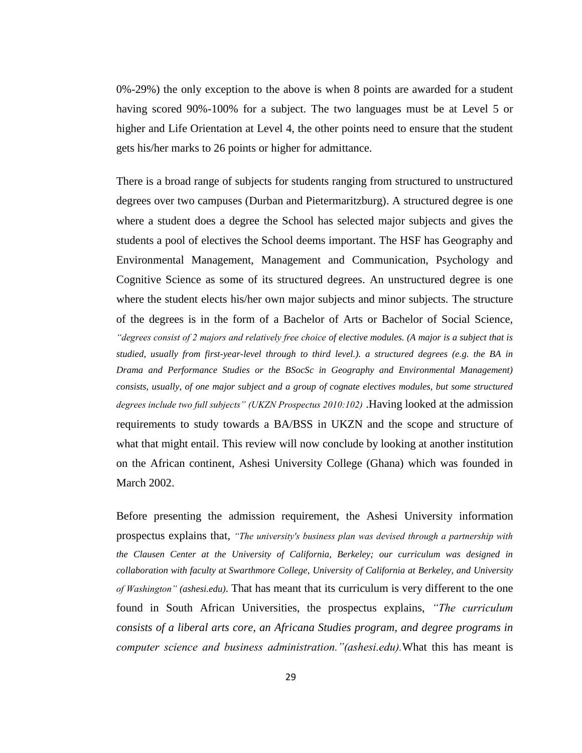0%-29%) the only exception to the above is when 8 points are awarded for a student having scored 90%-100% for a subject. The two languages must be at Level 5 or higher and Life Orientation at Level 4, the other points need to ensure that the student gets his/her marks to 26 points or higher for admittance.

There is a broad range of subjects for students ranging from structured to unstructured degrees over two campuses (Durban and Pietermaritzburg). A structured degree is one where a student does a degree the School has selected major subjects and gives the students a pool of electives the School deems important. The HSF has Geography and Environmental Management, Management and Communication, Psychology and Cognitive Science as some of its structured degrees. An unstructured degree is one where the student elects his/her own major subjects and minor subjects. The structure of the degrees is in the form of a Bachelor of Arts or Bachelor of Social Science, *"degrees consist of 2 majors and relatively free choice of elective modules. (A major is a subject that is studied, usually from first-year-level through to third level.). a structured degrees (e.g. the BA in Drama and Performance Studies or the BSocSc in Geography and Environmental Management) consists, usually, of one major subject and a group of cognate electives modules, but some structured degrees include two full subjects" (UKZN Prospectus 2010:102)* .Having looked at the admission requirements to study towards a BA/BSS in UKZN and the scope and structure of what that might entail. This review will now conclude by looking at another institution on the African continent, Ashesi University College (Ghana) which was founded in March 2002.

Before presenting the admission requirement, the Ashesi University information prospectus explains that, *"The university's business plan was devised through a partnership with the Clausen Center at the University of California, Berkeley; our curriculum was designed in collaboration with faculty at Swarthmore College, University of California at Berkeley, and University of Washington" (ashesi.edu)*. That has meant that its curriculum is very different to the one found in South African Universities, the prospectus explains, *"The curriculum consists of a liberal arts core, an Africana Studies program, and degree programs in computer science and business administration."(ashesi.edu).*What this has meant is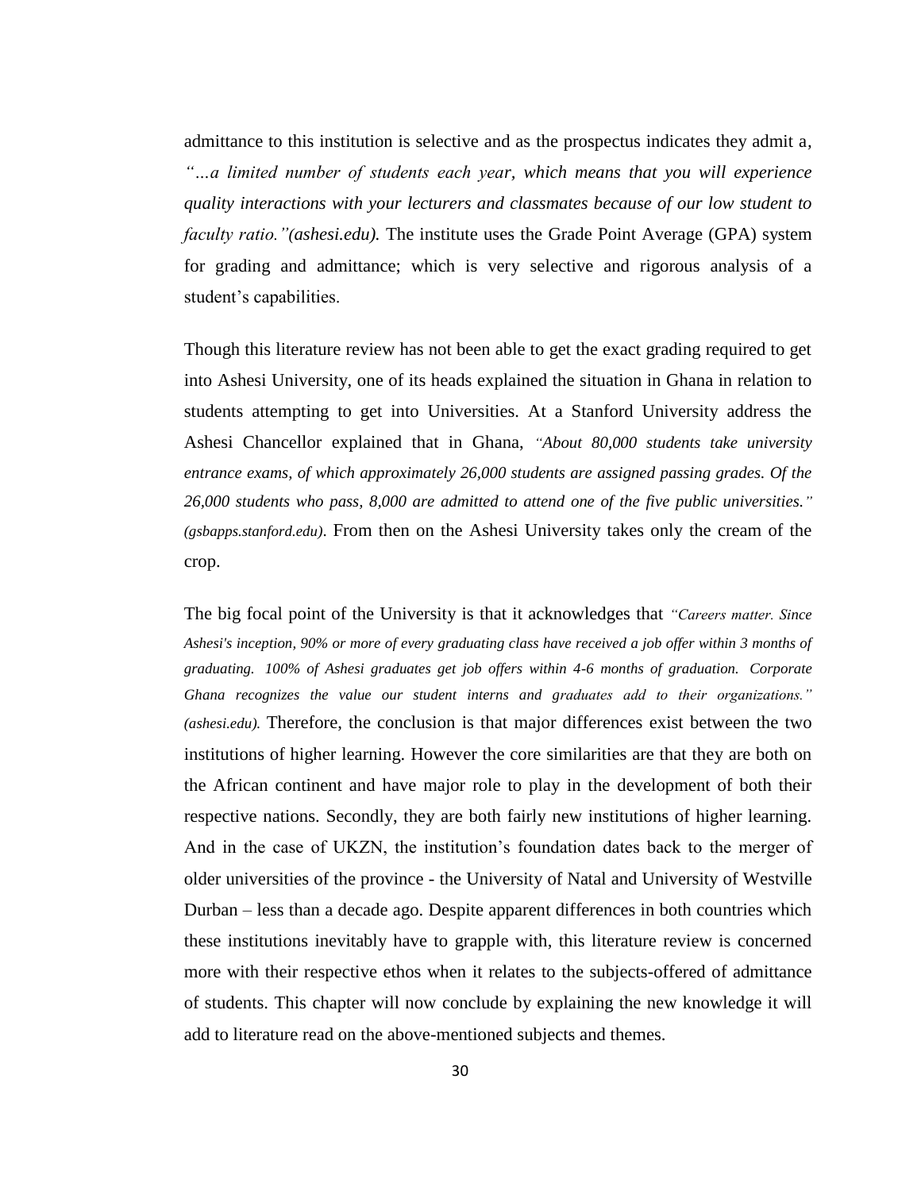admittance to this institution is selective and as the prospectus indicates they admit a, *"…a limited number of students each year, which means that you will experience quality interactions with your lecturers and classmates because of our low student to faculty ratio."(ashesi.edu).* The institute uses the Grade Point Average (GPA) system for grading and admittance; which is very selective and rigorous analysis of a student's capabilities.

Though this literature review has not been able to get the exact grading required to get into Ashesi University, one of its heads explained the situation in Ghana in relation to students attempting to get into Universities. At a Stanford University address the Ashesi Chancellor explained that in Ghana, *"About 80,000 students take university entrance exams, of which approximately 26,000 students are assigned passing grades. Of the 26,000 students who pass, 8,000 are admitted to attend one of the five public universities." (gsbapps.stanford.edu)*. From then on the Ashesi University takes only the cream of the crop.

The big focal point of the University is that it acknowledges that *"Careers matter. Since Ashesi's inception, 90% or more of every graduating class have received a job offer within 3 months of graduating. 100% of Ashesi graduates get job offers within 4-6 months of graduation. Corporate Ghana recognizes the value our student interns and graduates add to their organizations." (ashesi.edu).* Therefore, the conclusion is that major differences exist between the two institutions of higher learning. However the core similarities are that they are both on the African continent and have major role to play in the development of both their respective nations. Secondly, they are both fairly new institutions of higher learning. And in the case of UKZN, the institution's foundation dates back to the merger of older universities of the province - the University of Natal and University of Westville Durban – less than a decade ago. Despite apparent differences in both countries which these institutions inevitably have to grapple with, this literature review is concerned more with their respective ethos when it relates to the subjects-offered of admittance of students. This chapter will now conclude by explaining the new knowledge it will add to literature read on the above-mentioned subjects and themes.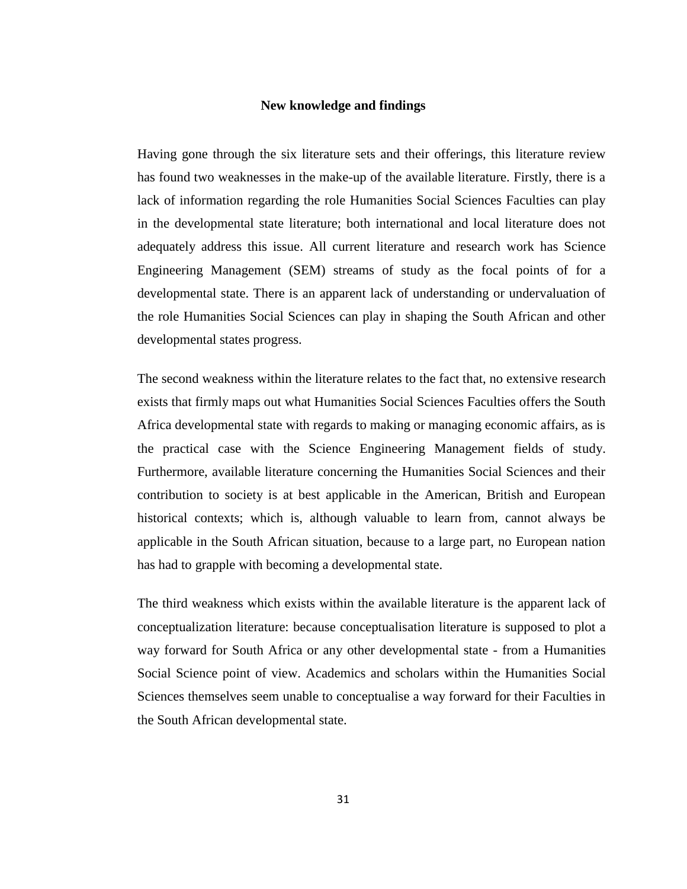## New knowledge and findings

Having gone through the six literature sets and their offerings, this literature review has found two weaknesses in the make-up of the available literature. Firstly, there is a lack of information regarding the role Humanities Social Sciences Faculties can play in the developmental state literature; both international and local literature does not adequately address this issue. All current literature and research work has Science Engineering Management (SEM) streams of study as the focal points of for a developmental state. There is an apparent lack of understanding or undervaluation of the role Humanities Social Sciences can play in shaping the South African and other developmental states progress.

The second weakness within the literature relates to the fact that, no extensive research exists that firmly maps out what Humanities Social Sciences Faculties offers the South Africa developmental state with regards to making or managing economic affairs, as is the practical case with the Science Engineering Management fields of study. Furthermore, available literature concerning the Humanities Social Sciences and their contribution to society is at best applicable in the American, British and European historical contexts; which is, although valuable to learn from, cannot always be applicable in the South African situation, because to a large part, no European nation has had to grapple with becoming a developmental state.

The third weakness which exists within the available literature is the apparent lack of conceptualization literature: because conceptualisation literature is supposed to plot a way forward for South Africa or any other developmental state - from a Humanities Social Science point of view. Academics and scholars within the Humanities Social Sciences themselves seem unable to conceptualise a way forward for their Faculties in the South African developmental state.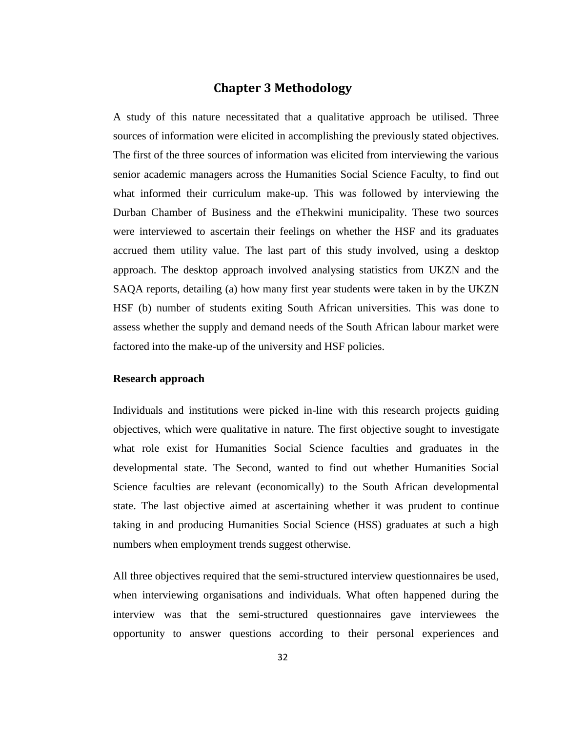# Chapter 3 Methodology

A study of this nature necessitated that a qualitative approach be utilised. Three sources of information were elicited in accomplishing the previously stated objectives. The first of the three sources of information was elicited from interviewing the various senior academic managers across the Humanities Social Science Faculty, to find out what informed their curriculum make-up. This was followed by interviewing the Durban Chamber of Business and the eThekwini municipality. These two sources were interviewed to ascertain their feelings on whether the HSF and its graduates accrued them utility value. The last part of this study involved, using a desktop approach. The desktop approach involved analysing statistics from UKZN and the SAQA reports, detailing (a) how many first year students were taken in by the UKZN HSF (b) number of students exiting South African universities. This was done to assess whether the supply and demand needs of the South African labour market were factored into the make-up of the university and HSF policies.

**Research approach**

Individuals and institutions were picked in-line with this research projects guiding objectives, which were qualitative in nature. The first objective sought to investigate what role exist for Humanities Social Science faculties and graduates in the developmental state. The Second, wanted to find out whether Humanities Social Science faculties are relevant (economically) to the South African developmental state. The last objective aimed at ascertaining whether it was prudent to continue taking in and producing Humanities Social Science (HSS) graduates at such a high numbers when employment trends suggest otherwise.

All three objectives required that the semi-structured interview questionnaires be used, when interviewing organisations and individuals. What often happened during the interview was that the semi-structured questionnaires gave interviewees the opportunity to answer questions according to their personal experiences and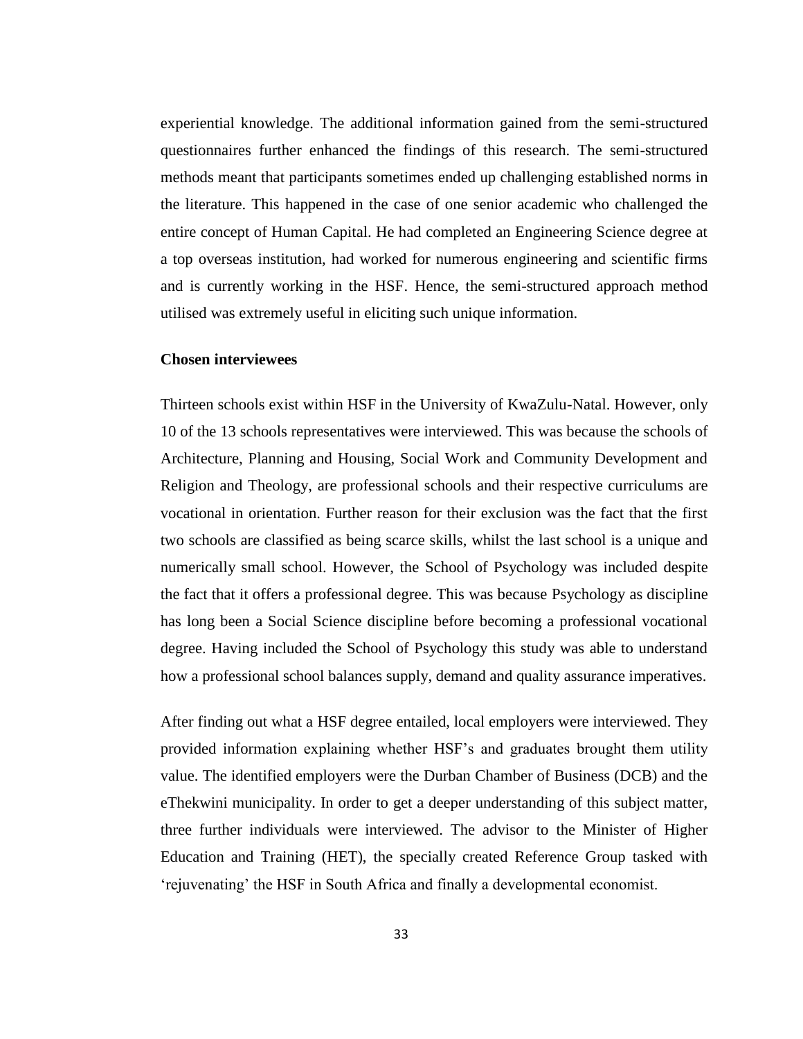experiential knowledge. The additional information gained from the semi-structured questionnaires further enhanced the findings of this research. The semi-structured methods meant that participants sometimes ended up challenging established norms in the literature. This happened in the case of one senior academic who challenged the entire concept of Human Capital. He had completed an Engineering Science degree at a top overseas institution, had worked for numerous engineering and scientific firms and is currently working in the HSF. Hence, the semi-structured approach method utilised was extremely useful in eliciting such unique information.

**Chosen interviewees**

Thirteen schools exist within HSF in the University of KwaZulu-Natal. However, only 10 of the 13 schools representatives were interviewed. This was because the schools of Architecture, Planning and Housing, Social Work and Community Development and Religion and Theology, are professional schools and their respective curriculums are vocational in orientation. Further reason for their exclusion was the fact that the first two schools are classified as being scarce skills, whilst the last school is a unique and numerically small school. However, the School of Psychology was included despite the fact that it offers a professional degree. This was because Psychology as discipline has long been a Social Science discipline before becoming a professional vocational degree. Having included the School of Psychology this study was able to understand how a professional school balances supply, demand and quality assurance imperatives.

After finding out what a HSF degree entailed, local employers were interviewed. They provided information explaining whether HSF's and graduates brought them utility value. The identified employers were the Durban Chamber of Business (DCB) and the eThekwini municipality. In order to get a deeper understanding of this subject matter, three further individuals were interviewed. The advisor to the Minister of Higher Education and Training (HET), the specially created Reference Group tasked with 'rejuvenating' the HSF in South Africa and finally a developmental economist.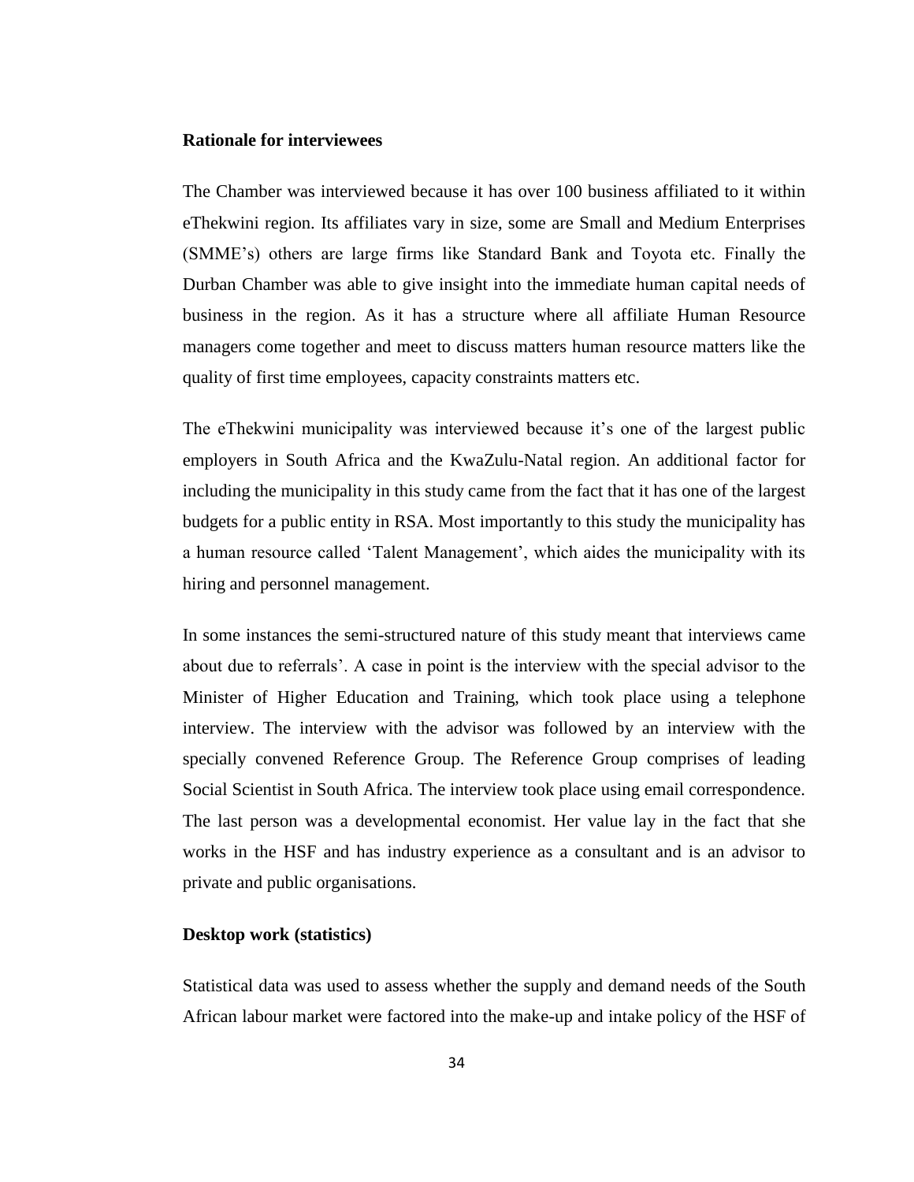**Rationale for interviewees**

The Chamber was interviewed because it has over 100 business affiliated to it within eThekwini region. Its affiliates vary in size, some are Small and Medium Enterprises (SMME's) others are large firms like Standard Bank and Toyota etc. Finally the Durban Chamber was able to give insight into the immediate human capital needs of business in the region. As it has a structure where all affiliate Human Resource managers come together and meet to discuss matters human resource matters like the quality of first time employees, capacity constraints matters etc.

The eThekwini municipality was interviewed because it's one of the largest public employers in South Africa and the KwaZulu-Natal region. An additional factor for including the municipality in this study came from the fact that it has one of the largest budgets for a public entity in RSA. Most importantly to this study the municipality has a human resource called 'Talent Management', which aides the municipality with its hiring and personnel management.

In some instances the semi-structured nature of this study meant that interviews came about due to referrals'. A case in point is the interview with the special advisor to the Minister of Higher Education and Training, which took place using a telephone interview. The interview with the advisor was followed by an interview with the specially convened Reference Group. The Reference Group comprises of leading Social Scientist in South Africa. The interview took place using email correspondence. The last person was a developmental economist. Her value lay in the fact that she works in the HSF and has industry experience as a consultant and is an advisor to private and public organisations.

**Desktop work (statistics)**

Statistical data was used to assess whether the supply and demand needs of the South African labour market were factored into the make-up and intake policy of the HSF of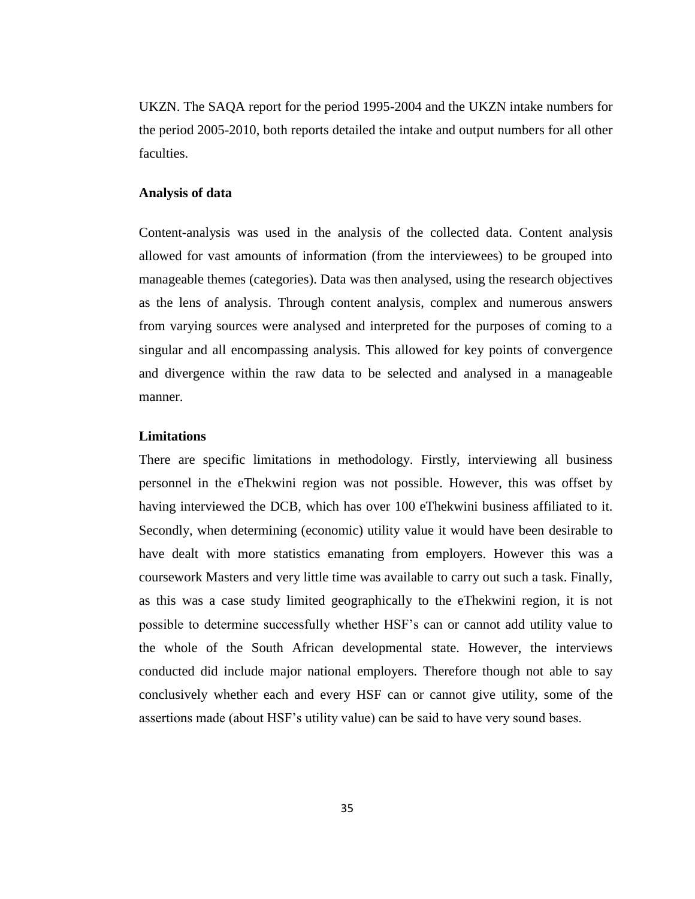UKZN. The SAQA report for the period 1995-2004 and the UKZN intake numbers for the period 2005-2010, both reports detailed the intake and output numbers for all other faculties.

### Analysis of data

Content-analysis was used in the analysis of the collected data. Content analysis allowed for vast amounts of information (from the interviewees) to be grouped into manageable themes (categories). Data was then analysed, using the research objectives as the lens of analysis. Through content analysis, complex and numerous answers from varying sources were analysed and interpreted for the purposes of coming to a singular and all encompassing analysis. This allowed for key points of convergence and divergence within the raw data to be selected and analysed in a manageable manner.

### Limitations

There are specific limitations in methodology. Firstly, interviewing all business personnel in the eThekwini region was not possible. However, this was offset by having interviewed the DCB, which has over 100 eThekwini business affiliated to it. Secondly, when determining (economic) utility value it would have been desirable to have dealt with more statistics emanating from employers. However this was a coursework Masters and very little time was available to carry out such a task. Finally, as this was a case study limited geographically to the eThekwini region, it is not possible to determine successfully whether HSF's can or cannot add utility value to the whole of the South African developmental state. However, the interviews conducted did include major national employers. Therefore though not able to say conclusively whether each and every HSF can or cannot give utility, some of the assertions made (about HSF's utility value) can be said to have very sound bases.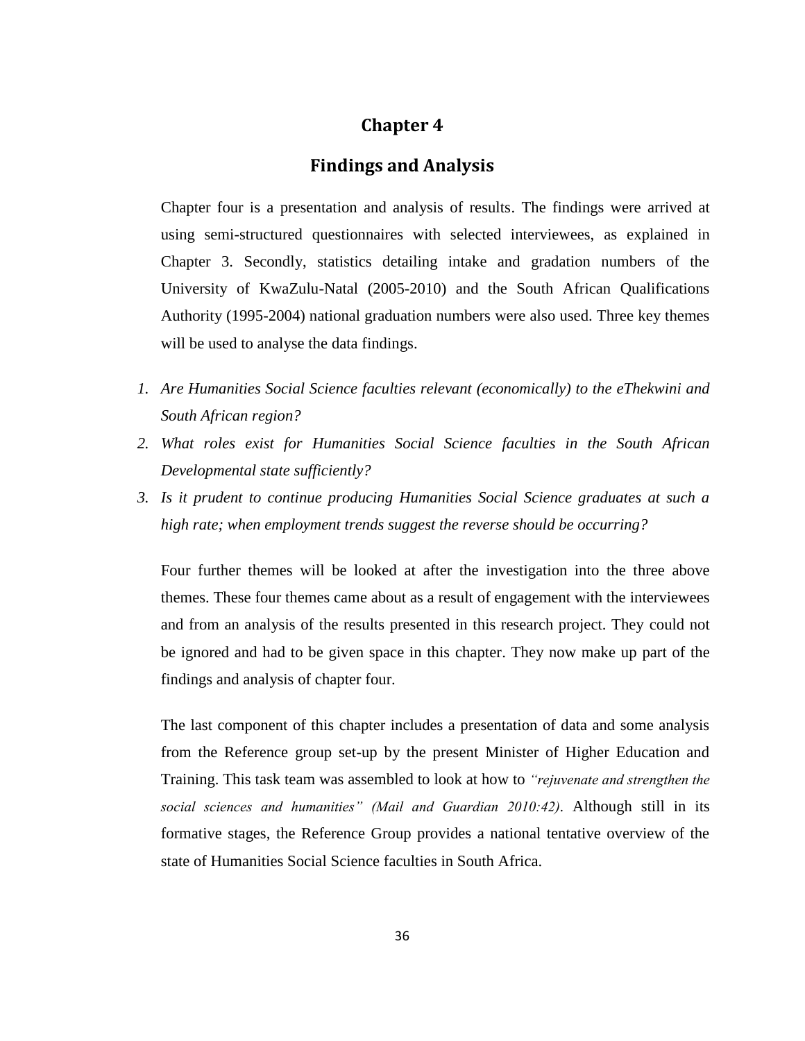# Chapter 4

## Findings and Analysis

Chapter four is a presentation and analysis of results. The findings were arrived at using semi-structured questionnaires with selected interviewees, as explained in Chapter 3. Secondly, statistics detailing intake and gradation numbers of the University of KwaZulu-Natal (2005-2010) and the South African Qualifications Authority (1995-2004) national graduation numbers were also used. Three key themes will be used to analyse the data findings.

1. *Are Humanities Social Science faculties relevant (economically) to the eThekwini and South African region?*
2. *What roles exist for Humanities Social Science faculties in the South African Developmental state sufficiently?*
3. *Is it prudent to continue producing Humanities Social Science graduates at such a high rate; when employment trends suggest the reverse should be occurring?*

Four further themes will be looked at after the investigation into the three above themes. These four themes came about as a result of engagement with the interviewees and from an analysis of the results presented in this research project. They could not be ignored and had to be given space in this chapter. They now make up part of the findings and analysis of chapter four.

The last component of this chapter includes a presentation of data and some analysis from the Reference group set-up by the present Minister of Higher Education and Training. This task team was assembled to look at how to *"rejuvenate and strengthen the social sciences and humanities" (Mail and Guardian 2010:42)*. Although still in its formative stages, the Reference Group provides a national tentative overview of the state of Humanities Social Science faculties in South Africa.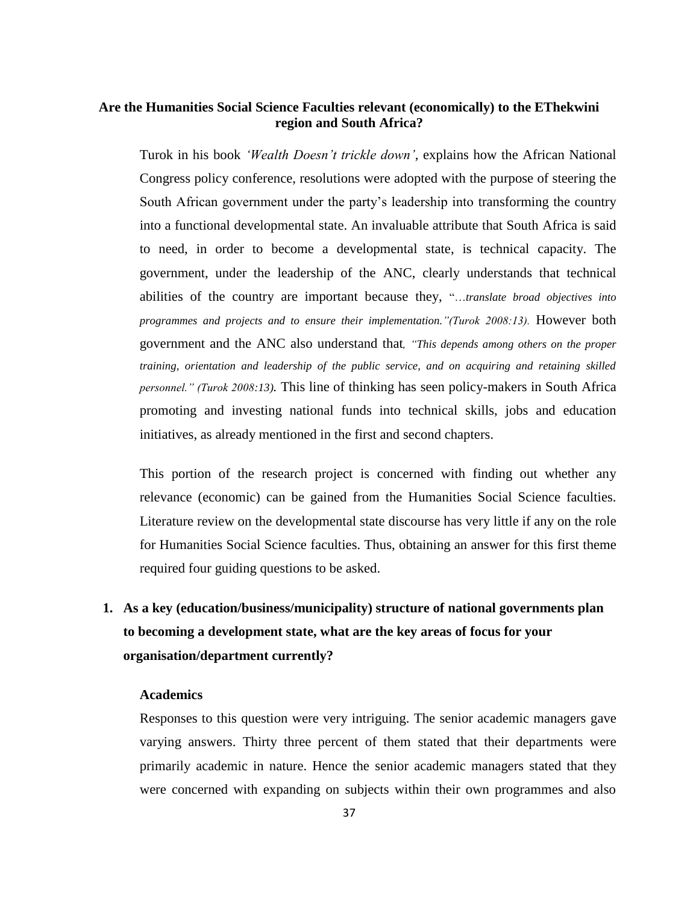## Are the Humanities Social Science Faculties relevant (economically) to the EThekwini region and South Africa?

Turok in his book *'Wealth Doesn't trickle down'*, explains how the African National Congress policy conference, resolutions were adopted with the purpose of steering the South African government under the party's leadership into transforming the country into a functional developmental state. An invaluable attribute that South Africa is said to need, in order to become a developmental state, is technical capacity. The government, under the leadership of the ANC, clearly understands that technical abilities of the country are important because they, "*…translate broad objectives into programmes and projects and to ensure their implementation."(Turok 2008:13).* However both government and the ANC also understand that*, "This depends among others on the proper training, orientation and leadership of the public service, and on acquiring and retaining skilled personnel." (Turok 2008:13).* This line of thinking has seen policy-makers in South Africa promoting and investing national funds into technical skills, jobs and education initiatives, as already mentioned in the first and second chapters.

This portion of the research project is concerned with finding out whether any relevance (economic) can be gained from the Humanities Social Science faculties. Literature review on the developmental state discourse has very little if any on the role for Humanities Social Science faculties. Thus, obtaining an answer for this first theme required four guiding questions to be asked.

**1. As a key (education/business/municipality) structure of national governments plan to becoming a development state, what are the key areas of focus for your organisation/department currently?**

**Academics**

Responses to this question were very intriguing. The senior academic managers gave varying answers. Thirty three percent of them stated that their departments were primarily academic in nature. Hence the senior academic managers stated that they were concerned with expanding on subjects within their own programmes and also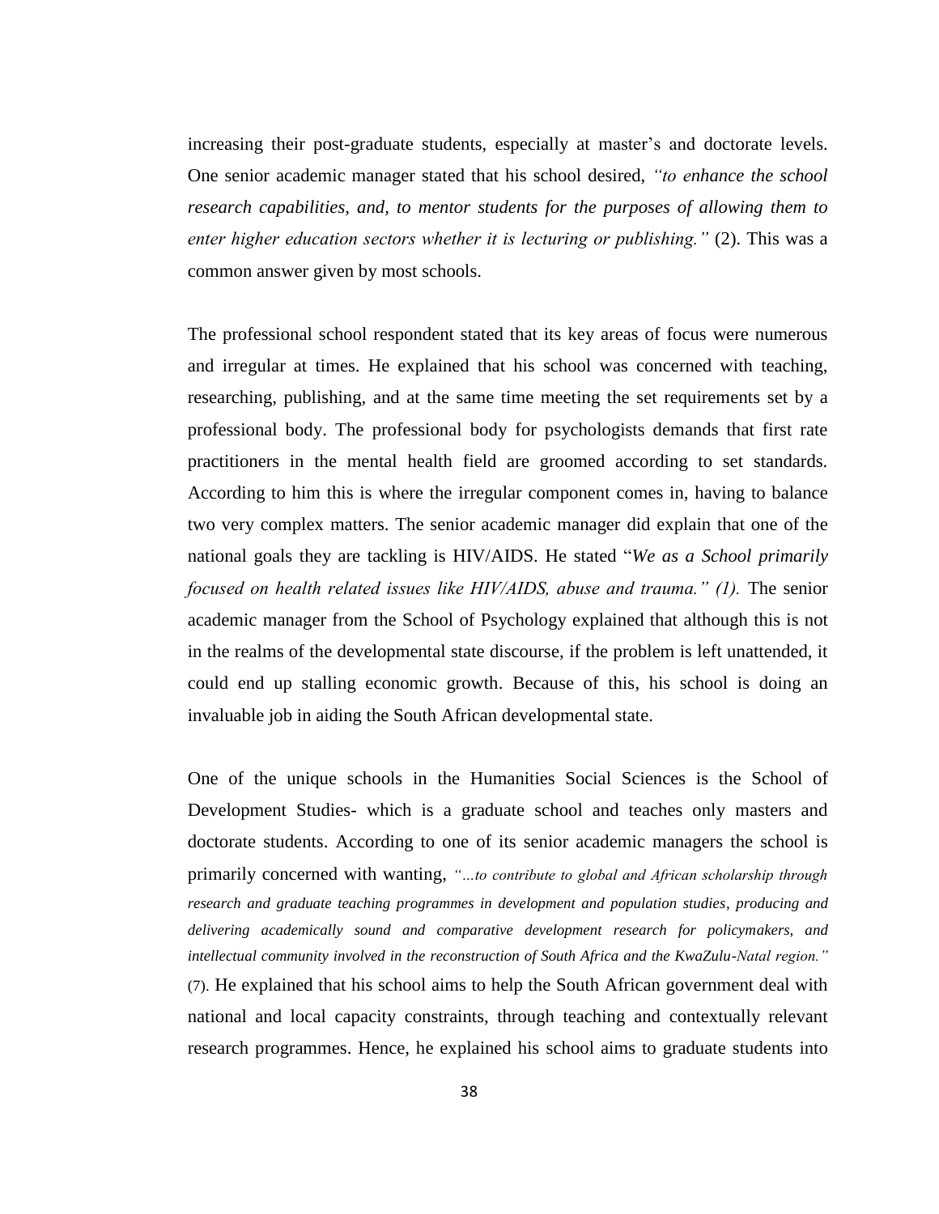increasing their post-graduate students, especially at master's and doctorate levels. One senior academic manager stated that his school desired, *"to enhance the school research capabilities, and, to mentor students for the purposes of allowing them to enter higher education sectors whether it is lecturing or publishing."* (2). This was a common answer given by most schools.

The professional school respondent stated that its key areas of focus were numerous and irregular at times. He explained that his school was concerned with teaching, researching, publishing, and at the same time meeting the set requirements set by a professional body. The professional body for psychologists demands that first rate practitioners in the mental health field are groomed according to set standards. According to him this is where the irregular component comes in, having to balance two very complex matters. The senior academic manager did explain that one of the national goals they are tackling is HIV/AIDS. He stated "*We as a School primarily focused on health related issues like HIV/AIDS, abuse and trauma." (1).* The senior academic manager from the School of Psychology explained that although this is not in the realms of the developmental state discourse, if the problem is left unattended, it could end up stalling economic growth. Because of this, his school is doing an invaluable job in aiding the South African developmental state.

One of the unique schools in the Humanities Social Sciences is the School of Development Studies- which is a graduate school and teaches only masters and doctorate students. According to one of its senior academic managers the school is primarily concerned with wanting, *"...to contribute to global and African scholarship through research and graduate teaching programmes in development and population studies, producing and delivering academically sound and comparative development research for policymakers, and intellectual community involved in the reconstruction of South Africa and the KwaZulu-Natal region."* (7). He explained that his school aims to help the South African government deal with national and local capacity constraints, through teaching and contextually relevant research programmes. Hence, he explained his school aims to graduate students into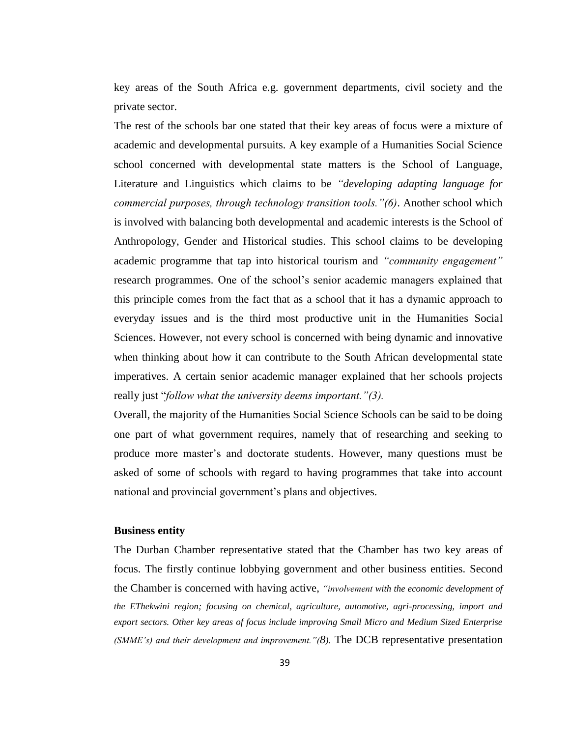key areas of the South Africa e.g. government departments, civil society and the private sector.

The rest of the schools bar one stated that their key areas of focus were a mixture of academic and developmental pursuits. A key example of a Humanities Social Science school concerned with developmental state matters is the School of Language, Literature and Linguistics which claims to be *"developing adapting language for commercial purposes, through technology transition tools."(6)*. Another school which is involved with balancing both developmental and academic interests is the School of Anthropology, Gender and Historical studies. This school claims to be developing academic programme that tap into historical tourism and *"community engagement"* research programmes. One of the school's senior academic managers explained that this principle comes from the fact that as a school that it has a dynamic approach to everyday issues and is the third most productive unit in the Humanities Social Sciences. However, not every school is concerned with being dynamic and innovative when thinking about how it can contribute to the South African developmental state imperatives. A certain senior academic manager explained that her schools projects really just "*follow what the university deems important."(3).*

Overall, the majority of the Humanities Social Science Schools can be said to be doing one part of what government requires, namely that of researching and seeking to produce more master's and doctorate students. However, many questions must be asked of some of schools with regard to having programmes that take into account national and provincial government's plans and objectives.

**Business entity**

The Durban Chamber representative stated that the Chamber has two key areas of focus. The firstly continue lobbying government and other business entities. Second the Chamber is concerned with having active, *"involvement with the economic development of the EThekwini region; focusing on chemical, agriculture, automotive, agri-processing, import and export sectors. Other key areas of focus include improving Small Micro and Medium Sized Enterprise (SMME's) and their development and improvement."(8).* The DCB representative presentation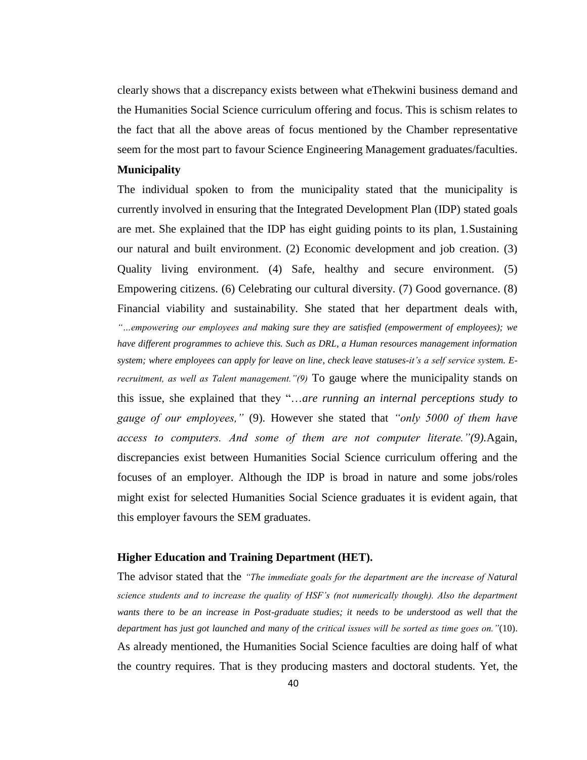clearly shows that a discrepancy exists between what eThekwini business demand and the Humanities Social Science curriculum offering and focus. This is schism relates to the fact that all the above areas of focus mentioned by the Chamber representative seem for the most part to favour Science Engineering Management graduates/faculties.

**Municipality**

The individual spoken to from the municipality stated that the municipality is currently involved in ensuring that the Integrated Development Plan (IDP) stated goals are met. She explained that the IDP has eight guiding points to its plan, 1.Sustaining our natural and built environment. (2) Economic development and job creation. (3) Quality living environment. (4) Safe, healthy and secure environment. (5) Empowering citizens. (6) Celebrating our cultural diversity. (7) Good governance. (8) Financial viability and sustainability. She stated that her department deals with, *"…empowering our employees and making sure they are satisfied (empowerment of employees); we have different programmes to achieve this. Such as DRL, a Human resources management information system; where employees can apply for leave on line, check leave statuses-it's a self service system. E-recruitment, as well as Talent management."(9)* To gauge where the municipality stands on this issue, she explained that they "…*are running an internal perceptions study to gauge of our employees,"* (9). However she stated that *"only 5000 of them have access to computers. And some of them are not computer literate."(9).*Again, discrepancies exist between Humanities Social Science curriculum offering and the focuses of an employer. Although the IDP is broad in nature and some jobs/roles might exist for selected Humanities Social Science graduates it is evident again, that this employer favours the SEM graduates.

**Higher Education and Training Department (HET).**

The advisor stated that the *"The immediate goals for the department are the increase of Natural science students and to increase the quality of HSF's (not numerically though). Also the department wants there to be an increase in Post-graduate studies; it needs to be understood as well that the department has just got launched and many of the critical issues will be sorted as time goes on."*(10). As already mentioned, the Humanities Social Science faculties are doing half of what the country requires. That is they producing masters and doctoral students. Yet, the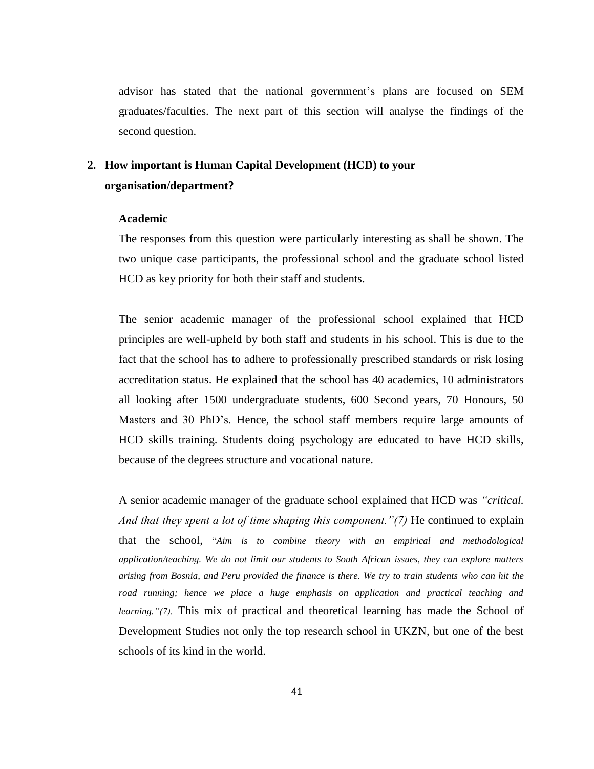advisor has stated that the national government's plans are focused on SEM graduates/faculties. The next part of this section will analyse the findings of the second question.

2. **How important is Human Capital Development (HCD) to your organisation/department?**

**Academic**

The responses from this question were particularly interesting as shall be shown. The two unique case participants, the professional school and the graduate school listed HCD as key priority for both their staff and students.

The senior academic manager of the professional school explained that HCD principles are well-upheld by both staff and students in his school. This is due to the fact that the school has to adhere to professionally prescribed standards or risk losing accreditation status. He explained that the school has 40 academics, 10 administrators all looking after 1500 undergraduate students, 600 Second years, 70 Honours, 50 Masters and 30 PhD's. Hence, the school staff members require large amounts of HCD skills training. Students doing psychology are educated to have HCD skills, because of the degrees structure and vocational nature.

A senior academic manager of the graduate school explained that HCD was *"critical. And that they spent a lot of time shaping this component."(7)* He continued to explain that the school, "*Aim is to combine theory with an empirical and methodological application/teaching. We do not limit our students to South African issues, they can explore matters arising from Bosnia, and Peru provided the finance is there. We try to train students who can hit the road running; hence we place a huge emphasis on application and practical teaching and learning."(7).* This mix of practical and theoretical learning has made the School of Development Studies not only the top research school in UKZN, but one of the best schools of its kind in the world.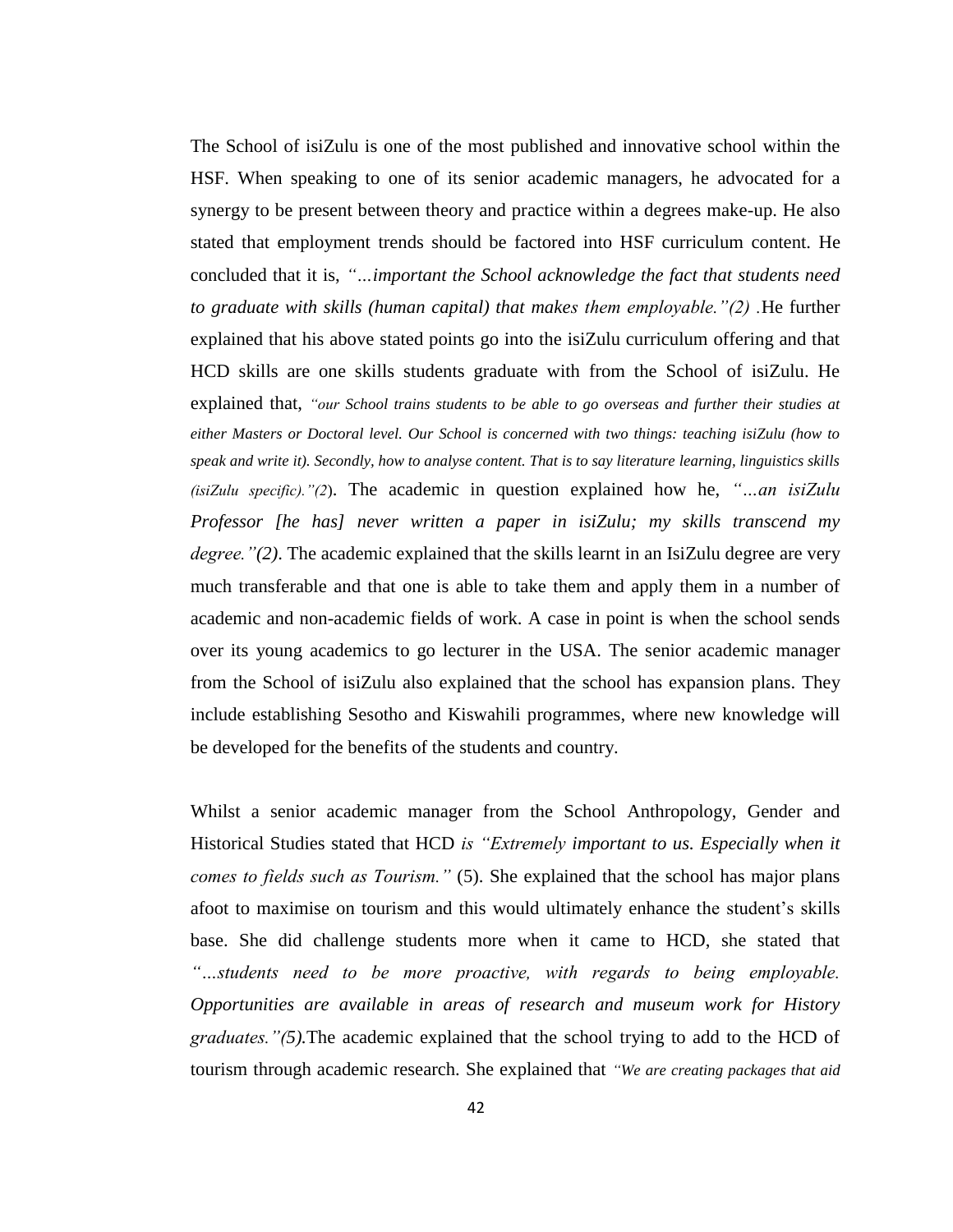The School of isiZulu is one of the most published and innovative school within the HSF. When speaking to one of its senior academic managers, he advocated for a synergy to be present between theory and practice within a degrees make-up. He also stated that employment trends should be factored into HSF curriculum content. He concluded that it is, *"…important the School acknowledge the fact that students need to graduate with skills (human capital) that makes them employable."(2)* .He further explained that his above stated points go into the isiZulu curriculum offering and that HCD skills are one skills students graduate with from the School of isiZulu. He explained that, *"our School trains students to be able to go overseas and further their studies at either Masters or Doctoral level. Our School is concerned with two things: teaching isiZulu (how to speak and write it). Secondly, how to analyse content. That is to say literature learning, linguistics skills (isiZulu specific)."(2*). The academic in question explained how he, *"…an isiZulu Professor [he has] never written a paper in isiZulu; my skills transcend my degree."(2)*. The academic explained that the skills learnt in an IsiZulu degree are very much transferable and that one is able to take them and apply them in a number of academic and non-academic fields of work. A case in point is when the school sends over its young academics to go lecturer in the USA. The senior academic manager from the School of isiZulu also explained that the school has expansion plans. They include establishing Sesotho and Kiswahili programmes, where new knowledge will be developed for the benefits of the students and country.

Whilst a senior academic manager from the School Anthropology, Gender and Historical Studies stated that HCD *is "Extremely important to us. Especially when it comes to fields such as Tourism."* (5). She explained that the school has major plans afoot to maximise on tourism and this would ultimately enhance the student's skills base. She did challenge students more when it came to HCD, she stated that *"…students need to be more proactive, with regards to being employable. Opportunities are available in areas of research and museum work for History graduates."(5).*The academic explained that the school trying to add to the HCD of tourism through academic research. She explained that *"We are creating packages that aid*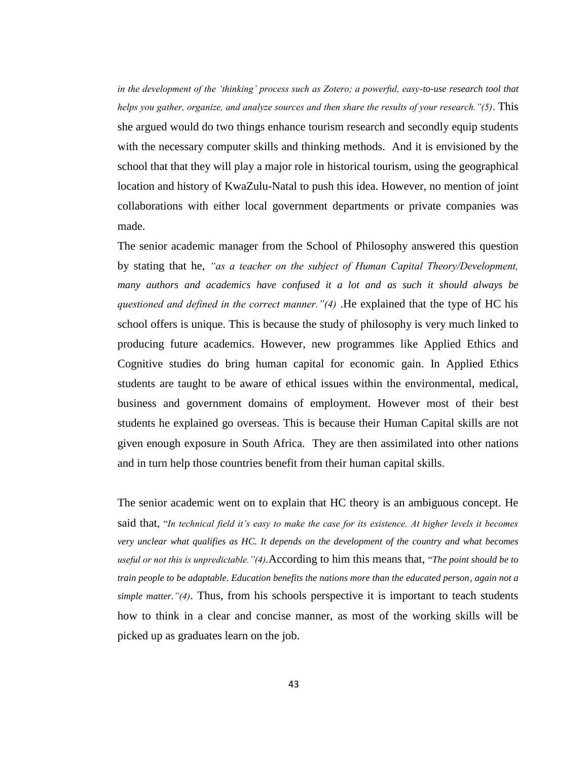*in the development of the 'thinking' process such as Zotero; a powerful, easy-to-use research tool that helps you gather, organize, and analyze sources and then share the results of your research."(5)*. This she argued would do two things enhance tourism research and secondly equip students with the necessary computer skills and thinking methods. And it is envisioned by the school that that they will play a major role in historical tourism, using the geographical location and history of KwaZulu-Natal to push this idea. However, no mention of joint collaborations with either local government departments or private companies was made.

The senior academic manager from the School of Philosophy answered this question by stating that he, *"as a teacher on the subject of Human Capital Theory/Development, many authors and academics have confused it a lot and as such it should always be questioned and defined in the correct manner."(4)* .He explained that the type of HC his school offers is unique. This is because the study of philosophy is very much linked to producing future academics. However, new programmes like Applied Ethics and Cognitive studies do bring human capital for economic gain. In Applied Ethics students are taught to be aware of ethical issues within the environmental, medical, business and government domains of employment. However most of their best students he explained go overseas. This is because their Human Capital skills are not given enough exposure in South Africa. They are then assimilated into other nations and in turn help those countries benefit from their human capital skills.

The senior academic went on to explain that HC theory is an ambiguous concept. He said that, "*In technical field it's easy to make the case for its existence. At higher levels it becomes very unclear what qualifies as HC. It depends on the development of the country and what becomes useful or not this is unpredictable."(4)*.According to him this means that, "*The point should be to train people to be adaptable. Education benefits the nations more than the educated person, again not a simple matter."(4)*. Thus, from his schools perspective it is important to teach students how to think in a clear and concise manner, as most of the working skills will be picked up as graduates learn on the job.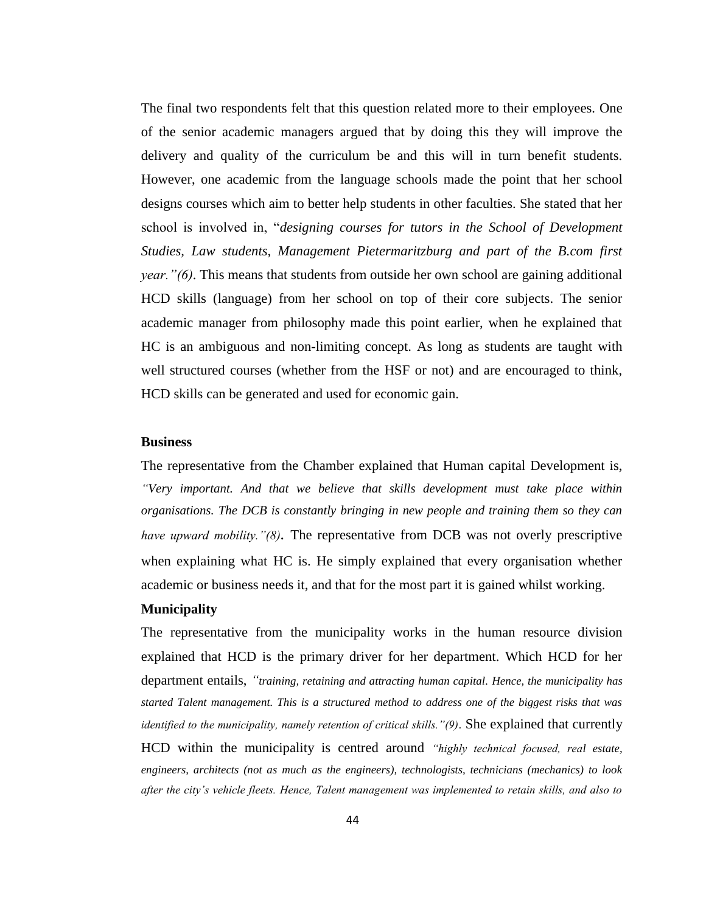The final two respondents felt that this question related more to their employees. One of the senior academic managers argued that by doing this they will improve the delivery and quality of the curriculum be and this will in turn benefit students. However, one academic from the language schools made the point that her school designs courses which aim to better help students in other faculties. She stated that her school is involved in, "*designing courses for tutors in the School of Development Studies, Law students, Management Pietermaritzburg and part of the B.com first year."(6)*. This means that students from outside her own school are gaining additional HCD skills (language) from her school on top of their core subjects. The senior academic manager from philosophy made this point earlier, when he explained that HC is an ambiguous and non-limiting concept. As long as students are taught with well structured courses (whether from the HSF or not) and are encouraged to think, HCD skills can be generated and used for economic gain.

**Business**

The representative from the Chamber explained that Human capital Development is, *"Very important. And that we believe that skills development must take place within organisations. The DCB is constantly bringing in new people and training them so they can have upward mobility."(8)*. The representative from DCB was not overly prescriptive when explaining what HC is. He simply explained that every organisation whether academic or business needs it, and that for the most part it is gained whilst working.

**Municipality**

The representative from the municipality works in the human resource division explained that HCD is the primary driver for her department. Which HCD for her department entails, *"training, retaining and attracting human capital. Hence, the municipality has started Talent management. This is a structured method to address one of the biggest risks that was identified to the municipality, namely retention of critical skills."(9)*. She explained that currently HCD within the municipality is centred around *"highly technical focused, real estate, engineers, architects (not as much as the engineers), technologists, technicians (mechanics) to look after the city's vehicle fleets. Hence, Talent management was implemented to retain skills, and also to*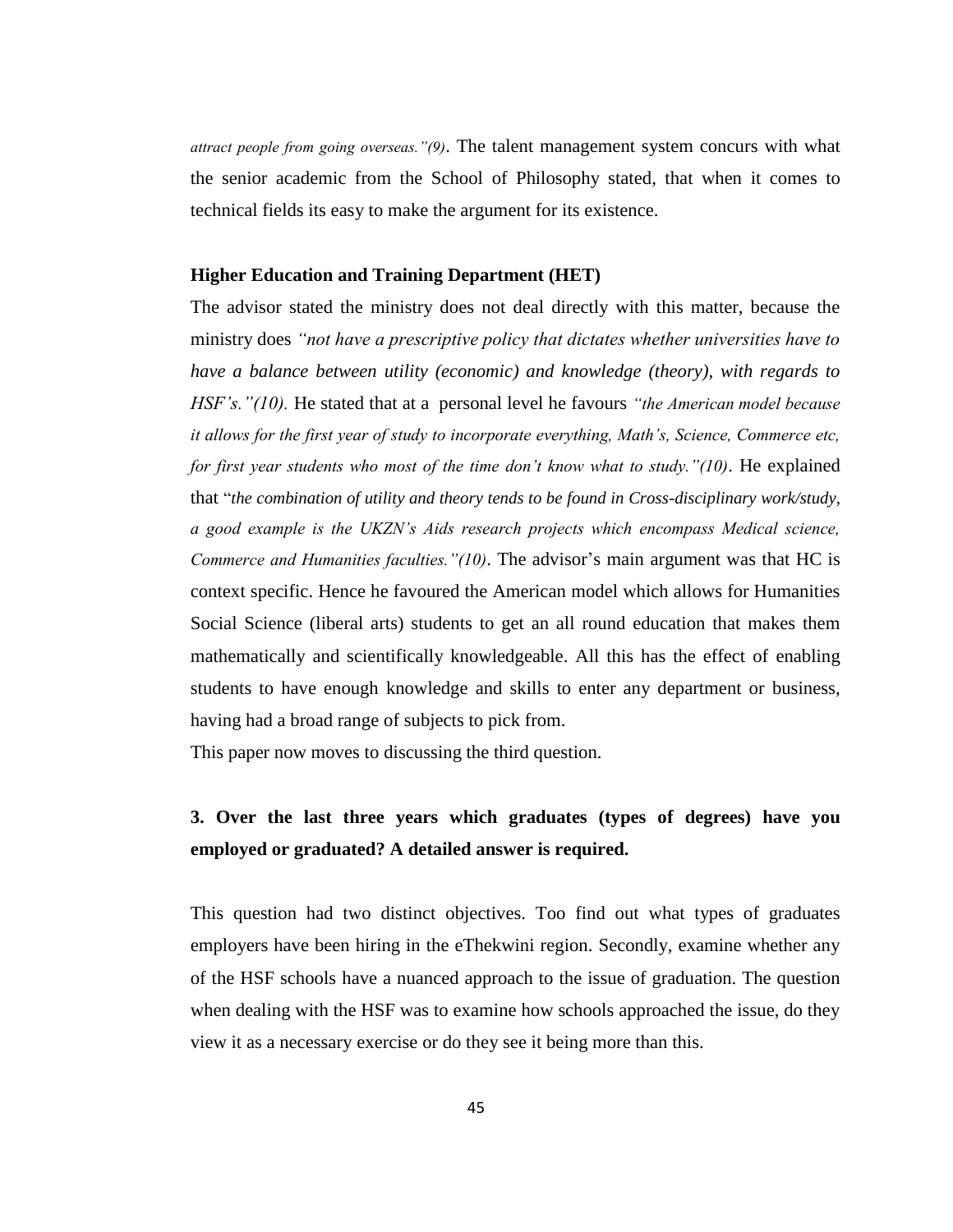*attract people from going overseas."(9)*. The talent management system concurs with what the senior academic from the School of Philosophy stated, that when it comes to technical fields its easy to make the argument for its existence.

**Higher Education and Training Department (HET)**

The advisor stated the ministry does not deal directly with this matter, because the ministry does *"not have a prescriptive policy that dictates whether universities have to have a balance between utility (economic) and knowledge (theory), with regards to HSF's."(10).* He stated that at a personal level he favours *"the American model because it allows for the first year of study to incorporate everything, Math's, Science, Commerce etc, for first year students who most of the time don't know what to study."(10)*. He explained that "*the combination of utility and theory tends to be found in Cross-disciplinary work/study, a good example is the UKZN's Aids research projects which encompass Medical science, Commerce and Humanities faculties."(10)*. The advisor's main argument was that HC is context specific. Hence he favoured the American model which allows for Humanities Social Science (liberal arts) students to get an all round education that makes them mathematically and scientifically knowledgeable. All this has the effect of enabling students to have enough knowledge and skills to enter any department or business, having had a broad range of subjects to pick from.

This paper now moves to discussing the third question.

**3. Over the last three years which graduates (types of degrees) have you employed or graduated? A detailed answer is required.**

This question had two distinct objectives. Too find out what types of graduates employers have been hiring in the eThekwini region. Secondly, examine whether any of the HSF schools have a nuanced approach to the issue of graduation. The question when dealing with the HSF was to examine how schools approached the issue, do they view it as a necessary exercise or do they see it being more than this.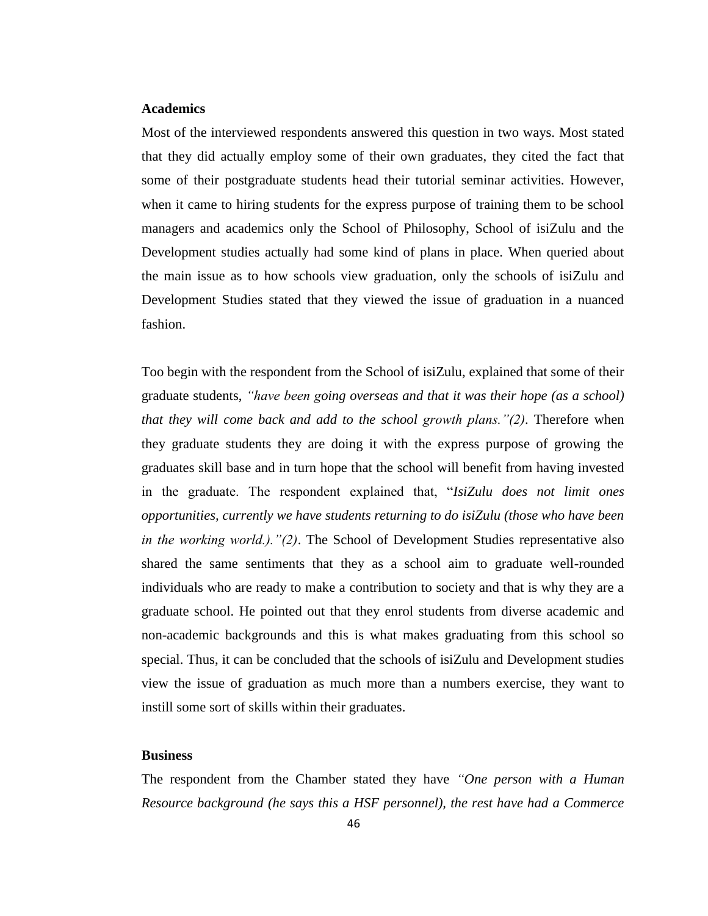**Academics**

Most of the interviewed respondents answered this question in two ways. Most stated that they did actually employ some of their own graduates, they cited the fact that some of their postgraduate students head their tutorial seminar activities. However, when it came to hiring students for the express purpose of training them to be school managers and academics only the School of Philosophy, School of isiZulu and the Development studies actually had some kind of plans in place. When queried about the main issue as to how schools view graduation, only the schools of isiZulu and Development Studies stated that they viewed the issue of graduation in a nuanced fashion.

Too begin with the respondent from the School of isiZulu, explained that some of their graduate students, *"have been going overseas and that it was their hope (as a school) that they will come back and add to the school growth plans."(2)*. Therefore when they graduate students they are doing it with the express purpose of growing the graduates skill base and in turn hope that the school will benefit from having invested in the graduate. The respondent explained that, "*IsiZulu does not limit ones opportunities, currently we have students returning to do isiZulu (those who have been in the working world.)."(2)*. The School of Development Studies representative also shared the same sentiments that they as a school aim to graduate well-rounded individuals who are ready to make a contribution to society and that is why they are a graduate school. He pointed out that they enrol students from diverse academic and non-academic backgrounds and this is what makes graduating from this school so special. Thus, it can be concluded that the schools of isiZulu and Development studies view the issue of graduation as much more than a numbers exercise, they want to instill some sort of skills within their graduates.

**Business**

The respondent from the Chamber stated they have *"One person with a Human Resource background (he says this a HSF personnel), the rest have had a Commerce*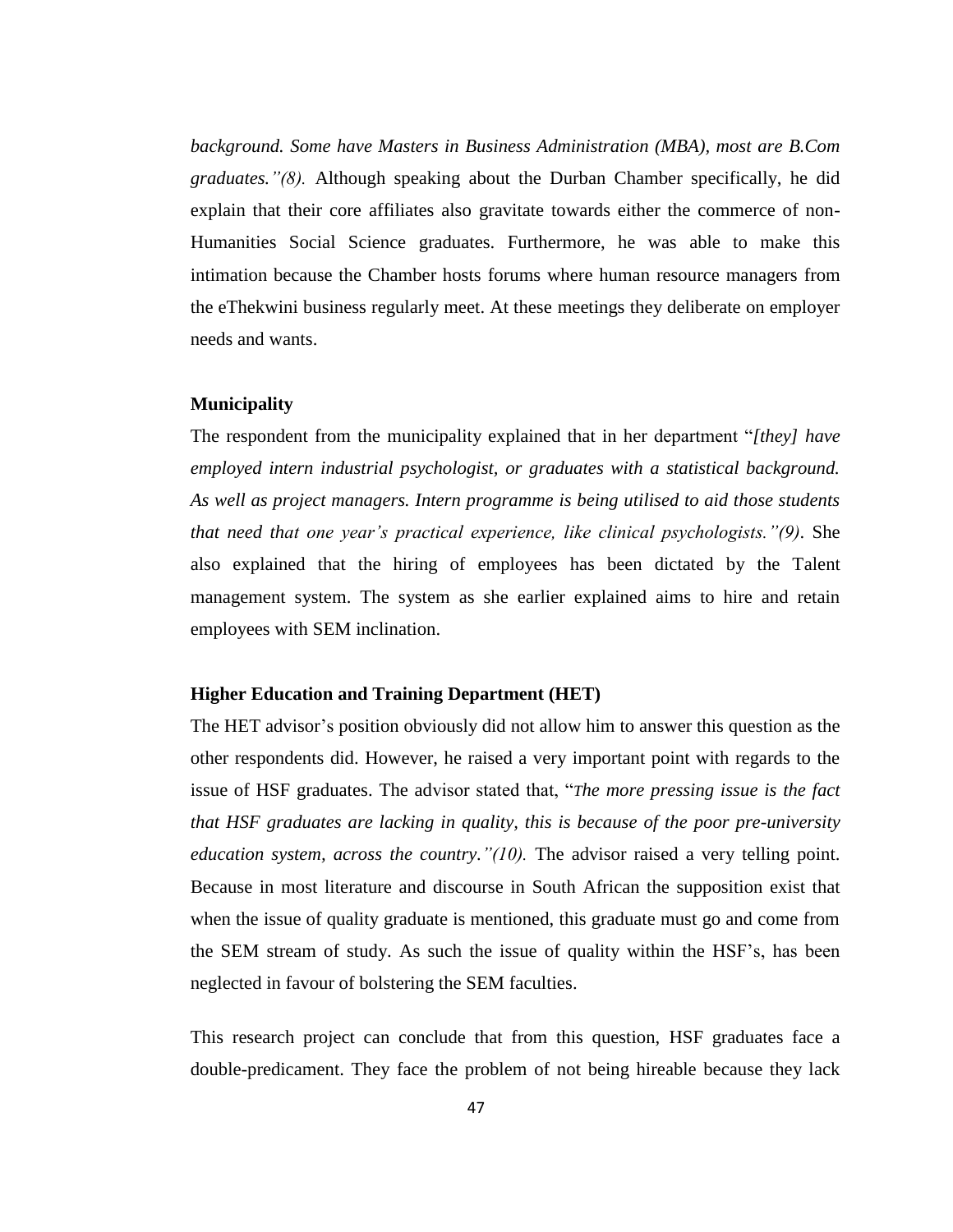*background. Some have Masters in Business Administration (MBA), most are B.Com graduates."(8).* Although speaking about the Durban Chamber specifically, he did explain that their core affiliates also gravitate towards either the commerce of non-Humanities Social Science graduates. Furthermore, he was able to make this intimation because the Chamber hosts forums where human resource managers from the eThekwini business regularly meet. At these meetings they deliberate on employer needs and wants.

**Municipality**

The respondent from the municipality explained that in her department "*[they] have employed intern industrial psychologist, or graduates with a statistical background. As well as project managers. Intern programme is being utilised to aid those students that need that one year's practical experience, like clinical psychologists."(9)*. She also explained that the hiring of employees has been dictated by the Talent management system. The system as she earlier explained aims to hire and retain employees with SEM inclination.

**Higher Education and Training Department (HET)**

The HET advisor's position obviously did not allow him to answer this question as the other respondents did. However, he raised a very important point with regards to the issue of HSF graduates. The advisor stated that, "*The more pressing issue is the fact that HSF graduates are lacking in quality, this is because of the poor pre-university education system, across the country."(10).* The advisor raised a very telling point. Because in most literature and discourse in South African the supposition exist that when the issue of quality graduate is mentioned, this graduate must go and come from the SEM stream of study. As such the issue of quality within the HSF's, has been neglected in favour of bolstering the SEM faculties.

This research project can conclude that from this question, HSF graduates face a double-predicament. They face the problem of not being hireable because they lack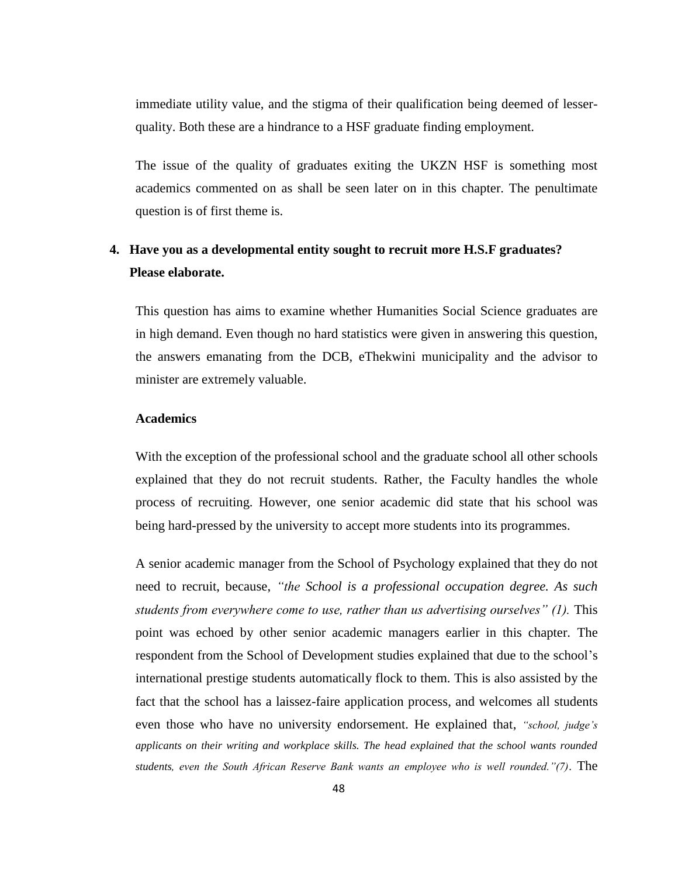immediate utility value, and the stigma of their qualification being deemed of lesser-quality. Both these are a hindrance to a HSF graduate finding employment.

The issue of the quality of graduates exiting the UKZN HSF is something most academics commented on as shall be seen later on in this chapter. The penultimate question is of first theme is.

**4. Have you as a developmental entity sought to recruit more H.S.F graduates? Please elaborate.**

This question has aims to examine whether Humanities Social Science graduates are in high demand. Even though no hard statistics were given in answering this question, the answers emanating from the DCB, eThekwini municipality and the advisor to minister are extremely valuable.

**Academics**

With the exception of the professional school and the graduate school all other schools explained that they do not recruit students. Rather, the Faculty handles the whole process of recruiting. However, one senior academic did state that his school was being hard-pressed by the university to accept more students into its programmes.

A senior academic manager from the School of Psychology explained that they do not need to recruit, because, *"the School is a professional occupation degree. As such students from everywhere come to use, rather than us advertising ourselves" (1).* This point was echoed by other senior academic managers earlier in this chapter. The respondent from the School of Development studies explained that due to the school's international prestige students automatically flock to them. This is also assisted by the fact that the school has a laissez-faire application process, and welcomes all students even those who have no university endorsement. He explained that, *"school, judge's applicants on their writing and workplace skills. The head explained that the school wants rounded students, even the South African Reserve Bank wants an employee who is well rounded."(7)*. The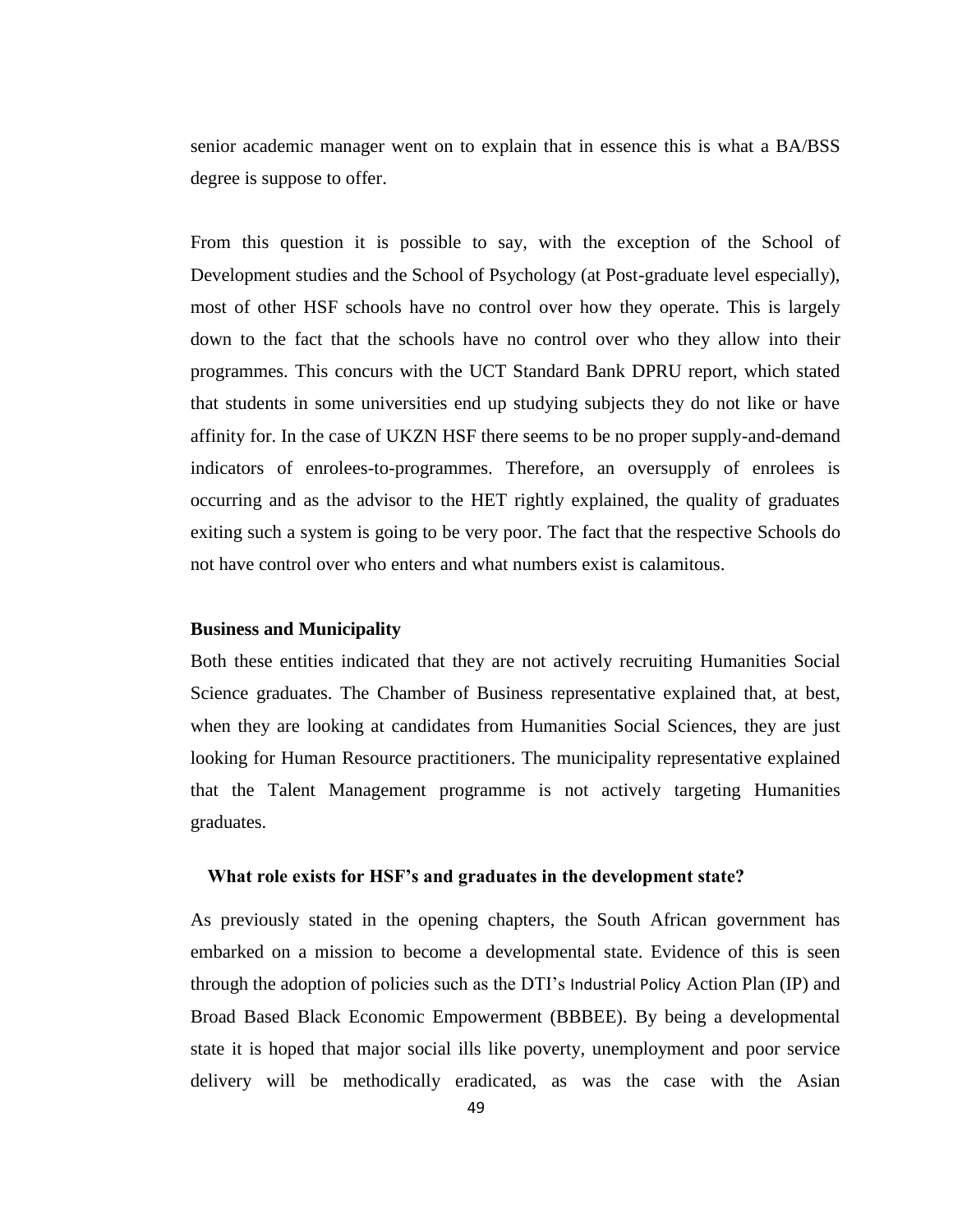senior academic manager went on to explain that in essence this is what a BA/BSS degree is suppose to offer.

From this question it is possible to say, with the exception of the School of Development studies and the School of Psychology (at Post-graduate level especially), most of other HSF schools have no control over how they operate. This is largely down to the fact that the schools have no control over who they allow into their programmes. This concurs with the UCT Standard Bank DPRU report, which stated that students in some universities end up studying subjects they do not like or have affinity for. In the case of UKZN HSF there seems to be no proper supply-and-demand indicators of enrolees-to-programmes. Therefore, an oversupply of enrolees is occurring and as the advisor to the HET rightly explained, the quality of graduates exiting such a system is going to be very poor. The fact that the respective Schools do not have control over who enters and what numbers exist is calamitous.

**Business and Municipality**

Both these entities indicated that they are not actively recruiting Humanities Social Science graduates. The Chamber of Business representative explained that, at best, when they are looking at candidates from Humanities Social Sciences, they are just looking for Human Resource practitioners. The municipality representative explained that the Talent Management programme is not actively targeting Humanities graduates.

**What role exists for HSF's and graduates in the development state?**

As previously stated in the opening chapters, the South African government has embarked on a mission to become a developmental state. Evidence of this is seen through the adoption of policies such as the DTI's Industrial Policy Action Plan (IP) and Broad Based Black Economic Empowerment (BBBEE). By being a developmental state it is hoped that major social ills like poverty, unemployment and poor service delivery will be methodically eradicated, as was the case with the Asian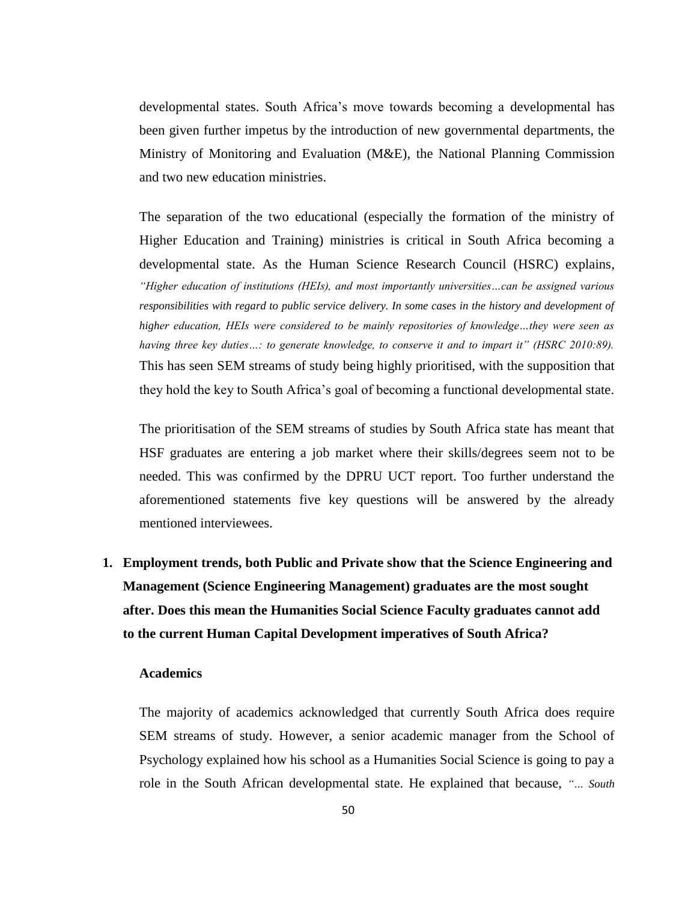developmental states. South Africa's move towards becoming a developmental has been given further impetus by the introduction of new governmental departments, the Ministry of Monitoring and Evaluation (M&E), the National Planning Commission and two new education ministries.

The separation of the two educational (especially the formation of the ministry of Higher Education and Training) ministries is critical in South Africa becoming a developmental state. As the Human Science Research Council (HSRC) explains, *"Higher education of institutions (HEIs), and most importantly universities…can be assigned various responsibilities with regard to public service delivery. In some cases in the history and development of higher education, HEIs were considered to be mainly repositories of knowledge…they were seen as having three key duties…: to generate knowledge, to conserve it and to impart it" (HSRC 2010:89).* This has seen SEM streams of study being highly prioritised, with the supposition that they hold the key to South Africa's goal of becoming a functional developmental state.

The prioritisation of the SEM streams of studies by South Africa state has meant that HSF graduates are entering a job market where their skills/degrees seem not to be needed. This was confirmed by the DPRU UCT report. Too further understand the aforementioned statements five key questions will be answered by the already mentioned interviewees.

1. **Employment trends, both Public and Private show that the Science Engineering and Management (Science Engineering Management) graduates are the most sought after. Does this mean the Humanities Social Science Faculty graduates cannot add to the current Human Capital Development imperatives of South Africa?**

**Academics**

The majority of academics acknowledged that currently South Africa does require SEM streams of study. However, a senior academic manager from the School of Psychology explained how his school as a Humanities Social Science is going to pay a role in the South African developmental state. He explained that because, *"… South*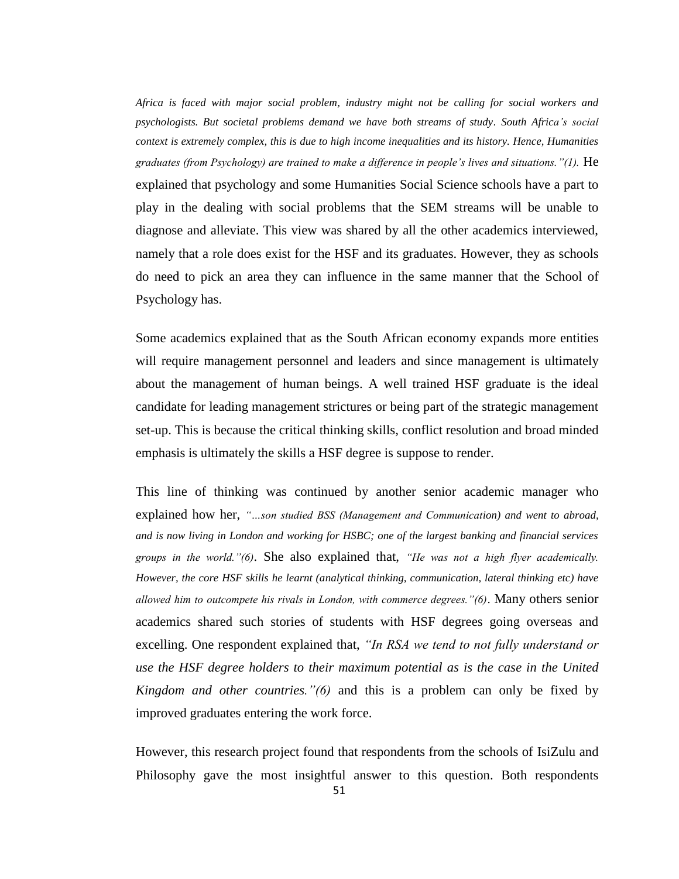*Africa is faced with major social problem, industry might not be calling for social workers and psychologists. But societal problems demand we have both streams of study. South Africa's social context is extremely complex, this is due to high income inequalities and its history. Hence, Humanities graduates (from Psychology) are trained to make a difference in people's lives and situations."(1).* He explained that psychology and some Humanities Social Science schools have a part to play in the dealing with social problems that the SEM streams will be unable to diagnose and alleviate. This view was shared by all the other academics interviewed, namely that a role does exist for the HSF and its graduates. However, they as schools do need to pick an area they can influence in the same manner that the School of Psychology has.

Some academics explained that as the South African economy expands more entities will require management personnel and leaders and since management is ultimately about the management of human beings. A well trained HSF graduate is the ideal candidate for leading management strictures or being part of the strategic management set-up. This is because the critical thinking skills, conflict resolution and broad minded emphasis is ultimately the skills a HSF degree is suppose to render.

This line of thinking was continued by another senior academic manager who explained how her, *"…son studied BSS (Management and Communication) and went to abroad, and is now living in London and working for HSBC; one of the largest banking and financial services groups in the world."(6)*. She also explained that, *"He was not a high flyer academically. However, the core HSF skills he learnt (analytical thinking, communication, lateral thinking etc) have allowed him to outcompete his rivals in London, with commerce degrees."(6)*. Many others senior academics shared such stories of students with HSF degrees going overseas and excelling. One respondent explained that, *"In RSA we tend to not fully understand or use the HSF degree holders to their maximum potential as is the case in the United Kingdom and other countries."(6)* and this is a problem can only be fixed by improved graduates entering the work force.

However, this research project found that respondents from the schools of IsiZulu and Philosophy gave the most insightful answer to this question. Both respondents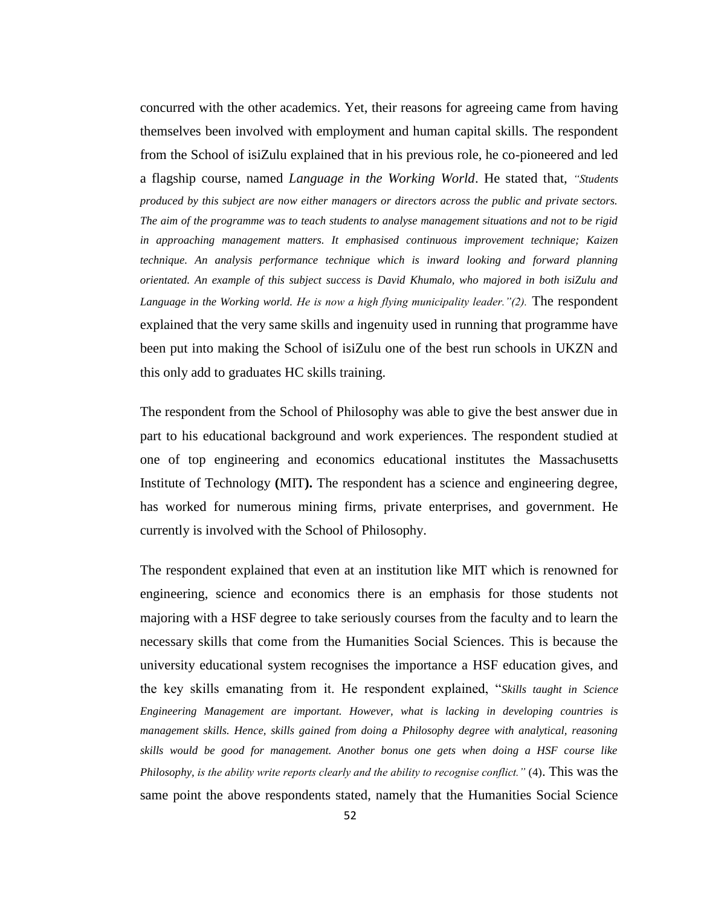concurred with the other academics. Yet, their reasons for agreeing came from having themselves been involved with employment and human capital skills. The respondent from the School of isiZulu explained that in his previous role, he co-pioneered and led a flagship course, named *Language in the Working World*. He stated that, *"Students produced by this subject are now either managers or directors across the public and private sectors. The aim of the programme was to teach students to analyse management situations and not to be rigid in approaching management matters. It emphasised continuous improvement technique; Kaizen technique. An analysis performance technique which is inward looking and forward planning orientated. An example of this subject success is David Khumalo, who majored in both isiZulu and Language in the Working world. He is now a high flying municipality leader."(2).* The respondent explained that the very same skills and ingenuity used in running that programme have been put into making the School of isiZulu one of the best run schools in UKZN and this only add to graduates HC skills training.

The respondent from the School of Philosophy was able to give the best answer due in part to his educational background and work experiences. The respondent studied at one of top engineering and economics educational institutes the Massachusetts Institute of Technology **(**MIT**).** The respondent has a science and engineering degree, has worked for numerous mining firms, private enterprises, and government. He currently is involved with the School of Philosophy.

The respondent explained that even at an institution like MIT which is renowned for engineering, science and economics there is an emphasis for those students not majoring with a HSF degree to take seriously courses from the faculty and to learn the necessary skills that come from the Humanities Social Sciences. This is because the university educational system recognises the importance a HSF education gives, and the key skills emanating from it. He respondent explained, "*Skills taught in Science Engineering Management are important. However, what is lacking in developing countries is management skills. Hence, skills gained from doing a Philosophy degree with analytical, reasoning skills would be good for management. Another bonus one gets when doing a HSF course like Philosophy, is the ability write reports clearly and the ability to recognise conflict."* (4). This was the same point the above respondents stated, namely that the Humanities Social Science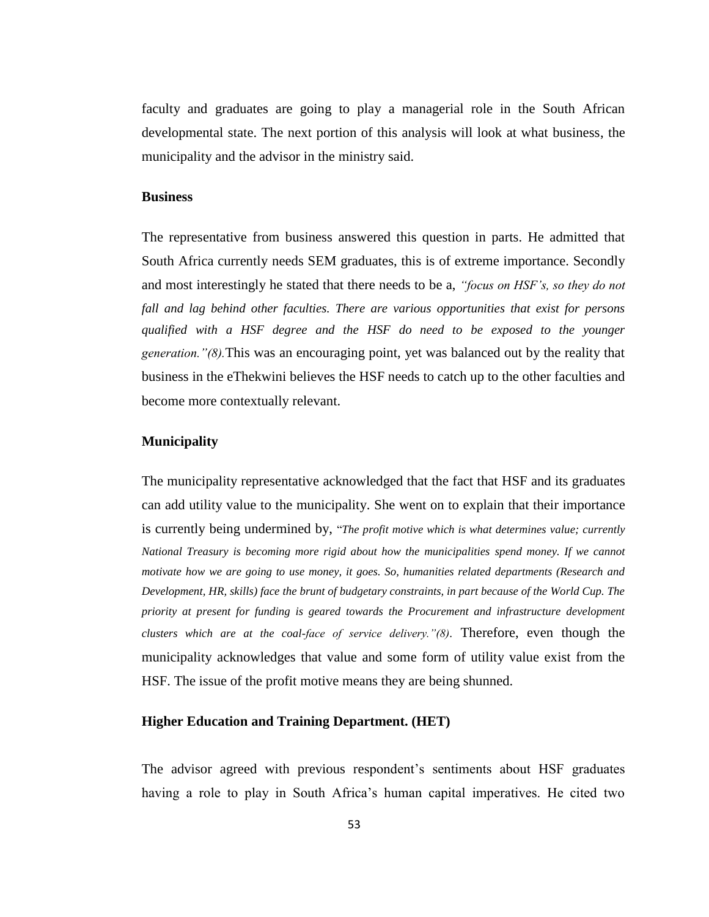faculty and graduates are going to play a managerial role in the South African developmental state. The next portion of this analysis will look at what business, the municipality and the advisor in the ministry said.

### Business

The representative from business answered this question in parts. He admitted that South Africa currently needs SEM graduates, this is of extreme importance. Secondly and most interestingly he stated that there needs to be a, *"focus on HSF's, so they do not fall and lag behind other faculties. There are various opportunities that exist for persons qualified with a HSF degree and the HSF do need to be exposed to the younger generation."(8).* This was an encouraging point, yet was balanced out by the reality that business in the eThekwini believes the HSF needs to catch up to the other faculties and become more contextually relevant.

### Municipality

The municipality representative acknowledged that the fact that HSF and its graduates can add utility value to the municipality. She went on to explain that their importance is currently being undermined by, "*The profit motive which is what determines value; currently National Treasury is becoming more rigid about how the municipalities spend money. If we cannot motivate how we are going to use money, it goes. So, humanities related departments (Research and Development, HR, skills) face the brunt of budgetary constraints, in part because of the World Cup. The priority at present for funding is geared towards the Procurement and infrastructure development clusters which are at the coal-face of service delivery."(8)*. Therefore, even though the municipality acknowledges that value and some form of utility value exist from the HSF. The issue of the profit motive means they are being shunned.

### Higher Education and Training Department. (HET)

The advisor agreed with previous respondent's sentiments about HSF graduates having a role to play in South Africa's human capital imperatives. He cited two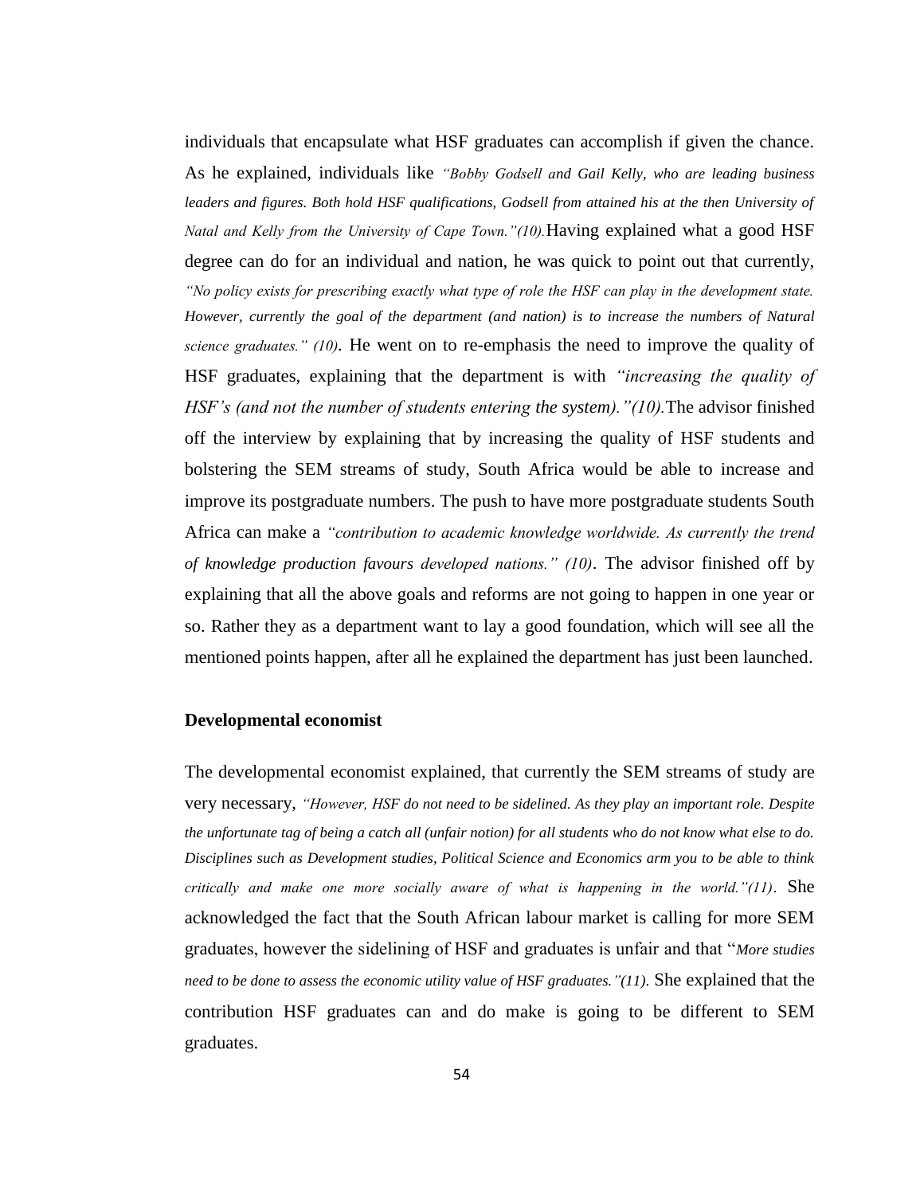individuals that encapsulate what HSF graduates can accomplish if given the chance. As he explained, individuals like *"Bobby Godsell and Gail Kelly, who are leading business leaders and figures. Both hold HSF qualifications, Godsell from attained his at the then University of Natal and Kelly from the University of Cape Town."(10).*Having explained what a good HSF degree can do for an individual and nation, he was quick to point out that currently, *"No policy exists for prescribing exactly what type of role the HSF can play in the development state. However, currently the goal of the department (and nation) is to increase the numbers of Natural science graduates." (10)*. He went on to re-emphasis the need to improve the quality of HSF graduates, explaining that the department is with *"increasing the quality of HSF's (and not the number of students entering the system)."(10).*The advisor finished off the interview by explaining that by increasing the quality of HSF students and bolstering the SEM streams of study, South Africa would be able to increase and improve its postgraduate numbers. The push to have more postgraduate students South Africa can make a *"contribution to academic knowledge worldwide. As currently the trend of knowledge production favours developed nations." (10)*. The advisor finished off by explaining that all the above goals and reforms are not going to happen in one year or so. Rather they as a department want to lay a good foundation, which will see all the mentioned points happen, after all he explained the department has just been launched.

**Developmental economist**

The developmental economist explained, that currently the SEM streams of study are very necessary, *"However, HSF do not need to be sidelined. As they play an important role. Despite the unfortunate tag of being a catch all (unfair notion) for all students who do not know what else to do. Disciplines such as Development studies, Political Science and Economics arm you to be able to think critically and make one more socially aware of what is happening in the world."(11)*. She acknowledged the fact that the South African labour market is calling for more SEM graduates, however the sidelining of HSF and graduates is unfair and that "*More studies need to be done to assess the economic utility value of HSF graduates."(11).* She explained that the contribution HSF graduates can and do make is going to be different to SEM graduates.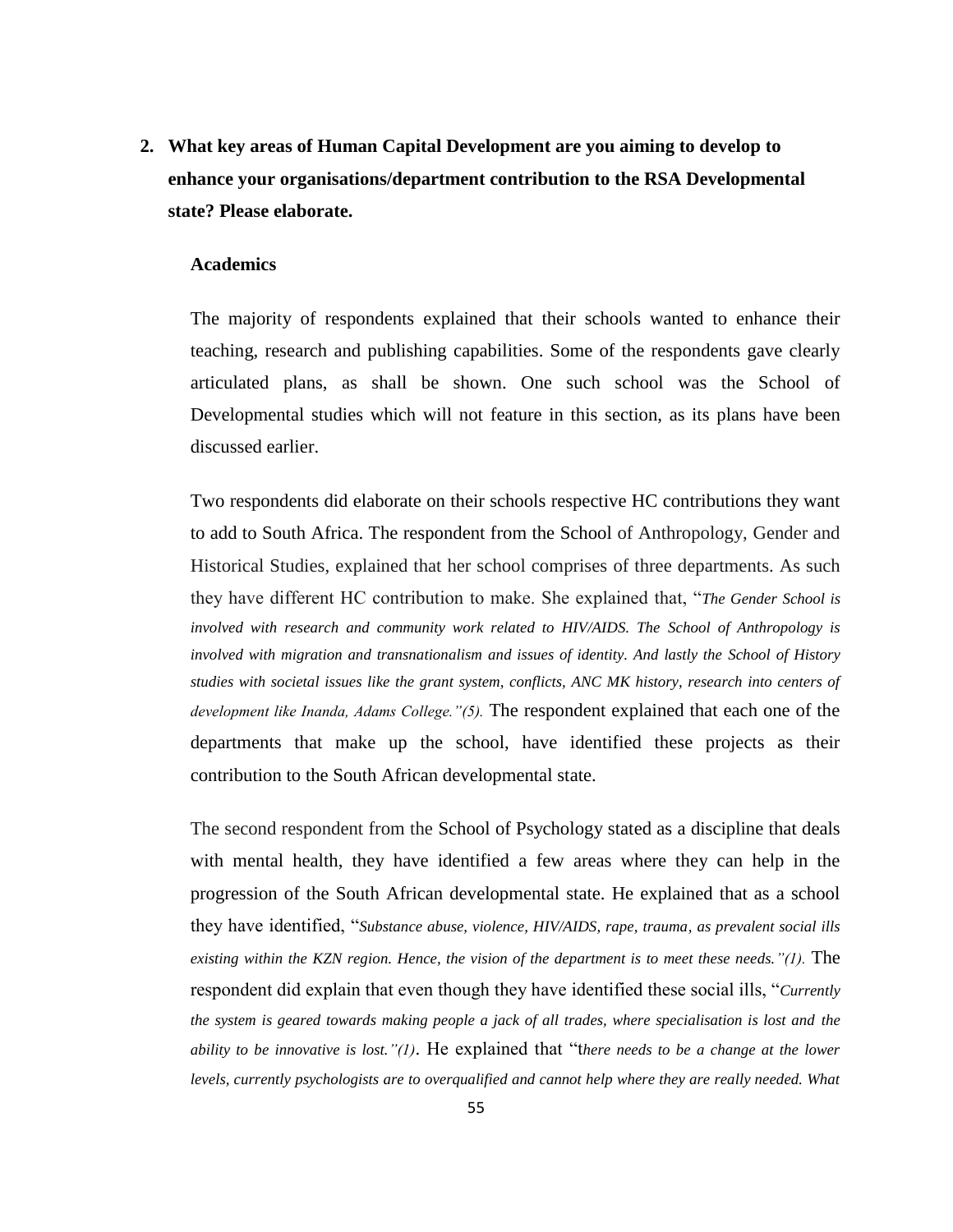2. **What key areas of Human Capital Development are you aiming to develop to enhance your organisations/department contribution to the RSA Developmental state? Please elaborate.**

**Academics**

The majority of respondents explained that their schools wanted to enhance their teaching, research and publishing capabilities. Some of the respondents gave clearly articulated plans, as shall be shown. One such school was the School of Developmental studies which will not feature in this section, as its plans have been discussed earlier.

Two respondents did elaborate on their schools respective HC contributions they want to add to South Africa. The respondent from the School of Anthropology, Gender and Historical Studies, explained that her school comprises of three departments. As such they have different HC contribution to make. She explained that, "*The Gender School is involved with research and community work related to HIV/AIDS. The School of Anthropology is involved with migration and transnationalism and issues of identity. And lastly the School of History studies with societal issues like the grant system, conflicts, ANC MK history, research into centers of development like Inanda, Adams College."(5).* The respondent explained that each one of the departments that make up the school, have identified these projects as their contribution to the South African developmental state.

The second respondent from the School of Psychology stated as a discipline that deals with mental health, they have identified a few areas where they can help in the progression of the South African developmental state. He explained that as a school they have identified, "*Substance abuse, violence, HIV/AIDS, rape, trauma, as prevalent social ills existing within the KZN region. Hence, the vision of the department is to meet these needs."(1).* The respondent did explain that even though they have identified these social ills, "*Currently the system is geared towards making people a jack of all trades, where specialisation is lost and the ability to be innovative is lost."(1)*. He explained that "t*here needs to be a change at the lower levels, currently psychologists are to overqualified and cannot help where they are really needed. What*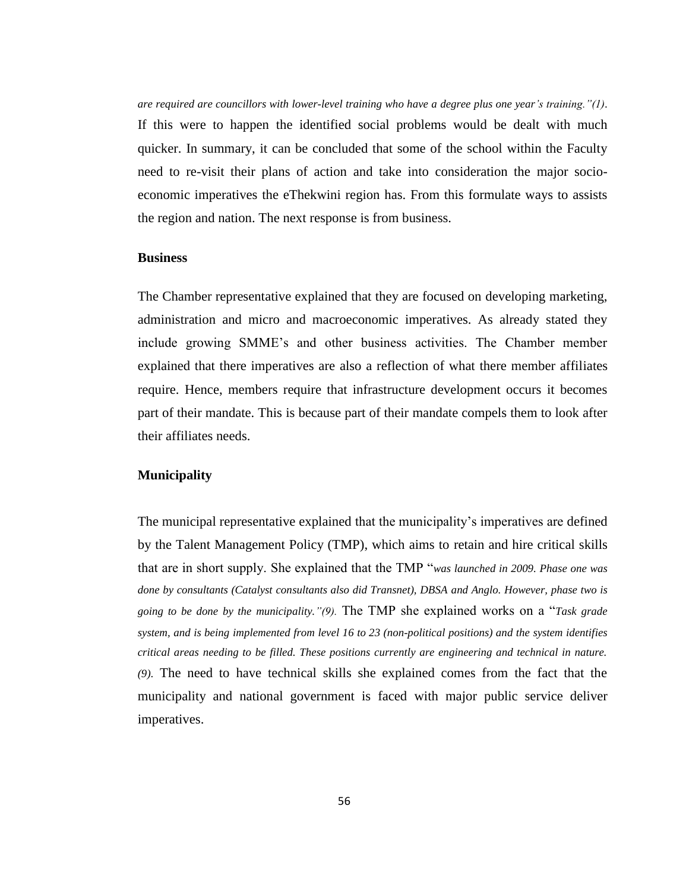*are required are councillors with lower-level training who have a degree plus one year's training."(1)*. If this were to happen the identified social problems would be dealt with much quicker. In summary, it can be concluded that some of the school within the Faculty need to re-visit their plans of action and take into consideration the major socio-economic imperatives the eThekwini region has. From this formulate ways to assists the region and nation. The next response is from business.

**Business**

The Chamber representative explained that they are focused on developing marketing, administration and micro and macroeconomic imperatives. As already stated they include growing SMME's and other business activities. The Chamber member explained that there imperatives are also a reflection of what there member affiliates require. Hence, members require that infrastructure development occurs it becomes part of their mandate. This is because part of their mandate compels them to look after their affiliates needs.

**Municipality**

The municipal representative explained that the municipality's imperatives are defined by the Talent Management Policy (TMP), which aims to retain and hire critical skills that are in short supply. She explained that the TMP "*was launched in 2009. Phase one was done by consultants (Catalyst consultants also did Transnet), DBSA and Anglo. However, phase two is going to be done by the municipality."(9).* The TMP she explained works on a "*Task grade system, and is being implemented from level 16 to 23 (non-political positions) and the system identifies critical areas needing to be filled. These positions currently are engineering and technical in nature. (9).* The need to have technical skills she explained comes from the fact that the municipality and national government is faced with major public service deliver imperatives.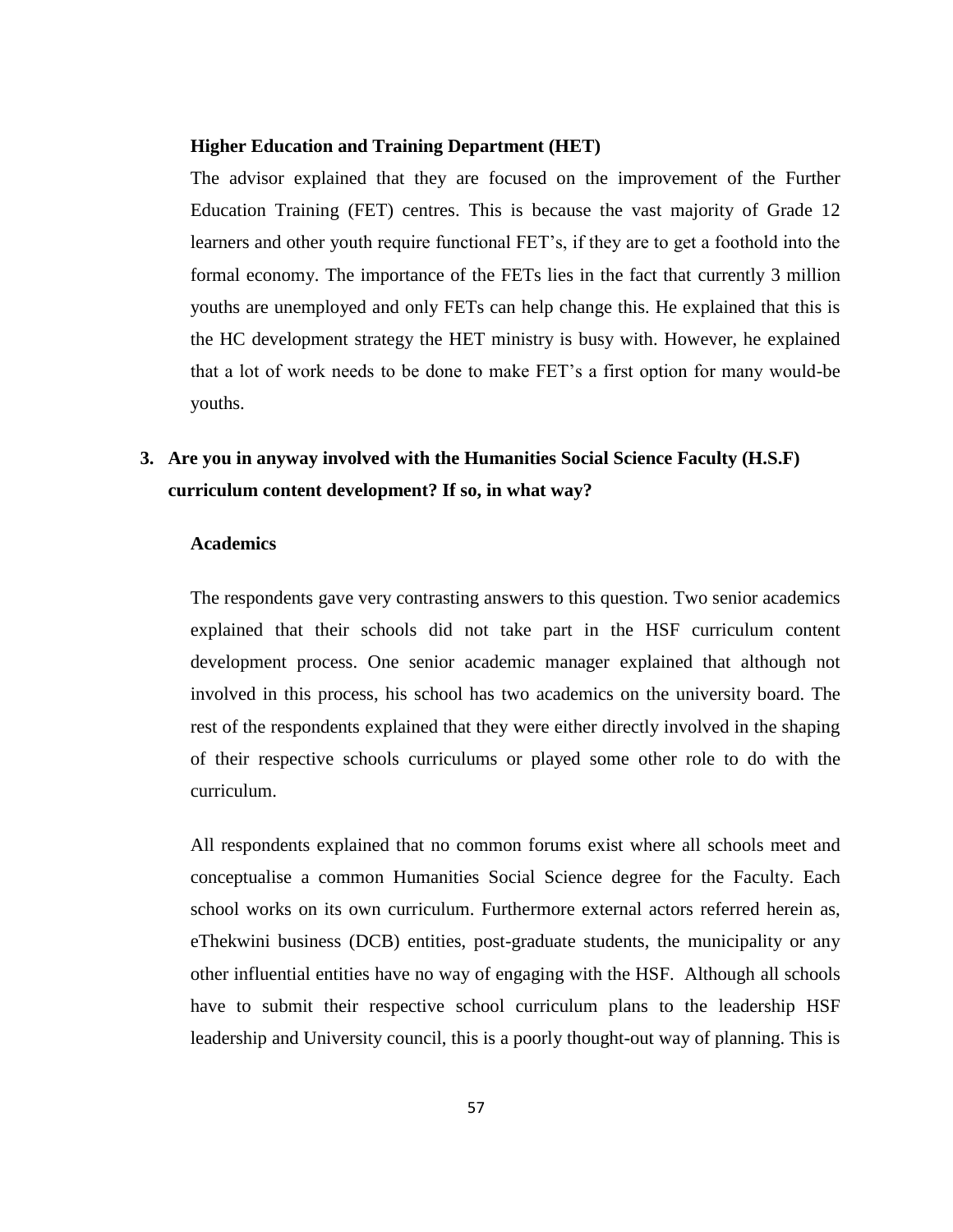**Higher Education and Training Department (HET)**

The advisor explained that they are focused on the improvement of the Further Education Training (FET) centres. This is because the vast majority of Grade 12 learners and other youth require functional FET's, if they are to get a foothold into the formal economy. The importance of the FETs lies in the fact that currently 3 million youths are unemployed and only FETs can help change this. He explained that this is the HC development strategy the HET ministry is busy with. However, he explained that a lot of work needs to be done to make FET's a first option for many would-be youths.

**3. Are you in anyway involved with the Humanities Social Science Faculty (H.S.F) curriculum content development? If so, in what way?**

**Academics**

The respondents gave very contrasting answers to this question. Two senior academics explained that their schools did not take part in the HSF curriculum content development process. One senior academic manager explained that although not involved in this process, his school has two academics on the university board. The rest of the respondents explained that they were either directly involved in the shaping of their respective schools curriculums or played some other role to do with the curriculum.

All respondents explained that no common forums exist where all schools meet and conceptualise a common Humanities Social Science degree for the Faculty. Each school works on its own curriculum. Furthermore external actors referred herein as, eThekwini business (DCB) entities, post-graduate students, the municipality or any other influential entities have no way of engaging with the HSF. Although all schools have to submit their respective school curriculum plans to the leadership HSF leadership and University council, this is a poorly thought-out way of planning. This is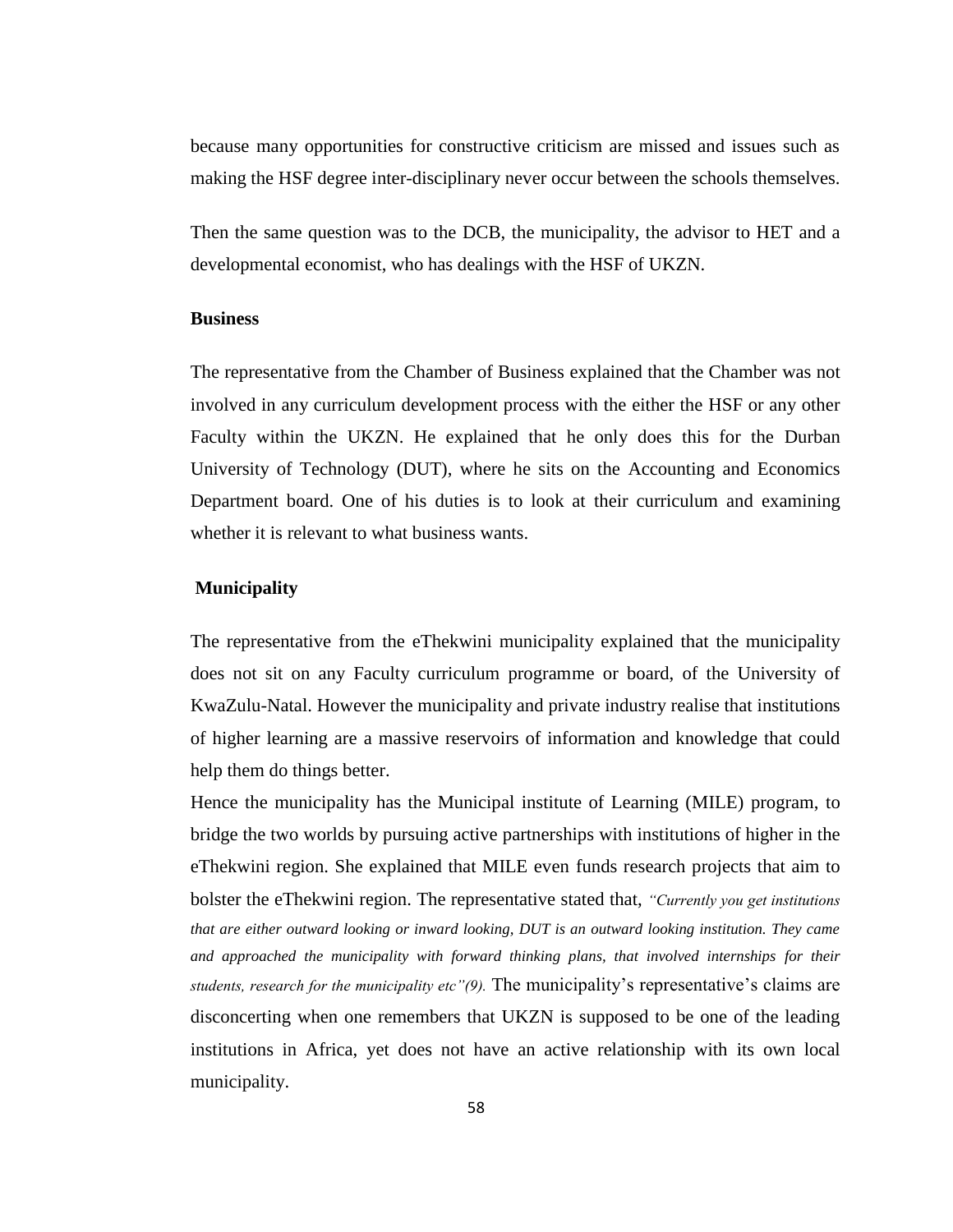because many opportunities for constructive criticism are missed and issues such as making the HSF degree inter-disciplinary never occur between the schools themselves.

Then the same question was to the DCB, the municipality, the advisor to HET and a developmental economist, who has dealings with the HSF of UKZN.

**Business**

The representative from the Chamber of Business explained that the Chamber was not involved in any curriculum development process with the either the HSF or any other Faculty within the UKZN. He explained that he only does this for the Durban University of Technology (DUT), where he sits on the Accounting and Economics Department board. One of his duties is to look at their curriculum and examining whether it is relevant to what business wants.

**Municipality**

The representative from the eThekwini municipality explained that the municipality does not sit on any Faculty curriculum programme or board, of the University of KwaZulu-Natal. However the municipality and private industry realise that institutions of higher learning are a massive reservoirs of information and knowledge that could help them do things better.

Hence the municipality has the Municipal institute of Learning (MILE) program, to bridge the two worlds by pursuing active partnerships with institutions of higher in the eThekwini region. She explained that MILE even funds research projects that aim to bolster the eThekwini region. The representative stated that, *"Currently you get institutions that are either outward looking or inward looking, DUT is an outward looking institution. They came and approached the municipality with forward thinking plans, that involved internships for their students, research for the municipality etc"(9).* The municipality's representative's claims are disconcerting when one remembers that UKZN is supposed to be one of the leading institutions in Africa, yet does not have an active relationship with its own local municipality.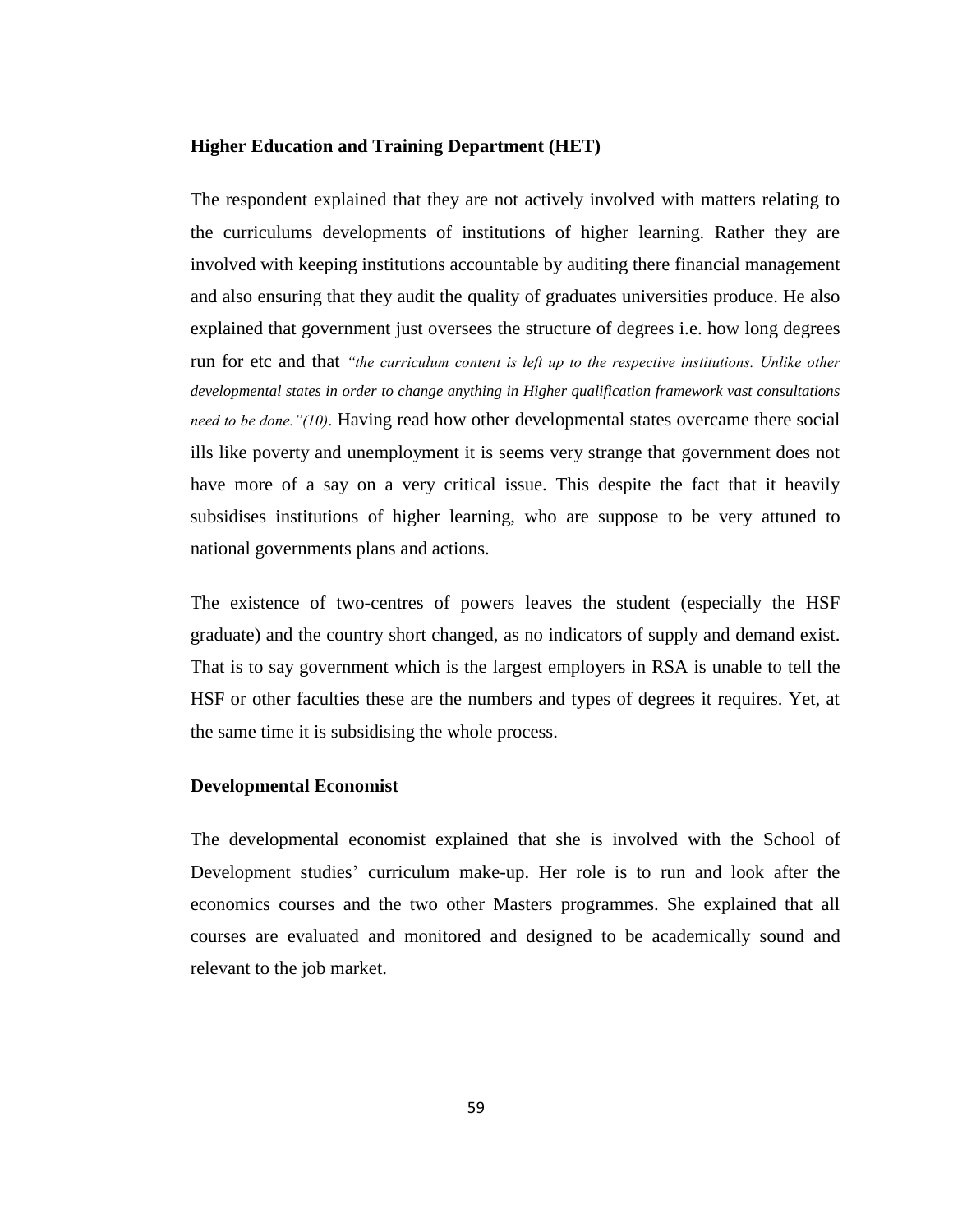**Higher Education and Training Department (HET)**

The respondent explained that they are not actively involved with matters relating to the curriculums developments of institutions of higher learning. Rather they are involved with keeping institutions accountable by auditing there financial management and also ensuring that they audit the quality of graduates universities produce. He also explained that government just oversees the structure of degrees i.e. how long degrees run for etc and that *"the curriculum content is left up to the respective institutions. Unlike other developmental states in order to change anything in Higher qualification framework vast consultations need to be done."(10)*. Having read how other developmental states overcame there social ills like poverty and unemployment it is seems very strange that government does not have more of a say on a very critical issue. This despite the fact that it heavily subsidises institutions of higher learning, who are suppose to be very attuned to national governments plans and actions.

The existence of two-centres of powers leaves the student (especially the HSF graduate) and the country short changed, as no indicators of supply and demand exist. That is to say government which is the largest employers in RSA is unable to tell the HSF or other faculties these are the numbers and types of degrees it requires. Yet, at the same time it is subsidising the whole process.

**Developmental Economist**

The developmental economist explained that she is involved with the School of Development studies' curriculum make-up. Her role is to run and look after the economics courses and the two other Masters programmes. She explained that all courses are evaluated and monitored and designed to be academically sound and relevant to the job market.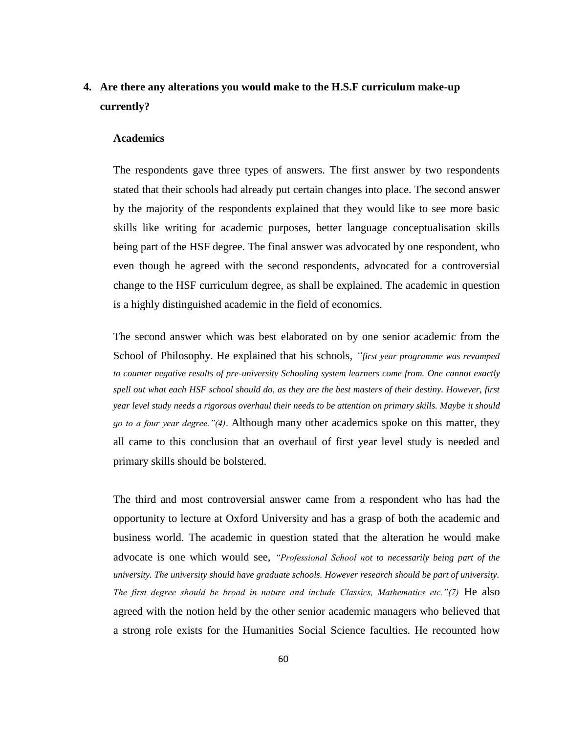4. **Are there any alterations you would make to the H.S.F curriculum make-up currently?**

**Academics**

The respondents gave three types of answers. The first answer by two respondents stated that their schools had already put certain changes into place. The second answer by the majority of the respondents explained that they would like to see more basic skills like writing for academic purposes, better language conceptualisation skills being part of the HSF degree. The final answer was advocated by one respondent, who even though he agreed with the second respondents, advocated for a controversial change to the HSF curriculum degree, as shall be explained. The academic in question is a highly distinguished academic in the field of economics.

The second answer which was best elaborated on by one senior academic from the School of Philosophy. He explained that his schools, *"first year programme was revamped to counter negative results of pre-university Schooling system learners come from. One cannot exactly spell out what each HSF school should do, as they are the best masters of their destiny. However, first year level study needs a rigorous overhaul their needs to be attention on primary skills. Maybe it should go to a four year degree."(4)*. Although many other academics spoke on this matter, they all came to this conclusion that an overhaul of first year level study is needed and primary skills should be bolstered.

The third and most controversial answer came from a respondent who has had the opportunity to lecture at Oxford University and has a grasp of both the academic and business world. The academic in question stated that the alteration he would make advocate is one which would see, *"Professional School not to necessarily being part of the university. The university should have graduate schools. However research should be part of university. The first degree should be broad in nature and include Classics, Mathematics etc."(7)* He also agreed with the notion held by the other senior academic managers who believed that a strong role exists for the Humanities Social Science faculties. He recounted how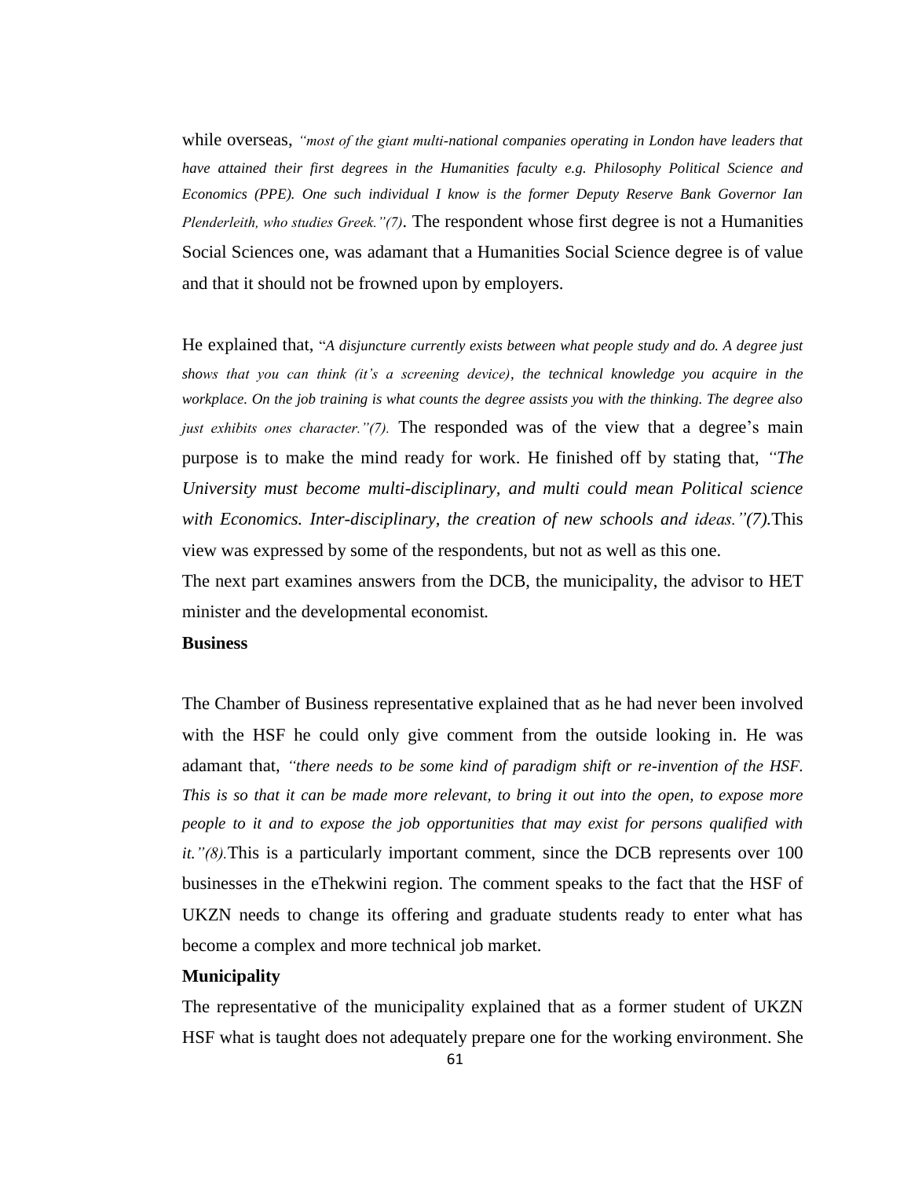while overseas, *"most of the giant multi-national companies operating in London have leaders that have attained their first degrees in the Humanities faculty e.g. Philosophy Political Science and Economics (PPE). One such individual I know is the former Deputy Reserve Bank Governor Ian Plenderleith, who studies Greek."(7)*. The respondent whose first degree is not a Humanities Social Sciences one, was adamant that a Humanities Social Science degree is of value and that it should not be frowned upon by employers.

He explained that, "*A disjuncture currently exists between what people study and do. A degree just shows that you can think (it's a screening device), the technical knowledge you acquire in the workplace. On the job training is what counts the degree assists you with the thinking. The degree also just exhibits ones character."(7).* The responded was of the view that a degree's main purpose is to make the mind ready for work. He finished off by stating that, *"The University must become multi-disciplinary, and multi could mean Political science with Economics. Inter-disciplinary, the creation of new schools and ideas."(7).*This view was expressed by some of the respondents, but not as well as this one.

The next part examines answers from the DCB, the municipality, the advisor to HET minister and the developmental economist.

**Business**

The Chamber of Business representative explained that as he had never been involved with the HSF he could only give comment from the outside looking in. He was adamant that, *"there needs to be some kind of paradigm shift or re-invention of the HSF. This is so that it can be made more relevant, to bring it out into the open, to expose more people to it and to expose the job opportunities that may exist for persons qualified with it."(8).*This is a particularly important comment, since the DCB represents over 100 businesses in the eThekwini region. The comment speaks to the fact that the HSF of UKZN needs to change its offering and graduate students ready to enter what has become a complex and more technical job market.

**Municipality**

The representative of the municipality explained that as a former student of UKZN HSF what is taught does not adequately prepare one for the working environment. She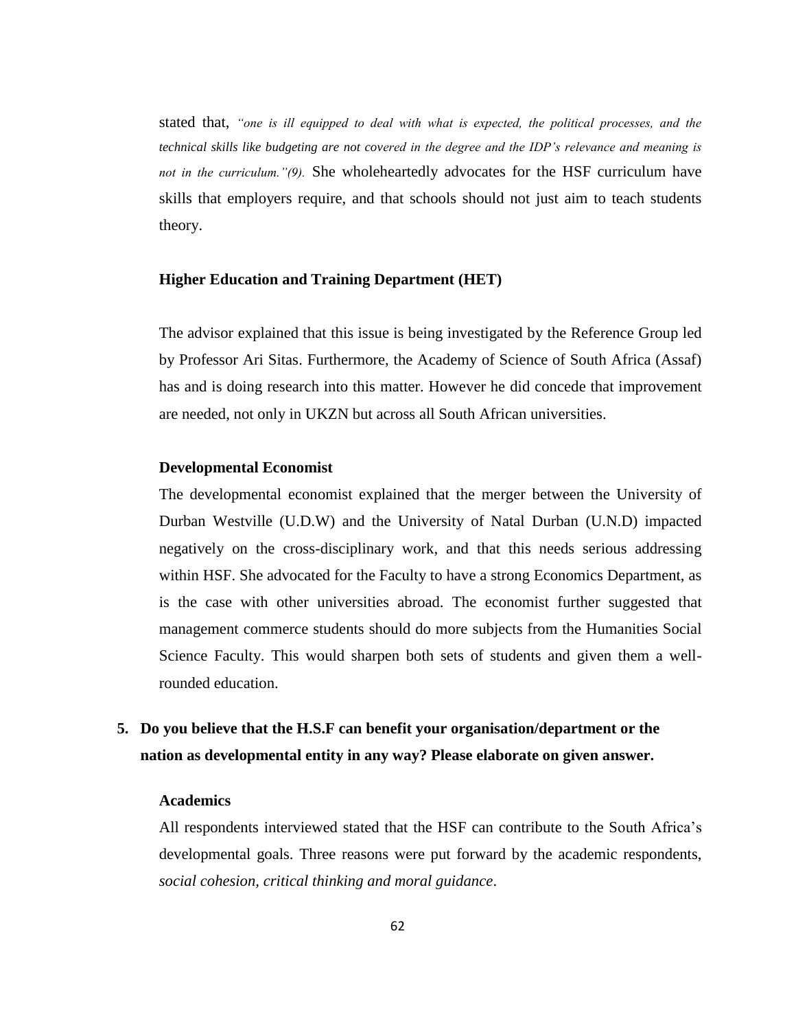stated that, *"one is ill equipped to deal with what is expected, the political processes, and the technical skills like budgeting are not covered in the degree and the IDP's relevance and meaning is not in the curriculum."(9).* She wholeheartedly advocates for the HSF curriculum have skills that employers require, and that schools should not just aim to teach students theory.

**Higher Education and Training Department (HET)**

The advisor explained that this issue is being investigated by the Reference Group led by Professor Ari Sitas. Furthermore, the Academy of Science of South Africa (Assaf) has and is doing research into this matter. However he did concede that improvement are needed, not only in UKZN but across all South African universities.

**Developmental Economist**

The developmental economist explained that the merger between the University of Durban Westville (U.D.W) and the University of Natal Durban (U.N.D) impacted negatively on the cross-disciplinary work, and that this needs serious addressing within HSF. She advocated for the Faculty to have a strong Economics Department, as is the case with other universities abroad. The economist further suggested that management commerce students should do more subjects from the Humanities Social Science Faculty. This would sharpen both sets of students and given them a well-rounded education.

**5. Do you believe that the H.S.F can benefit your organisation/department or the nation as developmental entity in any way? Please elaborate on given answer.**

**Academics**

All respondents interviewed stated that the HSF can contribute to the South Africa's developmental goals. Three reasons were put forward by the academic respondents, *social cohesion*, *critical thinking and moral guidance*.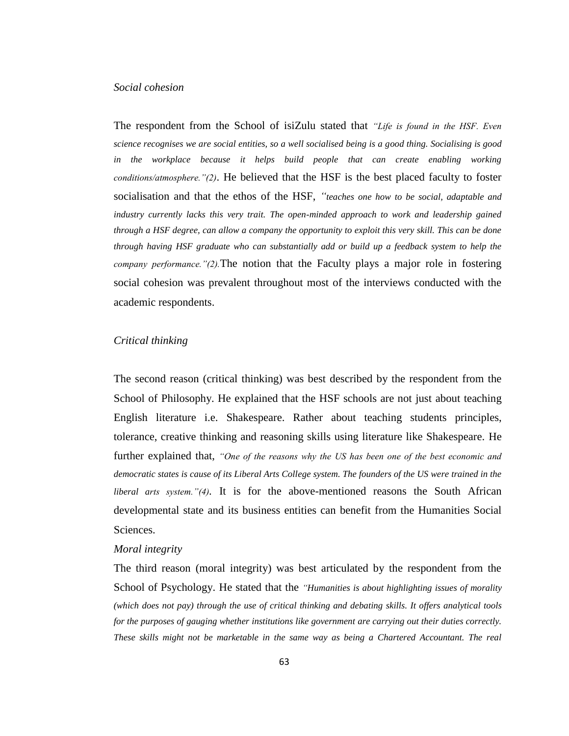*Social cohesion*

The respondent from the School of isiZulu stated that *"Life is found in the HSF. Even science recognises we are social entities, so a well socialised being is a good thing. Socialising is good in the workplace because it helps build people that can create enabling working conditions/atmosphere."(2)*. He believed that the HSF is the best placed faculty to foster socialisation and that the ethos of the HSF, *"teaches one how to be social, adaptable and industry currently lacks this very trait. The open-minded approach to work and leadership gained through a HSF degree, can allow a company the opportunity to exploit this very skill. This can be done through having HSF graduate who can substantially add or build up a feedback system to help the company performance."(2).*The notion that the Faculty plays a major role in fostering social cohesion was prevalent throughout most of the interviews conducted with the academic respondents.

*Critical thinking*

The second reason (critical thinking) was best described by the respondent from the School of Philosophy. He explained that the HSF schools are not just about teaching English literature i.e. Shakespeare. Rather about teaching students principles, tolerance, creative thinking and reasoning skills using literature like Shakespeare. He further explained that, *"One of the reasons why the US has been one of the best economic and democratic states is cause of its Liberal Arts College system. The founders of the US were trained in the liberal arts system."(4)*. It is for the above-mentioned reasons the South African developmental state and its business entities can benefit from the Humanities Social Sciences.

*Moral integrity*

The third reason (moral integrity) was best articulated by the respondent from the School of Psychology. He stated that the *"Humanities is about highlighting issues of morality (which does not pay) through the use of critical thinking and debating skills. It offers analytical tools for the purposes of gauging whether institutions like government are carrying out their duties correctly. These skills might not be marketable in the same way as being a Chartered Accountant. The real*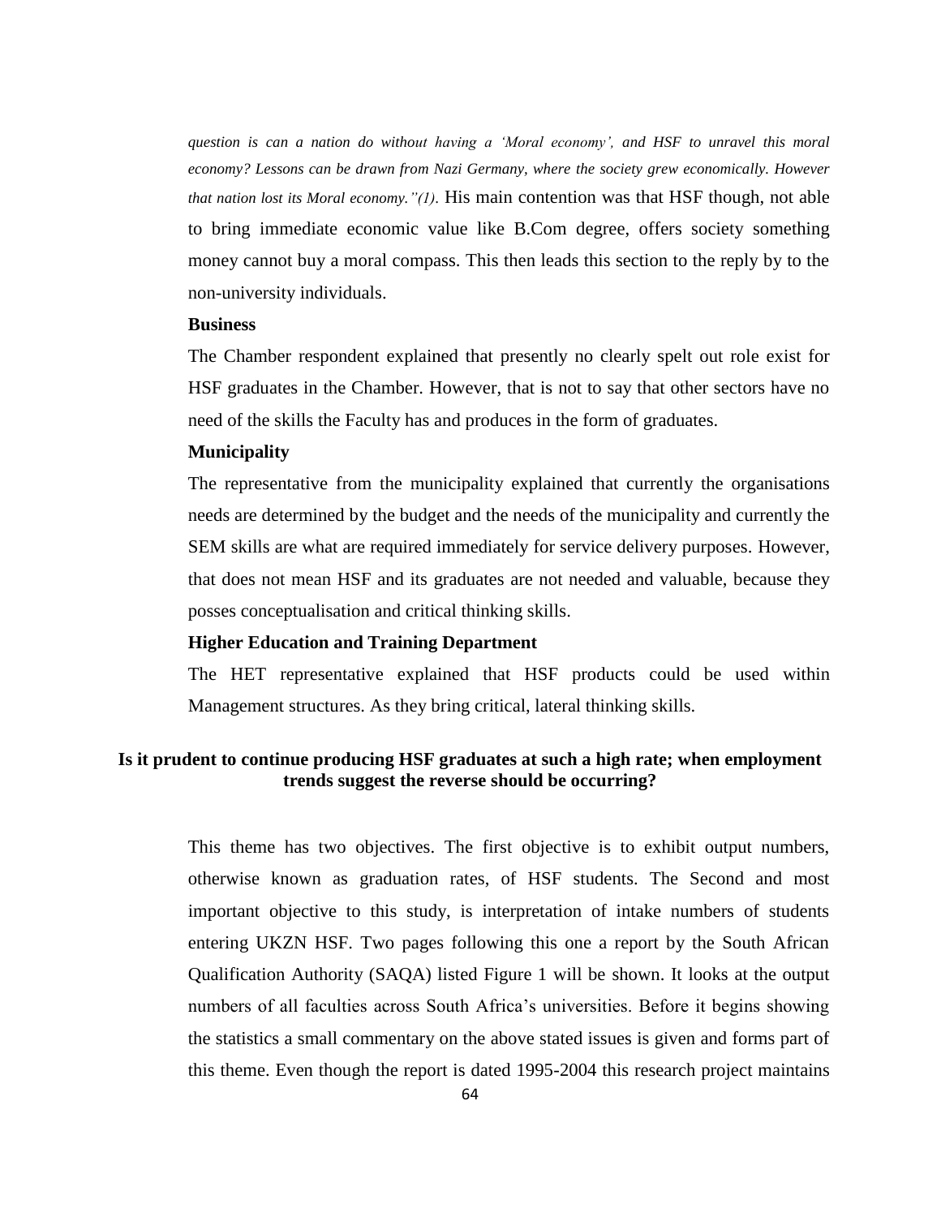*question is can a nation do without having a 'Moral economy', and HSF to unravel this moral economy? Lessons can be drawn from Nazi Germany, where the society grew economically. However that nation lost its Moral economy."(1).* His main contention was that HSF though, not able to bring immediate economic value like B.Com degree, offers society something money cannot buy a moral compass. This then leads this section to the reply by to the non-university individuals.

**Business**

The Chamber respondent explained that presently no clearly spelt out role exist for HSF graduates in the Chamber. However, that is not to say that other sectors have no need of the skills the Faculty has and produces in the form of graduates.

**Municipality**

The representative from the municipality explained that currently the organisations needs are determined by the budget and the needs of the municipality and currently the SEM skills are what are required immediately for service delivery purposes. However, that does not mean HSF and its graduates are not needed and valuable, because they posses conceptualisation and critical thinking skills.

**Higher Education and Training Department**

The HET representative explained that HSF products could be used within Management structures. As they bring critical, lateral thinking skills.

## Is it prudent to continue producing HSF graduates at such a high rate; when employment trends suggest the reverse should be occurring?

This theme has two objectives. The first objective is to exhibit output numbers, otherwise known as graduation rates, of HSF students. The Second and most important objective to this study, is interpretation of intake numbers of students entering UKZN HSF. Two pages following this one a report by the South African Qualification Authority (SAQA) listed Figure 1 will be shown. It looks at the output numbers of all faculties across South Africa's universities. Before it begins showing the statistics a small commentary on the above stated issues is given and forms part of this theme. Even though the report is dated 1995-2004 this research project maintains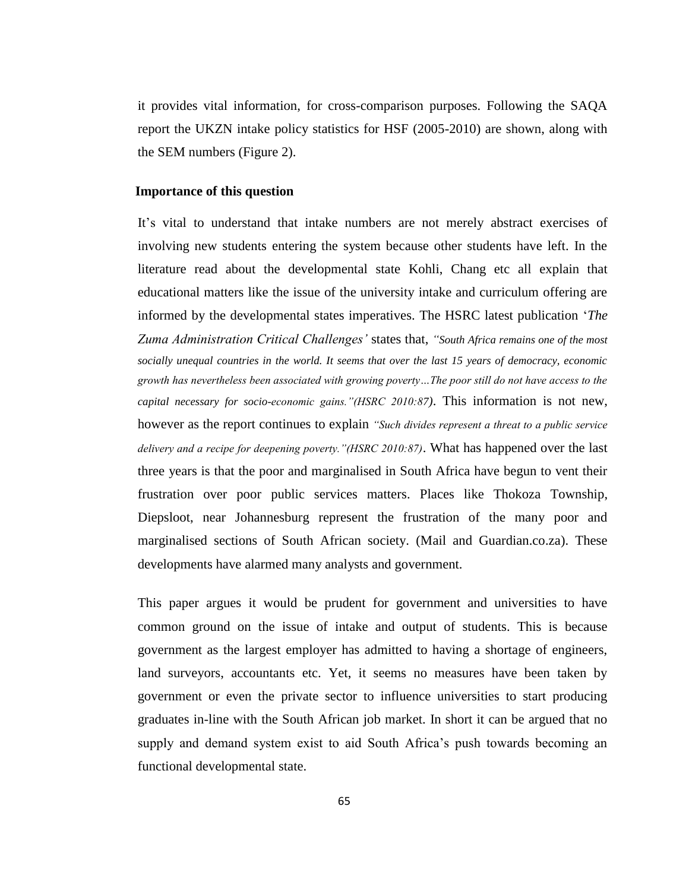it provides vital information, for cross-comparison purposes. Following the SAQA report the UKZN intake policy statistics for HSF (2005-2010) are shown, along with the SEM numbers (Figure 2).

**Importance of this question**

It's vital to understand that intake numbers are not merely abstract exercises of involving new students entering the system because other students have left. In the literature read about the developmental state Kohli, Chang etc all explain that educational matters like the issue of the university intake and curriculum offering are informed by the developmental states imperatives. The HSRC latest publication '*The Zuma Administration Critical Challenges'* states that, *"South Africa remains one of the most socially unequal countries in the world. It seems that over the last 15 years of democracy, economic growth has nevertheless been associated with growing poverty…The poor still do not have access to the capital necessary for socio-economic gains."(HSRC 2010:87)*. This information is not new, however as the report continues to explain *"Such divides represent a threat to a public service delivery and a recipe for deepening poverty."(HSRC 2010:87)*. What has happened over the last three years is that the poor and marginalised in South Africa have begun to vent their frustration over poor public services matters. Places like Thokoza Township, Diepsloot, near Johannesburg represent the frustration of the many poor and marginalised sections of South African society. (Mail and Guardian.co.za). These developments have alarmed many analysts and government.

This paper argues it would be prudent for government and universities to have common ground on the issue of intake and output of students. This is because government as the largest employer has admitted to having a shortage of engineers, land surveyors, accountants etc. Yet, it seems no measures have been taken by government or even the private sector to influence universities to start producing graduates in-line with the South African job market. In short it can be argued that no supply and demand system exist to aid South Africa's push towards becoming an functional developmental state.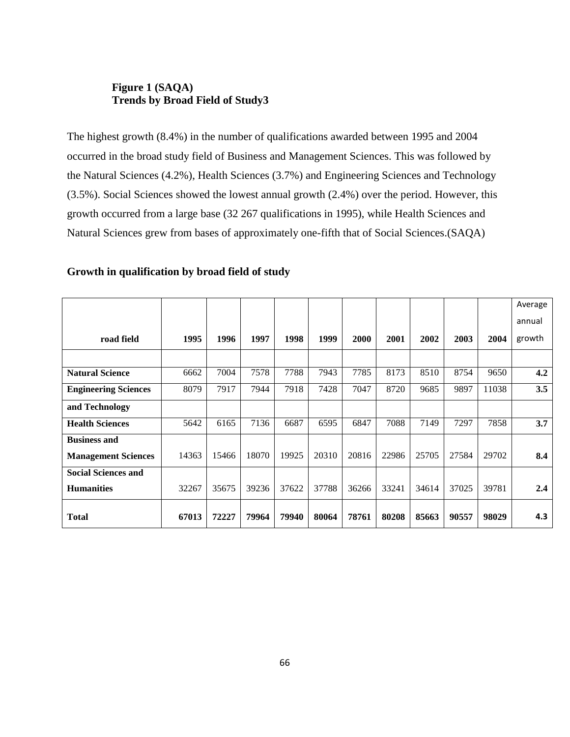**Figure 1 (SAQA)**
**Trends by Broad Field of Study3**

The highest growth (8.4%) in the number of qualifications awarded between 1995 and 2004 occurred in the broad study field of Business and Management Sciences. This was followed by the Natural Sciences (4.2%), Health Sciences (3.7%) and Engineering Sciences and Technology (3.5%). Social Sciences showed the lowest annual growth (2.4%) over the period. However, this growth occurred from a large base (32 267 qualifications in 1995), while Health Sciences and Natural Sciences grew from bases of approximately one-fifth that of Social Sciences.(SAQA)

**Growth in qualification by broad field of study**

| road field | 1995 | 1996 | 1997 | 1998 | 1999 | 2000 | 2001 | 2002 | 2003 | 2004 | Average annual growth |
|---|---|---|---|---|---|---|---|---|---|---|---|
| | | | | | | | | | | | |
| **Natural Science** | 6662 | 7004 | 7578 | 7788 | 7943 | 7785 | 8173 | 8510 | 8754 | 9650 | **4.2** |
| **Engineering Sciences and Technology** | 8079 | 7917 | 7944 | 7918 | 7428 | 7047 | 8720 | 9685 | 9897 | 11038 | **3.5** |
| **Health Sciences** | 5642 | 6165 | 7136 | 6687 | 6595 | 6847 | 7088 | 7149 | 7297 | 7858 | **3.7** |
| **Business and Management Sciences** | 14363 | 15466 | 18070 | 19925 | 20310 | 20816 | 22986 | 25705 | 27584 | 29702 | **8.4** |
| **Social Sciences and Humanities** | 32267 | 35675 | 39236 | 37622 | 37788 | 36266 | 33241 | 34614 | 37025 | 39781 | **2.4** |
| **Total** | **67013** | **72227** | **79964** | **79940** | **80064** | **78761** | **80208** | **85663** | **90557** | **98029** | **4.3** |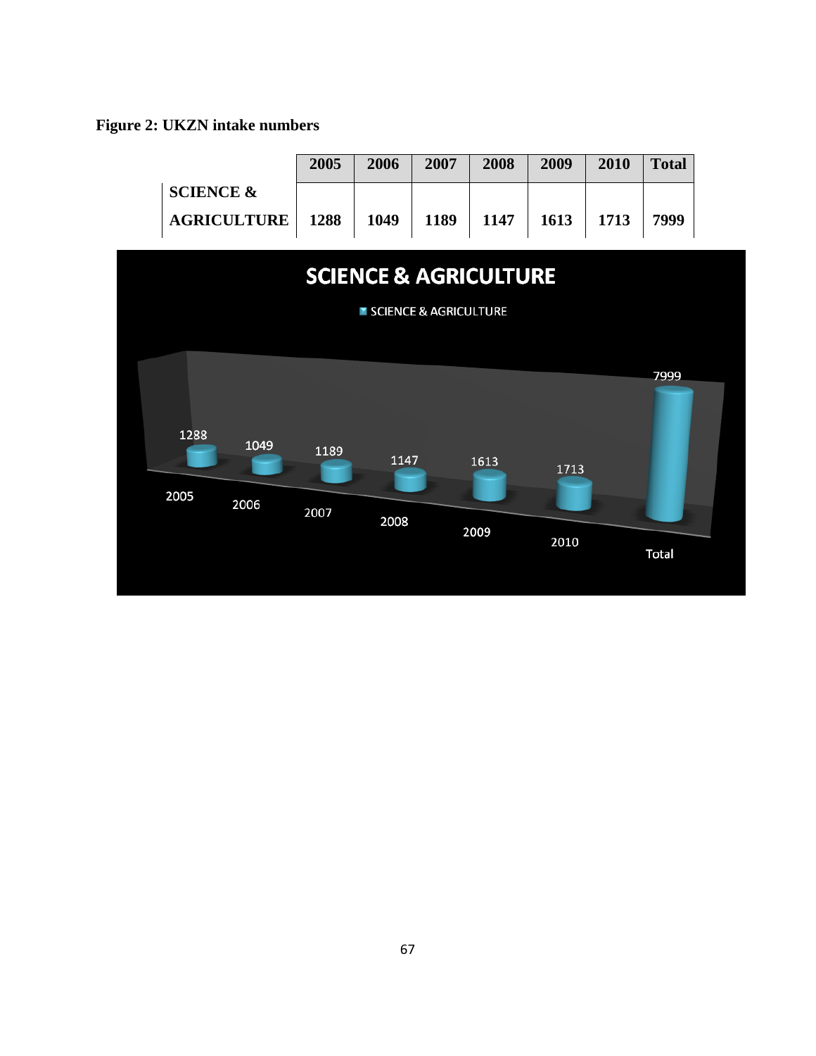**Figure 2: UKZN intake numbers**

| | 2005 | 2006 | 2007 | 2008 | 2009 | 2010 | Total |
|---|---|---|---|---|---|---|---|
| SCIENCE & AGRICULTURE | 1288 | 1049 | 1189 | 1147 | 1613 | 1713 | 7999 |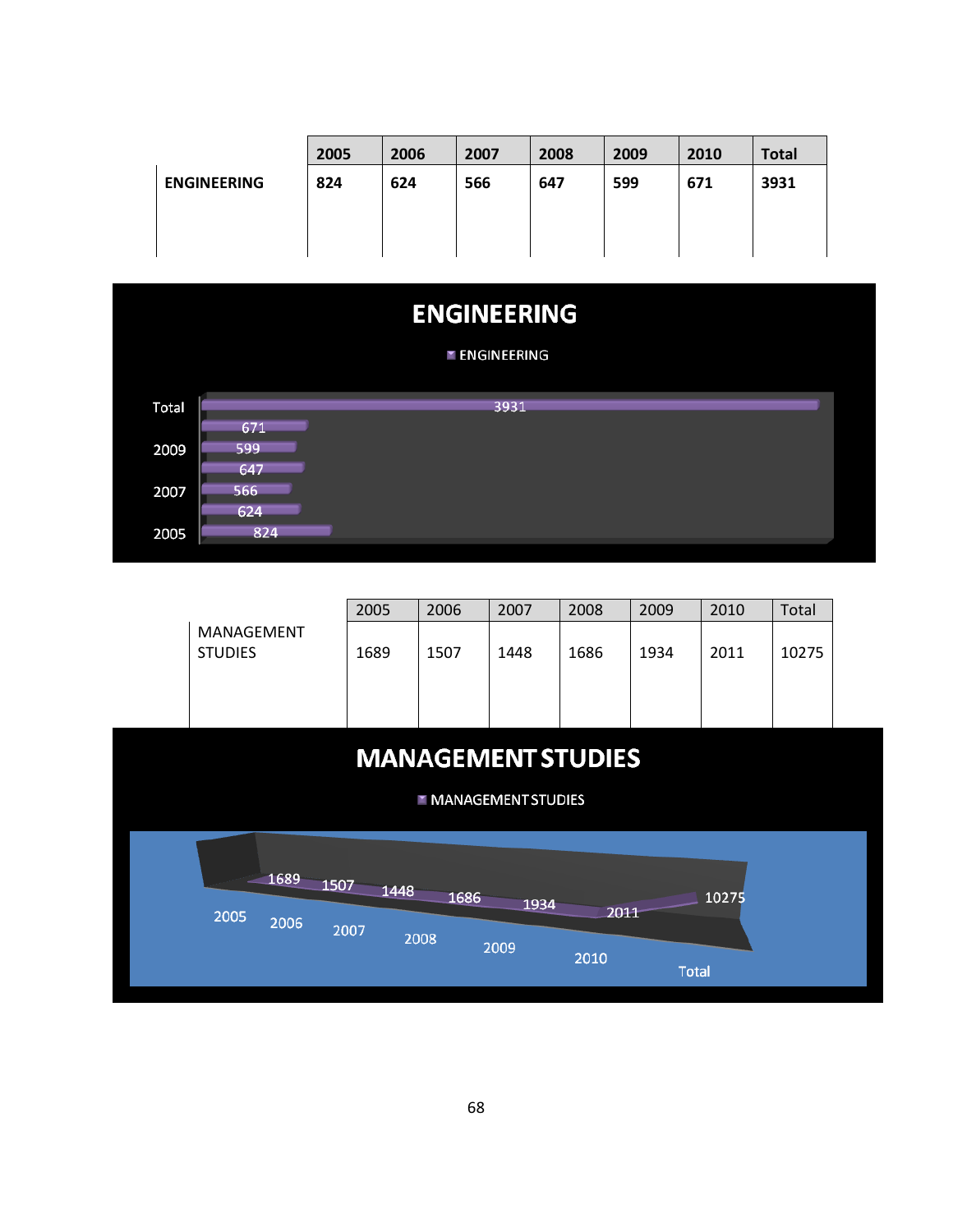| | 2005 | 2006 | 2007 | 2008 | 2009 | 2010 | Total |
|---|---|---|---|---|---|---|---|
| **ENGINEERING** | **824** | **624** | **566** | **647** | **599** | **671** | **3931** |

**ENGINEERING**

| | 2005 | 2006 | 2007 | 2008 | 2009 | 2010 | Total |
|---|---|---|---|---|---|---|---|
| MANAGEMENT STUDIES | 1689 | 1507 | 1448 | 1686 | 1934 | 2011 | 10275 |

**MANAGEMENT STUDIES**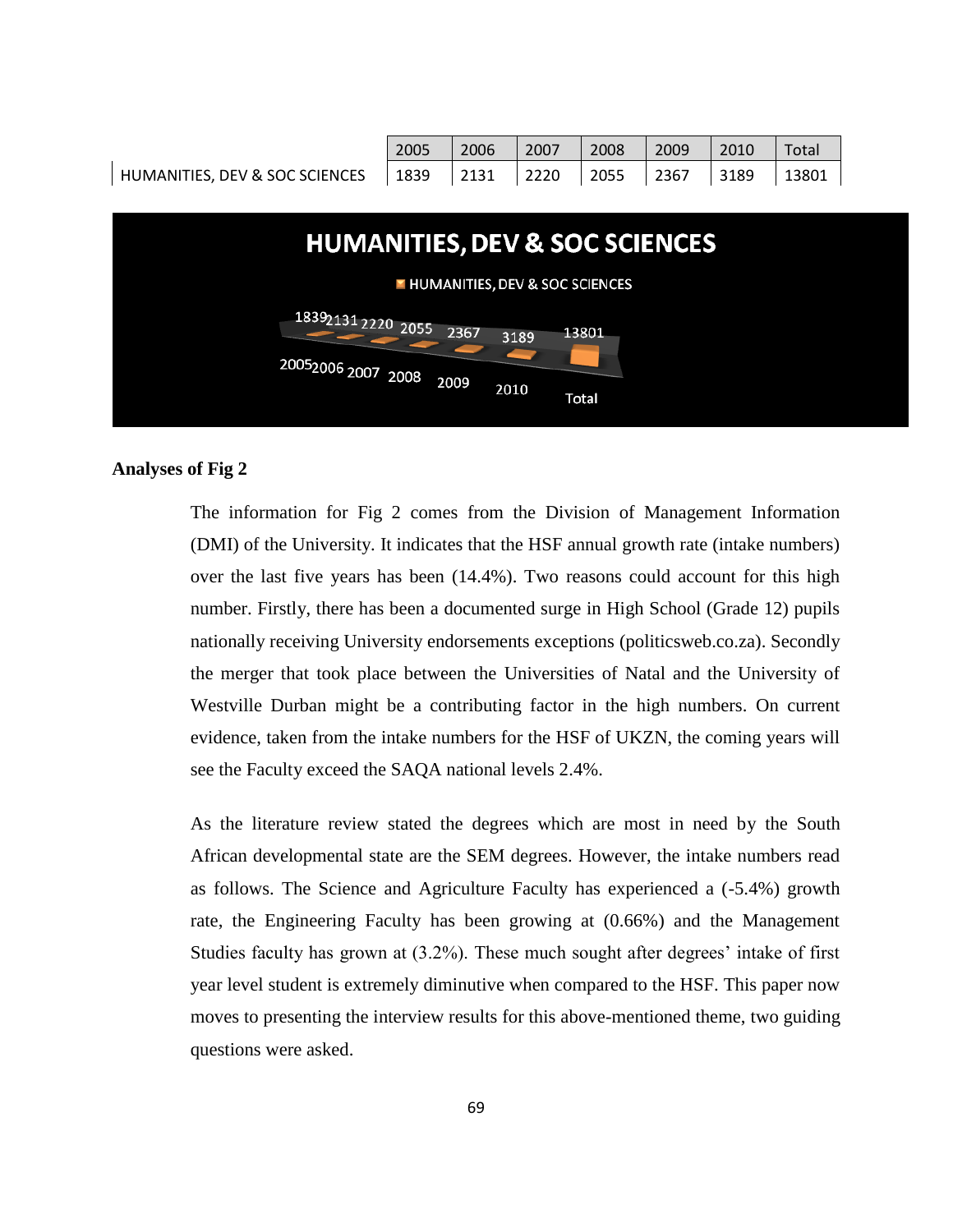| | 2005 | 2006 | 2007 | 2008 | 2009 | 2010 | Total |
|---|---|---|---|---|---|---|---|
| HUMANITIES, DEV & SOC SCIENCES | 1839 | 2131 | 2220 | 2055 | 2367 | 3189 | 13801 |

**Analyses of Fig 2**

The information for Fig 2 comes from the Division of Management Information (DMI) of the University. It indicates that the HSF annual growth rate (intake numbers) over the last five years has been (14.4%). Two reasons could account for this high number. Firstly, there has been a documented surge in High School (Grade 12) pupils nationally receiving University endorsements exceptions (politicsweb.co.za). Secondly the merger that took place between the Universities of Natal and the University of Westville Durban might be a contributing factor in the high numbers. On current evidence, taken from the intake numbers for the HSF of UKZN, the coming years will see the Faculty exceed the SAQA national levels 2.4%.

As the literature review stated the degrees which are most in need by the South African developmental state are the SEM degrees. However, the intake numbers read as follows. The Science and Agriculture Faculty has experienced a (-5.4%) growth rate, the Engineering Faculty has been growing at (0.66%) and the Management Studies faculty has grown at (3.2%). These much sought after degrees' intake of first year level student is extremely diminutive when compared to the HSF. This paper now moves to presenting the interview results for this above-mentioned theme, two guiding questions were asked.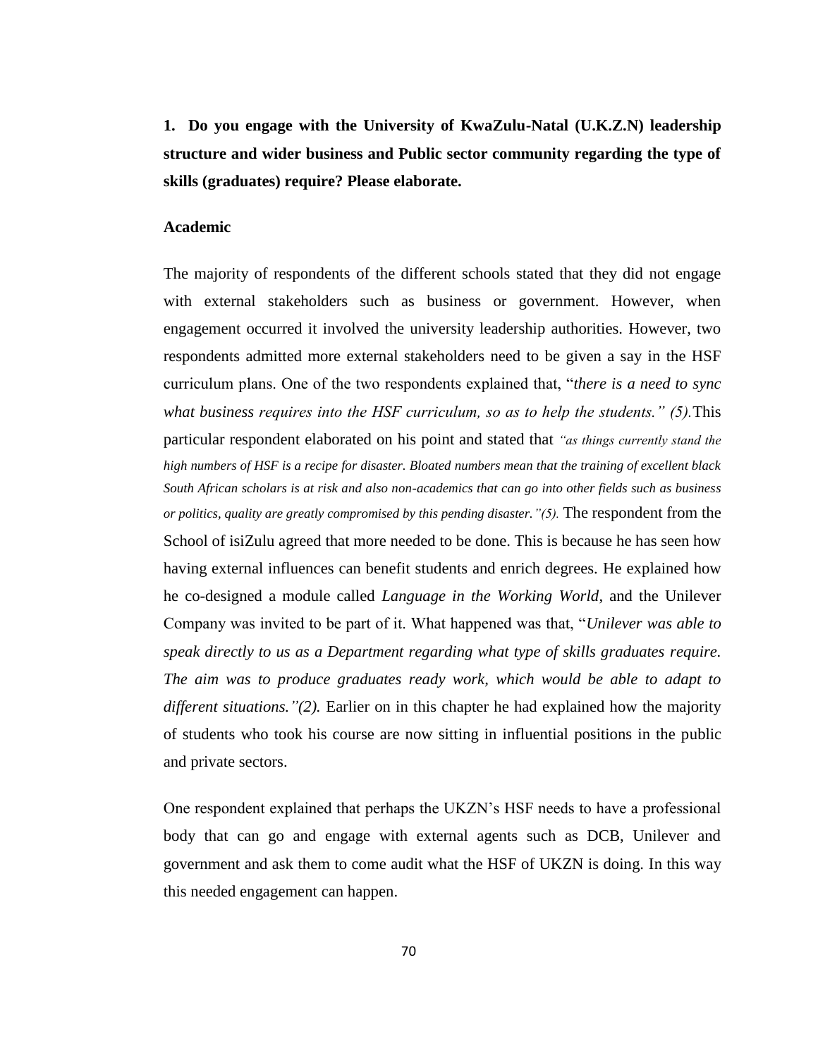**1. Do you engage with the University of KwaZulu-Natal (U.K.Z.N) leadership structure and wider business and Public sector community regarding the type of skills (graduates) require? Please elaborate.**

**Academic**

The majority of respondents of the different schools stated that they did not engage with external stakeholders such as business or government. However, when engagement occurred it involved the university leadership authorities. However, two respondents admitted more external stakeholders need to be given a say in the HSF curriculum plans. One of the two respondents explained that, "*there is a need to sync what business requires into the HSF curriculum, so as to help the students." (5).* This particular respondent elaborated on his point and stated that *"as things currently stand the high numbers of HSF is a recipe for disaster. Bloated numbers mean that the training of excellent black South African scholars is at risk and also non-academics that can go into other fields such as business or politics, quality are greatly compromised by this pending disaster."(5).* The respondent from the School of isiZulu agreed that more needed to be done. This is because he has seen how having external influences can benefit students and enrich degrees. He explained how he co-designed a module called *Language in the Working World*, and the Unilever Company was invited to be part of it. What happened was that, "*Unilever was able to speak directly to us as a Department regarding what type of skills graduates require. The aim was to produce graduates ready work, which would be able to adapt to different situations."(2).* Earlier on in this chapter he had explained how the majority of students who took his course are now sitting in influential positions in the public and private sectors.

One respondent explained that perhaps the UKZN's HSF needs to have a professional body that can go and engage with external agents such as DCB, Unilever and government and ask them to come audit what the HSF of UKZN is doing. In this way this needed engagement can happen.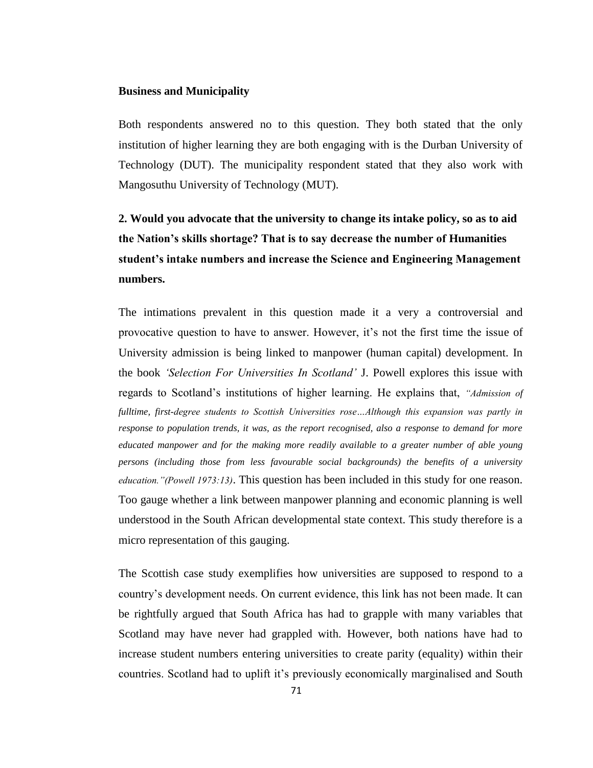**Business and Municipality**

Both respondents answered no to this question. They both stated that the only institution of higher learning they are both engaging with is the Durban University of Technology (DUT). The municipality respondent stated that they also work with Mangosuthu University of Technology (MUT).

**2. Would you advocate that the university to change its intake policy, so as to aid the Nation's skills shortage? That is to say decrease the number of Humanities student's intake numbers and increase the Science and Engineering Management numbers.**

The intimations prevalent in this question made it a very a controversial and provocative question to have to answer. However, it's not the first time the issue of University admission is being linked to manpower (human capital) development. In the book *'Selection For Universities In Scotland'* J. Powell explores this issue with regards to Scotland's institutions of higher learning. He explains that, *"Admission of fulltime, first-degree students to Scottish Universities rose…Although this expansion was partly in response to population trends, it was, as the report recognised, also a response to demand for more educated manpower and for the making more readily available to a greater number of able young persons (including those from less favourable social backgrounds) the benefits of a university education."(Powell 1973:13)*. This question has been included in this study for one reason. Too gauge whether a link between manpower planning and economic planning is well understood in the South African developmental state context. This study therefore is a micro representation of this gauging.

The Scottish case study exemplifies how universities are supposed to respond to a country's development needs. On current evidence, this link has not been made. It can be rightfully argued that South Africa has had to grapple with many variables that Scotland may have never had grappled with. However, both nations have had to increase student numbers entering universities to create parity (equality) within their countries. Scotland had to uplift it's previously economically marginalised and South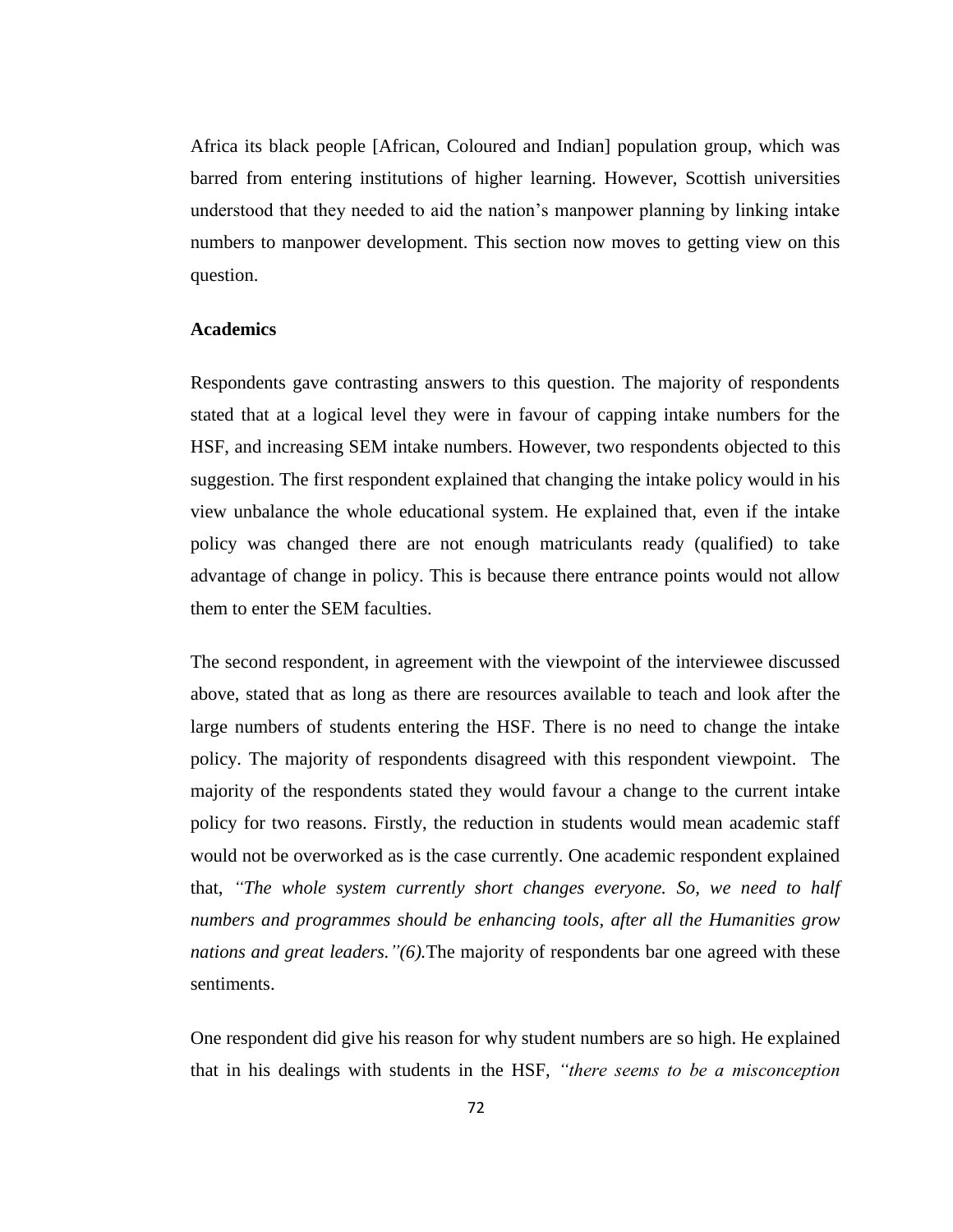Africa its black people [African, Coloured and Indian] population group, which was barred from entering institutions of higher learning. However, Scottish universities understood that they needed to aid the nation's manpower planning by linking intake numbers to manpower development. This section now moves to getting view on this question.

**Academics**

Respondents gave contrasting answers to this question. The majority of respondents stated that at a logical level they were in favour of capping intake numbers for the HSF, and increasing SEM intake numbers. However, two respondents objected to this suggestion. The first respondent explained that changing the intake policy would in his view unbalance the whole educational system. He explained that, even if the intake policy was changed there are not enough matriculants ready (qualified) to take advantage of change in policy. This is because there entrance points would not allow them to enter the SEM faculties.

The second respondent, in agreement with the viewpoint of the interviewee discussed above, stated that as long as there are resources available to teach and look after the large numbers of students entering the HSF. There is no need to change the intake policy. The majority of respondents disagreed with this respondent viewpoint. The majority of the respondents stated they would favour a change to the current intake policy for two reasons. Firstly, the reduction in students would mean academic staff would not be overworked as is the case currently. One academic respondent explained that, *"The whole system currently short changes everyone. So, we need to half numbers and programmes should be enhancing tools, after all the Humanities grow nations and great leaders."(6).*The majority of respondents bar one agreed with these sentiments.

One respondent did give his reason for why student numbers are so high. He explained that in his dealings with students in the HSF, *"there seems to be a misconception*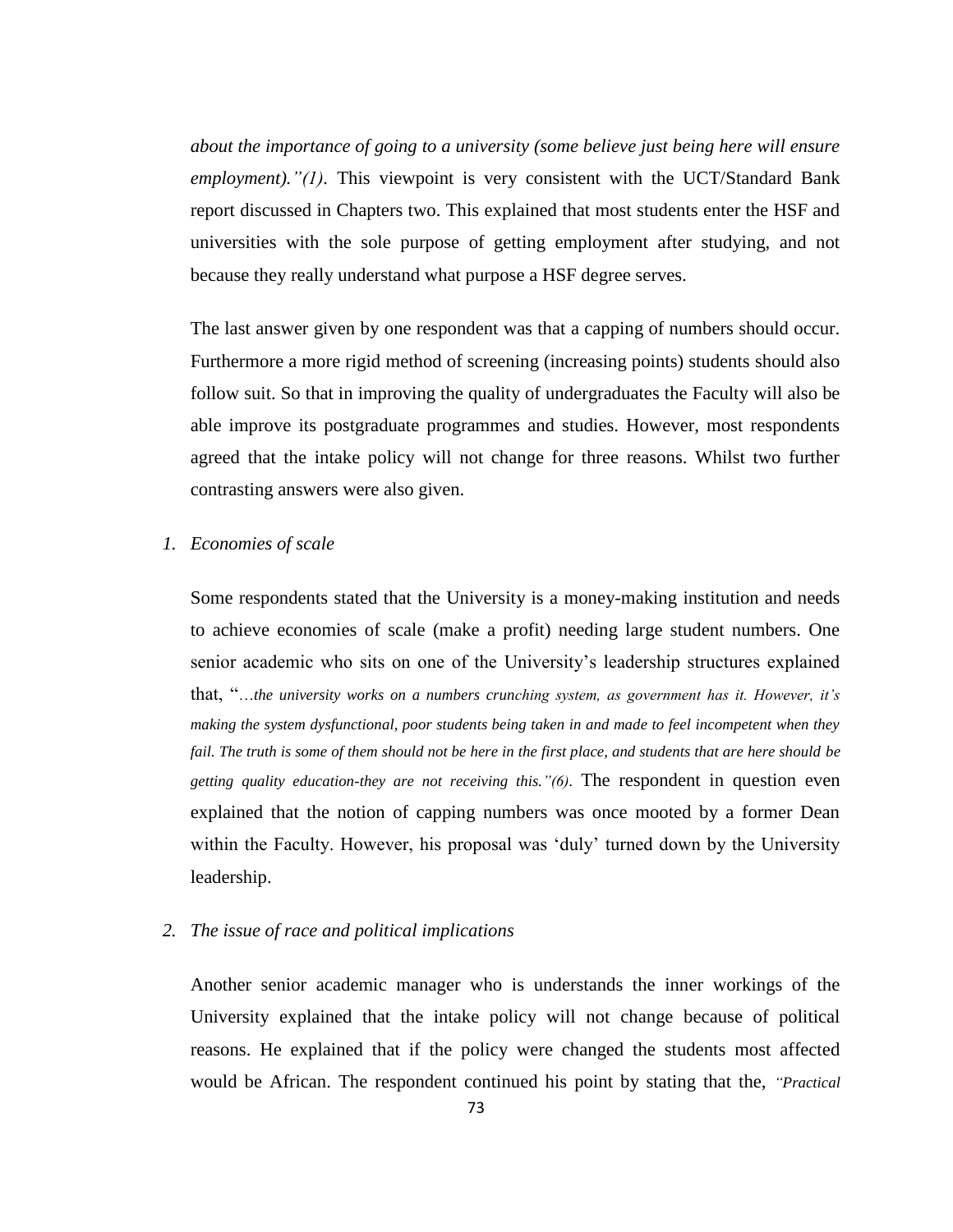*about the importance of going to a university (some believe just being here will ensure employment)."(1)*. This viewpoint is very consistent with the UCT/Standard Bank report discussed in Chapters two. This explained that most students enter the HSF and universities with the sole purpose of getting employment after studying, and not because they really understand what purpose a HSF degree serves.

The last answer given by one respondent was that a capping of numbers should occur. Furthermore a more rigid method of screening (increasing points) students should also follow suit. So that in improving the quality of undergraduates the Faculty will also be able improve its postgraduate programmes and studies. However, most respondents agreed that the intake policy will not change for three reasons. Whilst two further contrasting answers were also given.

1. *Economies of scale*

Some respondents stated that the University is a money-making institution and needs to achieve economies of scale (make a profit) needing large student numbers. One senior academic who sits on one of the University's leadership structures explained that, "*…the university works on a numbers crunching system, as government has it. However, it's making the system dysfunctional, poor students being taken in and made to feel incompetent when they fail. The truth is some of them should not be here in the first place, and students that are here should be getting quality education-they are not receiving this."(6)*. The respondent in question even explained that the notion of capping numbers was once mooted by a former Dean within the Faculty. However, his proposal was 'duly' turned down by the University leadership.

2. *The issue of race and political implications*

Another senior academic manager who is understands the inner workings of the University explained that the intake policy will not change because of political reasons. He explained that if the policy were changed the students most affected would be African. The respondent continued his point by stating that the, *"Practical*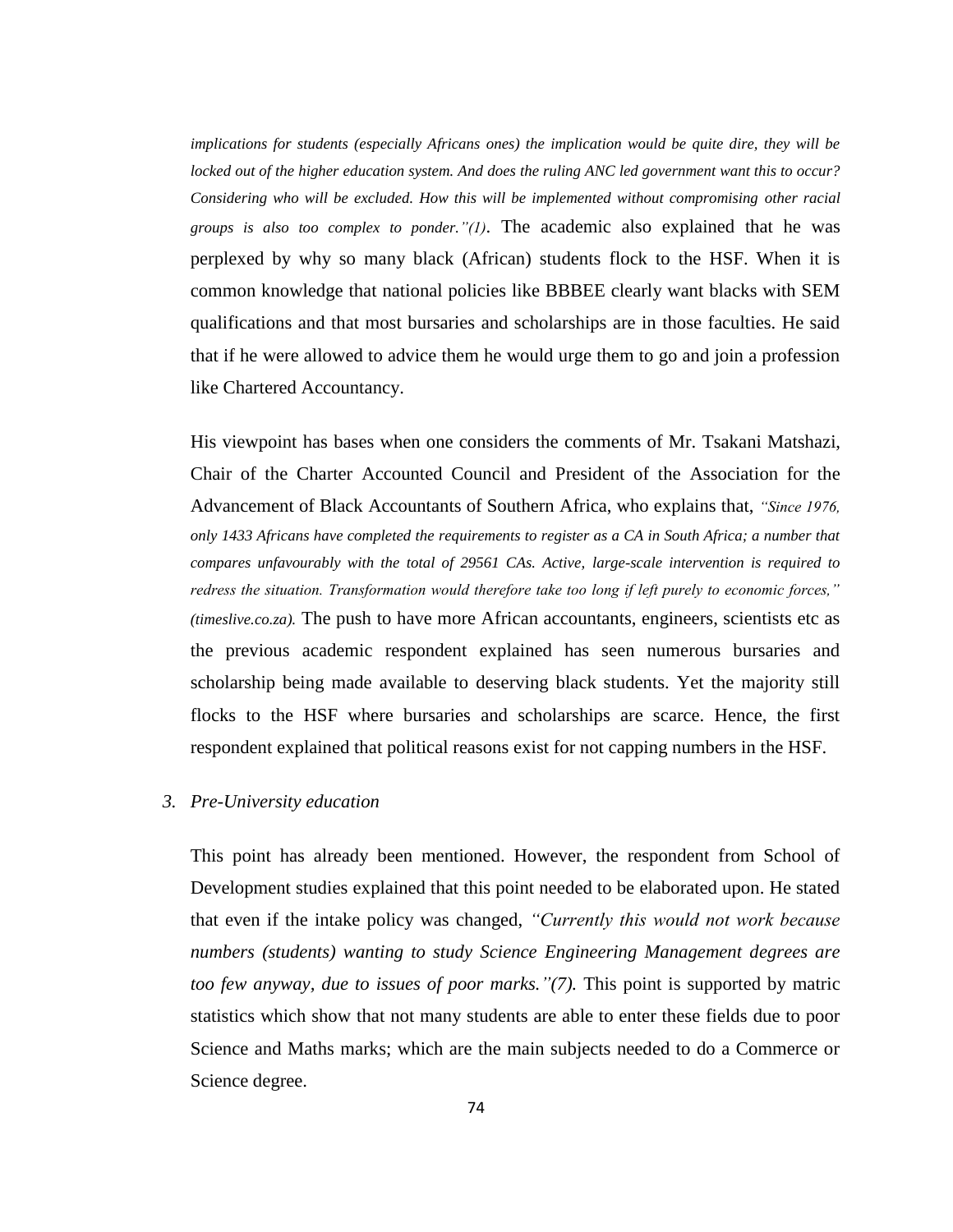*implications for students (especially Africans ones) the implication would be quite dire, they will be locked out of the higher education system. And does the ruling ANC led government want this to occur? Considering who will be excluded. How this will be implemented without compromising other racial groups is also too complex to ponder."(1)*. The academic also explained that he was perplexed by why so many black (African) students flock to the HSF. When it is common knowledge that national policies like BBBEE clearly want blacks with SEM qualifications and that most bursaries and scholarships are in those faculties. He said that if he were allowed to advice them he would urge them to go and join a profession like Chartered Accountancy.

His viewpoint has bases when one considers the comments of Mr. Tsakani Matshazi, Chair of the Charter Accounted Council and President of the Association for the Advancement of Black Accountants of Southern Africa, who explains that, *"Since 1976, only 1433 Africans have completed the requirements to register as a CA in South Africa; a number that compares unfavourably with the total of 29561 CAs. Active, large-scale intervention is required to redress the situation. Transformation would therefore take too long if left purely to economic forces," (timeslive.co.za).* The push to have more African accountants, engineers, scientists etc as the previous academic respondent explained has seen numerous bursaries and scholarship being made available to deserving black students. Yet the majority still flocks to the HSF where bursaries and scholarships are scarce. Hence, the first respondent explained that political reasons exist for not capping numbers in the HSF.

3. *Pre-University education*

This point has already been mentioned. However, the respondent from School of Development studies explained that this point needed to be elaborated upon. He stated that even if the intake policy was changed, *"Currently this would not work because numbers (students) wanting to study Science Engineering Management degrees are too few anyway, due to issues of poor marks."(7).* This point is supported by matric statistics which show that not many students are able to enter these fields due to poor Science and Maths marks; which are the main subjects needed to do a Commerce or Science degree.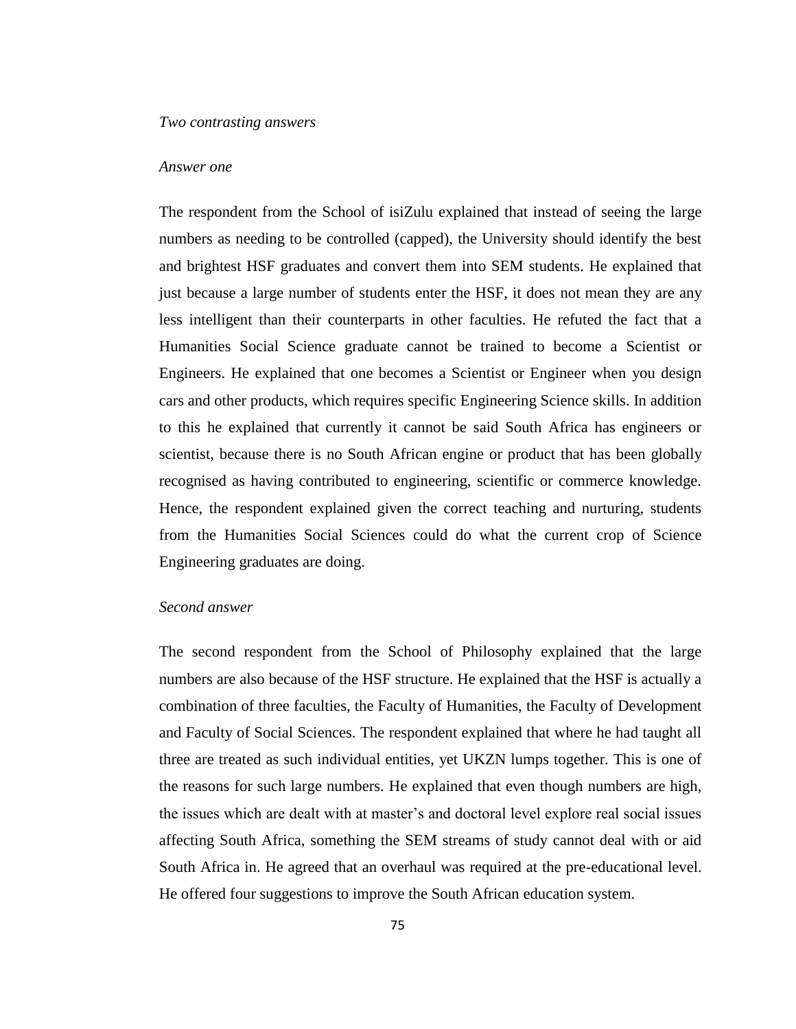*Two contrasting answers*

*Answer one*

The respondent from the School of isiZulu explained that instead of seeing the large numbers as needing to be controlled (capped), the University should identify the best and brightest HSF graduates and convert them into SEM students. He explained that just because a large number of students enter the HSF, it does not mean they are any less intelligent than their counterparts in other faculties. He refuted the fact that a Humanities Social Science graduate cannot be trained to become a Scientist or Engineers. He explained that one becomes a Scientist or Engineer when you design cars and other products, which requires specific Engineering Science skills. In addition to this he explained that currently it cannot be said South Africa has engineers or scientist, because there is no South African engine or product that has been globally recognised as having contributed to engineering, scientific or commerce knowledge. Hence, the respondent explained given the correct teaching and nurturing, students from the Humanities Social Sciences could do what the current crop of Science Engineering graduates are doing.

*Second answer*

The second respondent from the School of Philosophy explained that the large numbers are also because of the HSF structure. He explained that the HSF is actually a combination of three faculties, the Faculty of Humanities, the Faculty of Development and Faculty of Social Sciences. The respondent explained that where he had taught all three are treated as such individual entities, yet UKZN lumps together. This is one of the reasons for such large numbers. He explained that even though numbers are high, the issues which are dealt with at master's and doctoral level explore real social issues affecting South Africa, something the SEM streams of study cannot deal with or aid South Africa in. He agreed that an overhaul was required at the pre-educational level. He offered four suggestions to improve the South African education system.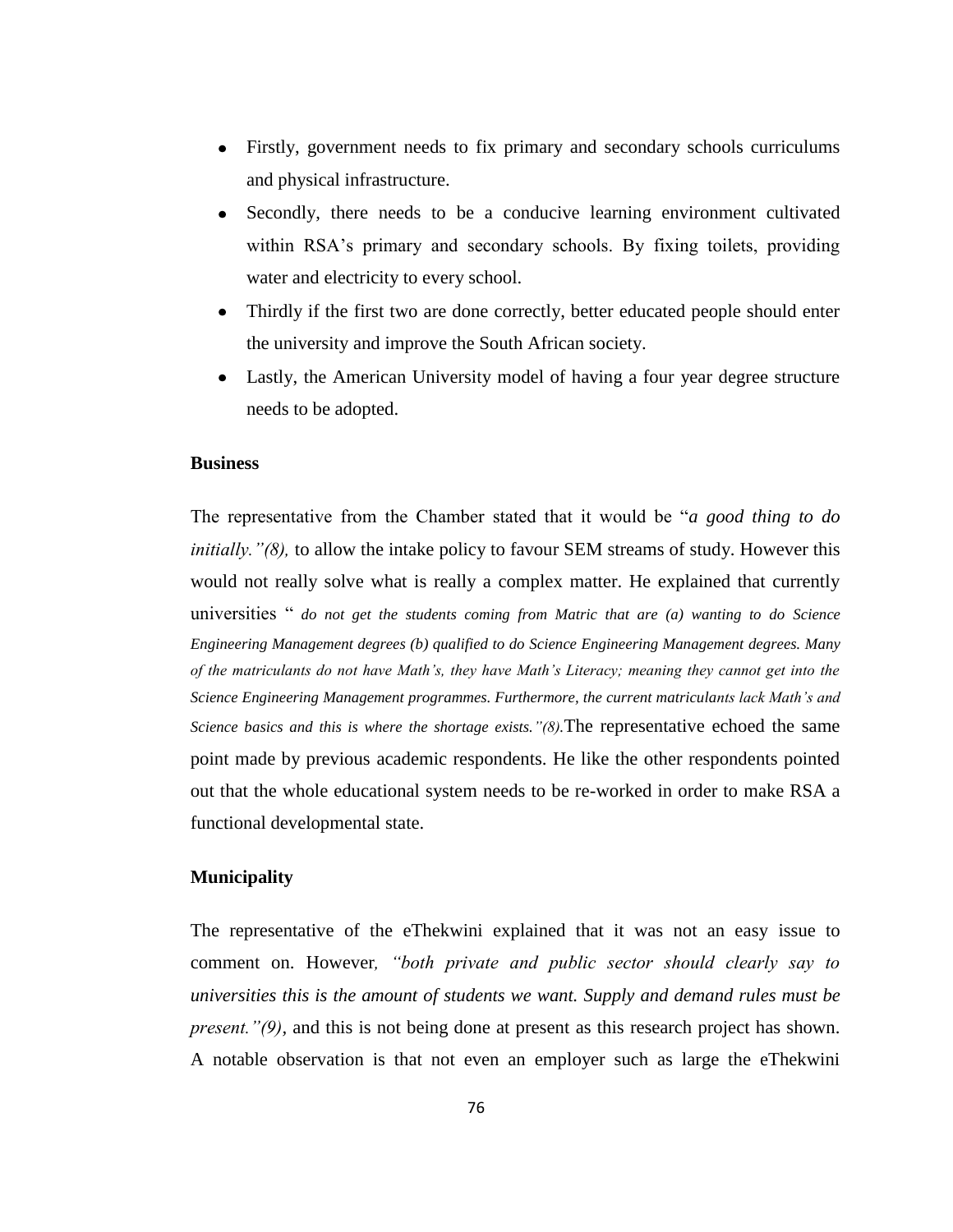- Firstly, government needs to fix primary and secondary schools curriculums and physical infrastructure.
- Secondly, there needs to be a conducive learning environment cultivated within RSA's primary and secondary schools. By fixing toilets, providing water and electricity to every school.
- Thirdly if the first two are done correctly, better educated people should enter the university and improve the South African society.
- Lastly, the American University model of having a four year degree structure needs to be adopted.

**Business**

The representative from the Chamber stated that it would be "*a good thing to do initially."(8),* to allow the intake policy to favour SEM streams of study. However this would not really solve what is really a complex matter. He explained that currently universities " *do not get the students coming from Matric that are (a) wanting to do Science Engineering Management degrees (b) qualified to do Science Engineering Management degrees. Many of the matriculants do not have Math's, they have Math's Literacy; meaning they cannot get into the Science Engineering Management programmes. Furthermore, the current matriculants lack Math's and Science basics and this is where the shortage exists."(8).*The representative echoed the same point made by previous academic respondents. He like the other respondents pointed out that the whole educational system needs to be re-worked in order to make RSA a functional developmental state.

**Municipality**

The representative of the eThekwini explained that it was not an easy issue to comment on. However*, "both private and public sector should clearly say to universities this is the amount of students we want. Supply and demand rules must be present."(9)*, and this is not being done at present as this research project has shown. A notable observation is that not even an employer such as large the eThekwini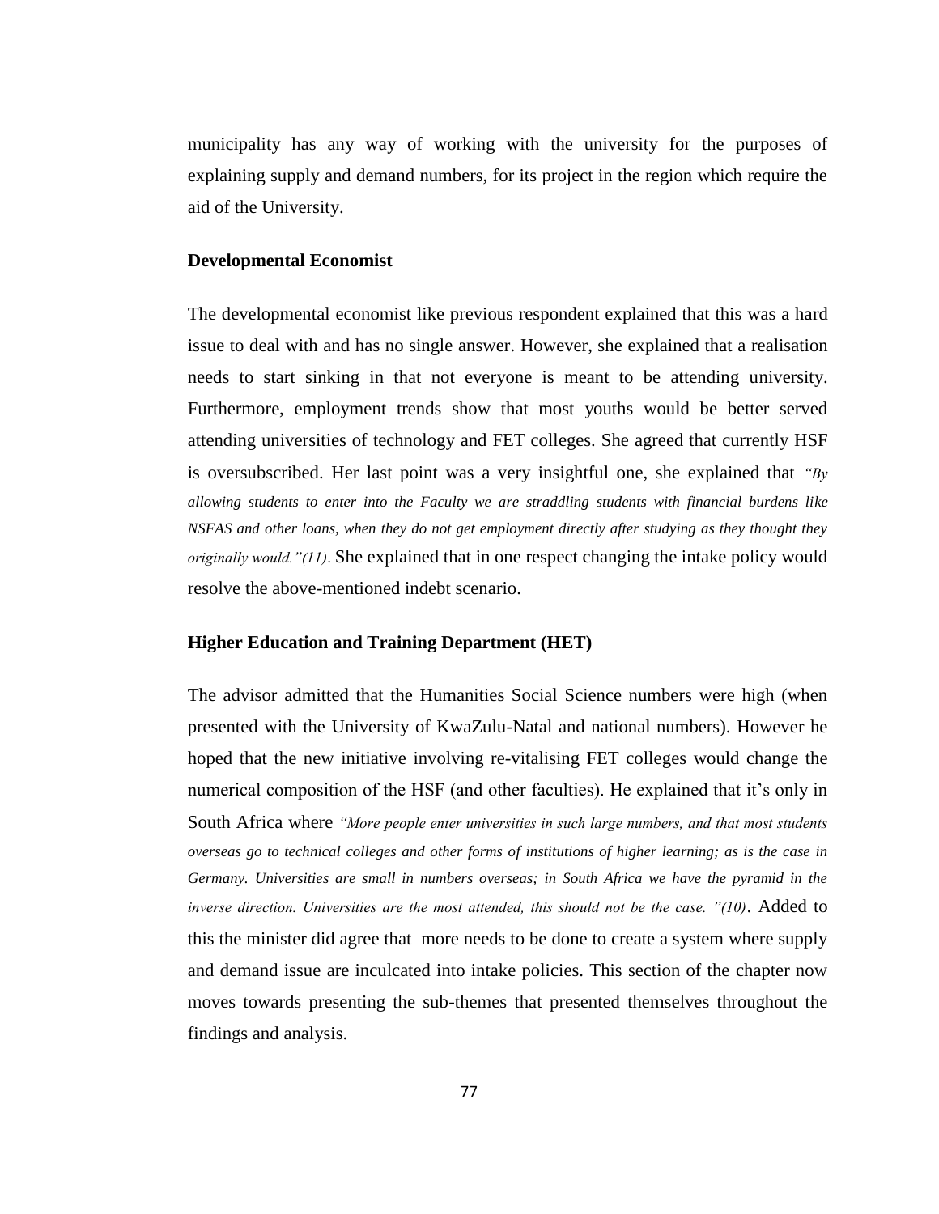municipality has any way of working with the university for the purposes of explaining supply and demand numbers, for its project in the region which require the aid of the University.

### Developmental Economist

The developmental economist like previous respondent explained that this was a hard issue to deal with and has no single answer. However, she explained that a realisation needs to start sinking in that not everyone is meant to be attending university. Furthermore, employment trends show that most youths would be better served attending universities of technology and FET colleges. She agreed that currently HSF is oversubscribed. Her last point was a very insightful one, she explained that *"By allowing students to enter into the Faculty we are straddling students with financial burdens like NSFAS and other loans, when they do not get employment directly after studying as they thought they originally would."(11)*. She explained that in one respect changing the intake policy would resolve the above-mentioned indebt scenario.

### Higher Education and Training Department (HET)

The advisor admitted that the Humanities Social Science numbers were high (when presented with the University of KwaZulu-Natal and national numbers). However he hoped that the new initiative involving re-vitalising FET colleges would change the numerical composition of the HSF (and other faculties). He explained that it's only in South Africa where *"More people enter universities in such large numbers, and that most students overseas go to technical colleges and other forms of institutions of higher learning; as is the case in Germany. Universities are small in numbers overseas; in South Africa we have the pyramid in the inverse direction. Universities are the most attended, this should not be the case. "(10)*. Added to this the minister did agree that more needs to be done to create a system where supply and demand issue are inculcated into intake policies. This section of the chapter now moves towards presenting the sub-themes that presented themselves throughout the findings and analysis.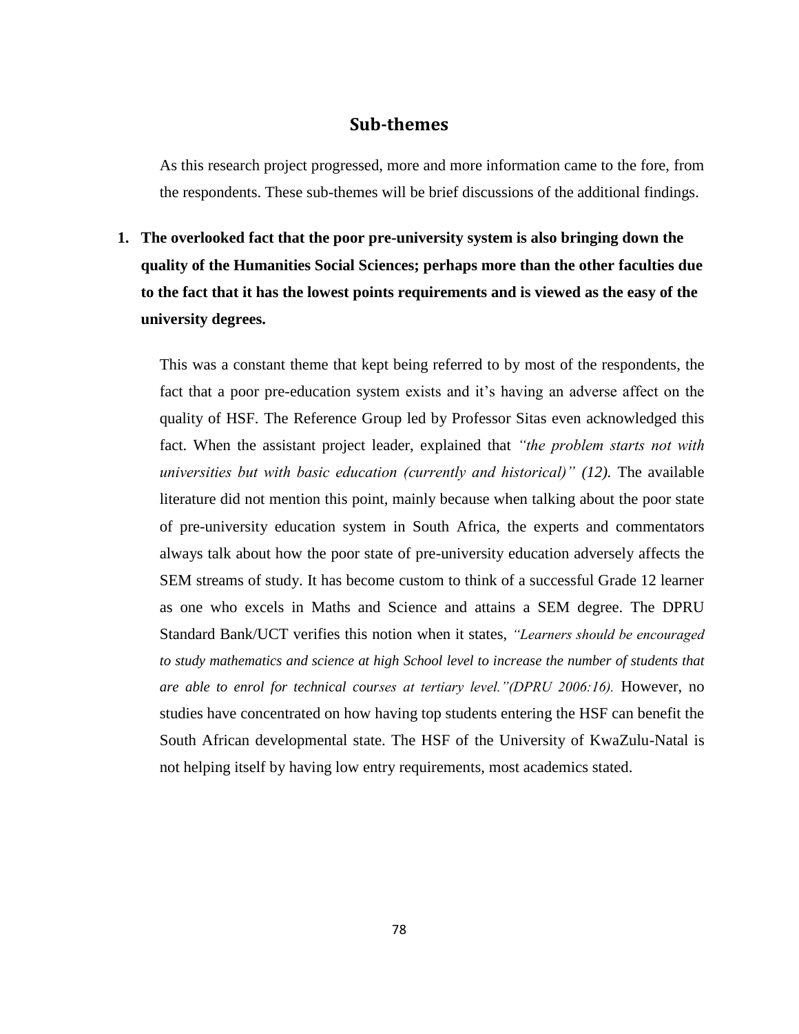## Sub-themes

As this research project progressed, more and more information came to the fore, from the respondents. These sub-themes will be brief discussions of the additional findings.

1. **The overlooked fact that the poor pre-university system is also bringing down the quality of the Humanities Social Sciences; perhaps more than the other faculties due to the fact that it has the lowest points requirements and is viewed as the easy of the university degrees.**

   This was a constant theme that kept being referred to by most of the respondents, the fact that a poor pre-education system exists and it's having an adverse affect on the quality of HSF. The Reference Group led by Professor Sitas even acknowledged this fact. When the assistant project leader, explained that *"the problem starts not with universities but with basic education (currently and historical)" (12).* The available literature did not mention this point, mainly because when talking about the poor state of pre-university education system in South Africa, the experts and commentators always talk about how the poor state of pre-university education adversely affects the SEM streams of study. It has become custom to think of a successful Grade 12 learner as one who excels in Maths and Science and attains a SEM degree. The DPRU Standard Bank/UCT verifies this notion when it states, *"Learners should be encouraged to study mathematics and science at high School level to increase the number of students that are able to enrol for technical courses at tertiary level."(DPRU 2006:16).* However, no studies have concentrated on how having top students entering the HSF can benefit the South African developmental state. The HSF of the University of KwaZulu-Natal is not helping itself by having low entry requirements, most academics stated.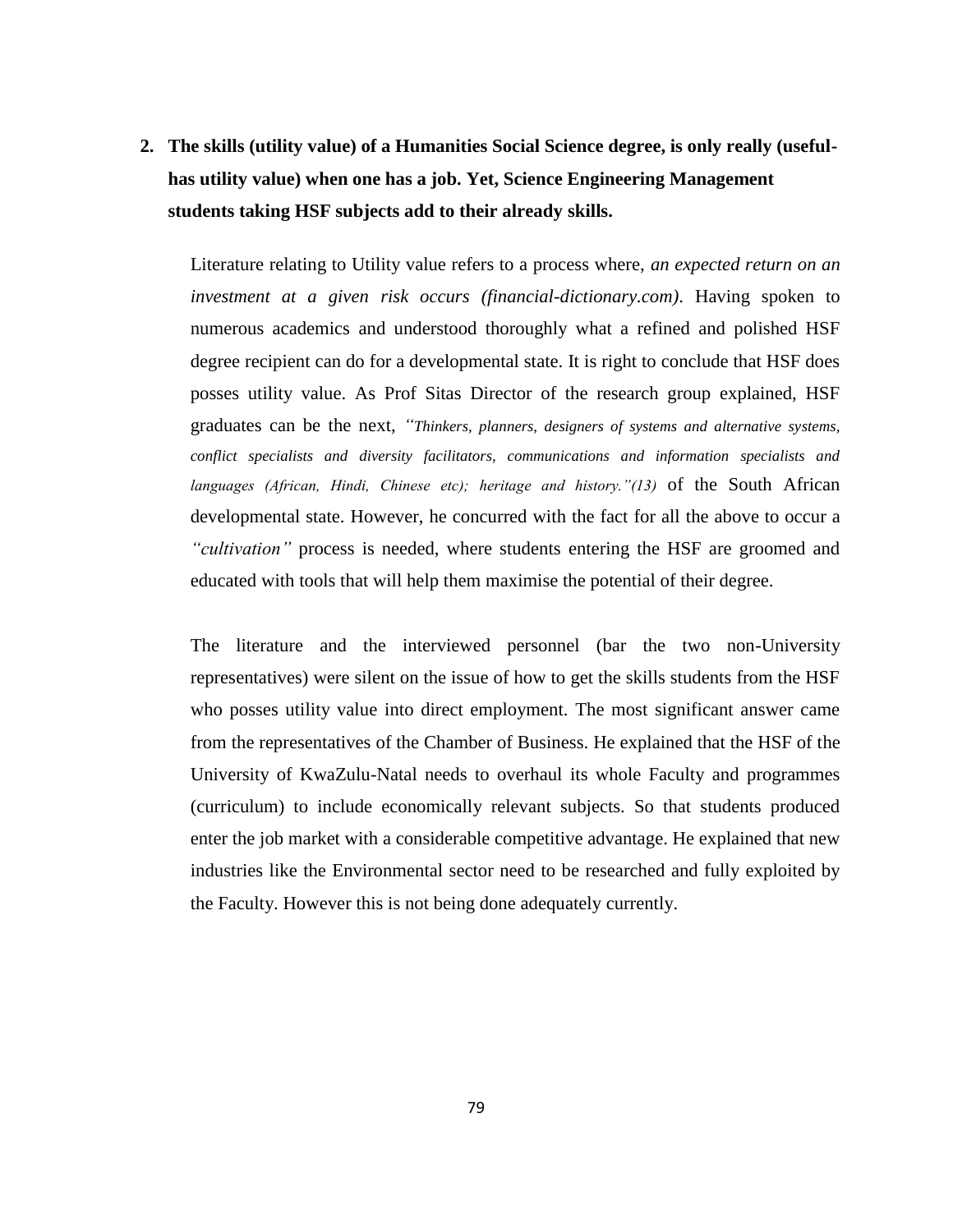2. **The skills (utility value) of a Humanities Social Science degree, is only really (useful-has utility value) when one has a job. Yet, Science Engineering Management students taking HSF subjects add to their already skills.**

Literature relating to Utility value refers to a process where, *an expected return on an investment at a given risk occurs (financial-dictionary.com)*. Having spoken to numerous academics and understood thoroughly what a refined and polished HSF degree recipient can do for a developmental state. It is right to conclude that HSF does posses utility value. As Prof Sitas Director of the research group explained, HSF graduates can be the next, *"Thinkers, planners, designers of systems and alternative systems, conflict specialists and diversity facilitators, communications and information specialists and languages (African, Hindi, Chinese etc); heritage and history."(13)* of the South African developmental state. However, he concurred with the fact for all the above to occur a *"cultivation"* process is needed, where students entering the HSF are groomed and educated with tools that will help them maximise the potential of their degree.

The literature and the interviewed personnel (bar the two non-University representatives) were silent on the issue of how to get the skills students from the HSF who posses utility value into direct employment. The most significant answer came from the representatives of the Chamber of Business. He explained that the HSF of the University of KwaZulu-Natal needs to overhaul its whole Faculty and programmes (curriculum) to include economically relevant subjects. So that students produced enter the job market with a considerable competitive advantage. He explained that new industries like the Environmental sector need to be researched and fully exploited by the Faculty. However this is not being done adequately currently.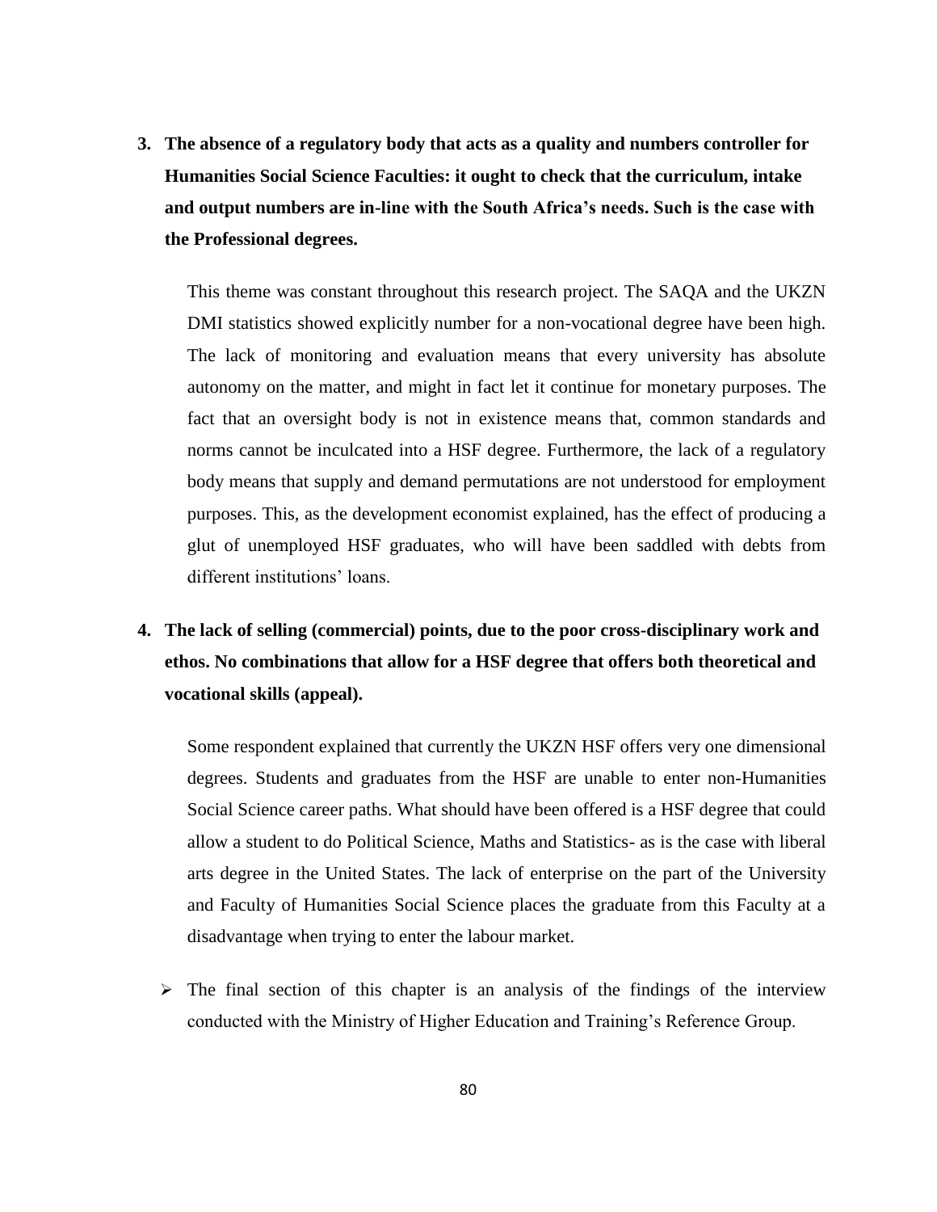3. **The absence of a regulatory body that acts as a quality and numbers controller for Humanities Social Science Faculties: it ought to check that the curriculum, intake and output numbers are in-line with the South Africa's needs. Such is the case with the Professional degrees.**

   This theme was constant throughout this research project. The SAQA and the UKZN DMI statistics showed explicitly number for a non-vocational degree have been high. The lack of monitoring and evaluation means that every university has absolute autonomy on the matter, and might in fact let it continue for monetary purposes. The fact that an oversight body is not in existence means that, common standards and norms cannot be inculcated into a HSF degree. Furthermore, the lack of a regulatory body means that supply and demand permutations are not understood for employment purposes. This, as the development economist explained, has the effect of producing a glut of unemployed HSF graduates, who will have been saddled with debts from different institutions' loans.

4. **The lack of selling (commercial) points, due to the poor cross-disciplinary work and ethos. No combinations that allow for a HSF degree that offers both theoretical and vocational skills (appeal).**

   Some respondent explained that currently the UKZN HSF offers very one dimensional degrees. Students and graduates from the HSF are unable to enter non-Humanities Social Science career paths. What should have been offered is a HSF degree that could allow a student to do Political Science, Maths and Statistics- as is the case with liberal arts degree in the United States. The lack of enterprise on the part of the University and Faculty of Humanities Social Science places the graduate from this Faculty at a disadvantage when trying to enter the labour market.

- The final section of this chapter is an analysis of the findings of the interview conducted with the Ministry of Higher Education and Training's Reference Group.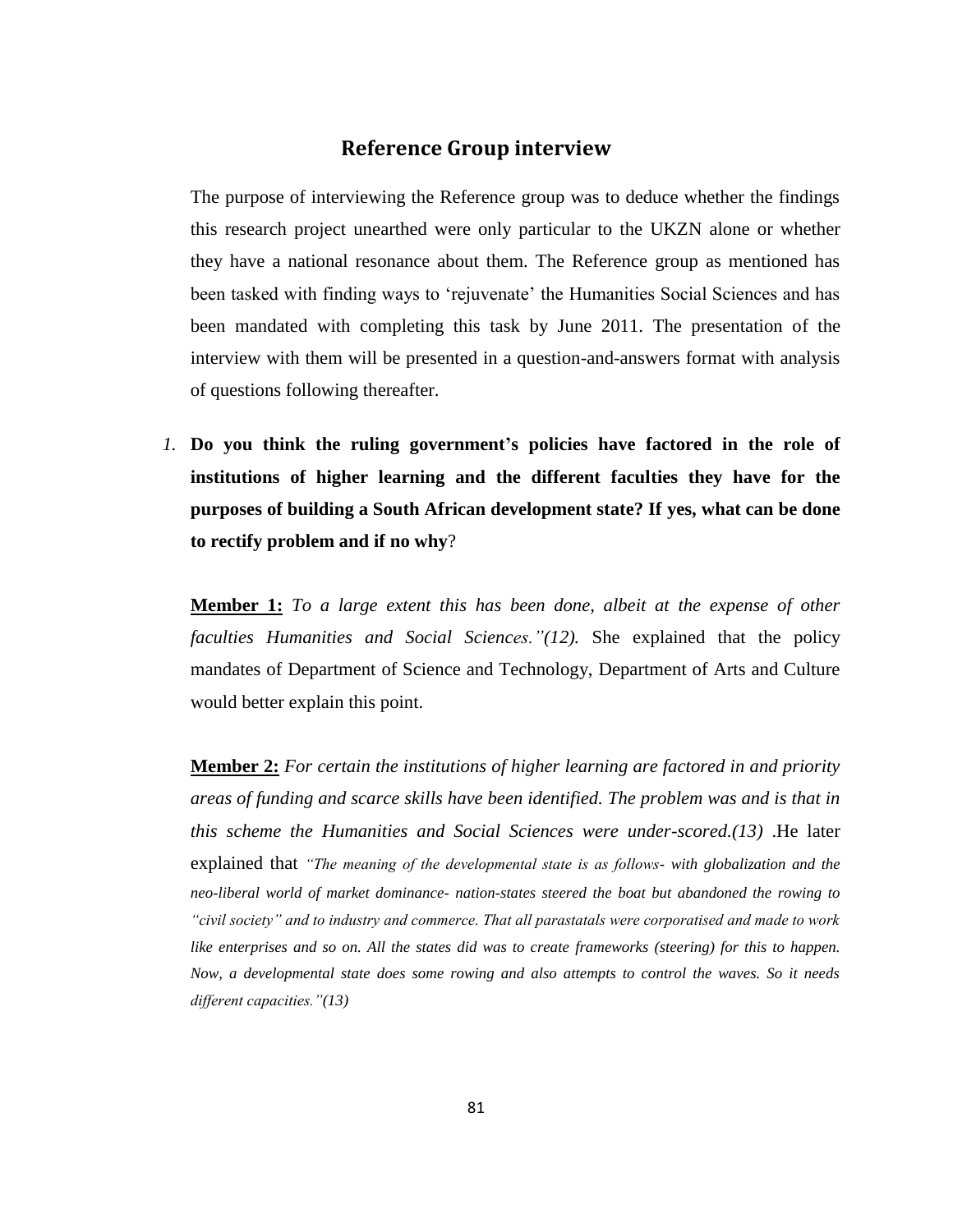## Reference Group interview

The purpose of interviewing the Reference group was to deduce whether the findings this research project unearthed were only particular to the UKZN alone or whether they have a national resonance about them. The Reference group as mentioned has been tasked with finding ways to 'rejuvenate' the Humanities Social Sciences and has been mandated with completing this task by June 2011. The presentation of the interview with them will be presented in a question-and-answers format with analysis of questions following thereafter.

*1.* **Do you think the ruling government's policies have factored in the role of institutions of higher learning and the different faculties they have for the purposes of building a South African development state? If yes, what can be done to rectify problem and if no why**?

**Member 1:** *To a large extent this has been done, albeit at the expense of other faculties Humanities and Social Sciences."(12).* She explained that the policy mandates of Department of Science and Technology, Department of Arts and Culture would better explain this point.

**Member 2:** *For certain the institutions of higher learning are factored in and priority areas of funding and scarce skills have been identified. The problem was and is that in this scheme the Humanities and Social Sciences were under-scored.(13)* .He later explained that *"The meaning of the developmental state is as follows- with globalization and the neo-liberal world of market dominance- nation-states steered the boat but abandoned the rowing to "civil society" and to industry and commerce. That all parastatals were corporatised and made to work like enterprises and so on. All the states did was to create frameworks (steering) for this to happen. Now, a developmental state does some rowing and also attempts to control the waves. So it needs different capacities."(13)*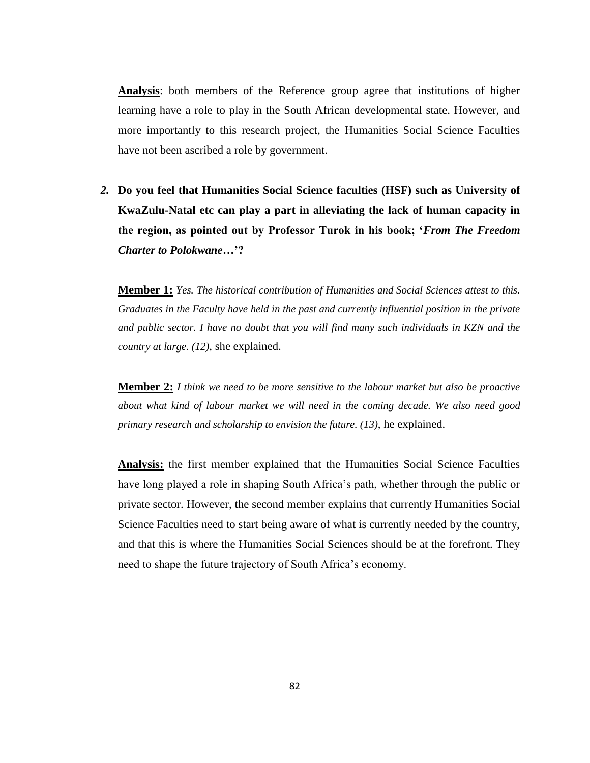**Analysis**: both members of the Reference group agree that institutions of higher learning have a role to play in the South African developmental state. However, and more importantly to this research project, the Humanities Social Science Faculties have not been ascribed a role by government.

*2.* **Do you feel that Humanities Social Science faculties (HSF) such as University of KwaZulu-Natal etc can play a part in alleviating the lack of human capacity in the region, as pointed out by Professor Turok in his book; '*From The Freedom Charter to Polokwane*…'?**

**Member 1:** *Yes. The historical contribution of Humanities and Social Sciences attest to this. Graduates in the Faculty have held in the past and currently influential position in the private and public sector. I have no doubt that you will find many such individuals in KZN and the country at large. (12)*, she explained.

**Member 2:** *I think we need to be more sensitive to the labour market but also be proactive about what kind of labour market we will need in the coming decade. We also need good primary research and scholarship to envision the future. (13)*, he explained.

**Analysis:** the first member explained that the Humanities Social Science Faculties have long played a role in shaping South Africa's path, whether through the public or private sector. However, the second member explains that currently Humanities Social Science Faculties need to start being aware of what is currently needed by the country, and that this is where the Humanities Social Sciences should be at the forefront. They need to shape the future trajectory of South Africa's economy.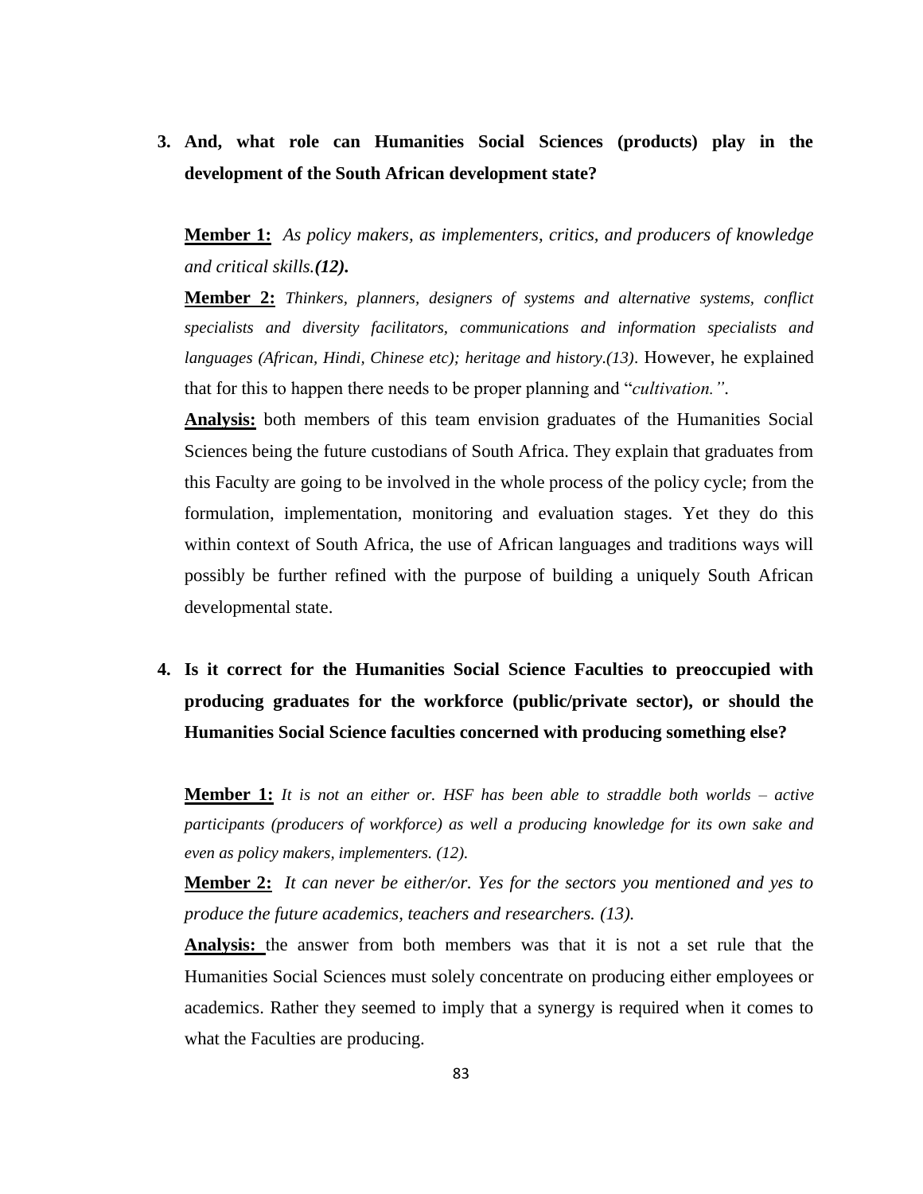3. **And, what role can Humanities Social Sciences (products) play in the development of the South African development state?**

   **Member 1:** *As policy makers, as implementers, critics, and producers of knowledge and critical skills.* ***(12).***

   **Member 2:** *Thinkers, planners, designers of systems and alternative systems, conflict specialists and diversity facilitators, communications and information specialists and languages (African, Hindi, Chinese etc); heritage and history.(13).* However, he explained that for this to happen there needs to be proper planning and "*cultivation.".*

   **Analysis:** both members of this team envision graduates of the Humanities Social Sciences being the future custodians of South Africa. They explain that graduates from this Faculty are going to be involved in the whole process of the policy cycle; from the formulation, implementation, monitoring and evaluation stages. Yet they do this within context of South Africa, the use of African languages and traditions ways will possibly be further refined with the purpose of building a uniquely South African developmental state.

4. **Is it correct for the Humanities Social Science Faculties to preoccupied with producing graduates for the workforce (public/private sector), or should the Humanities Social Science faculties concerned with producing something else?**

   **Member 1:** *It is not an either or. HSF has been able to straddle both worlds – active participants (producers of workforce) as well a producing knowledge for its own sake and even as policy makers, implementers. (12).*

   **Member 2:** *It can never be either/or. Yes for the sectors you mentioned and yes to produce the future academics, teachers and researchers. (13).*

   **Analysis:** the answer from both members was that it is not a set rule that the Humanities Social Sciences must solely concentrate on producing either employees or academics. Rather they seemed to imply that a synergy is required when it comes to what the Faculties are producing.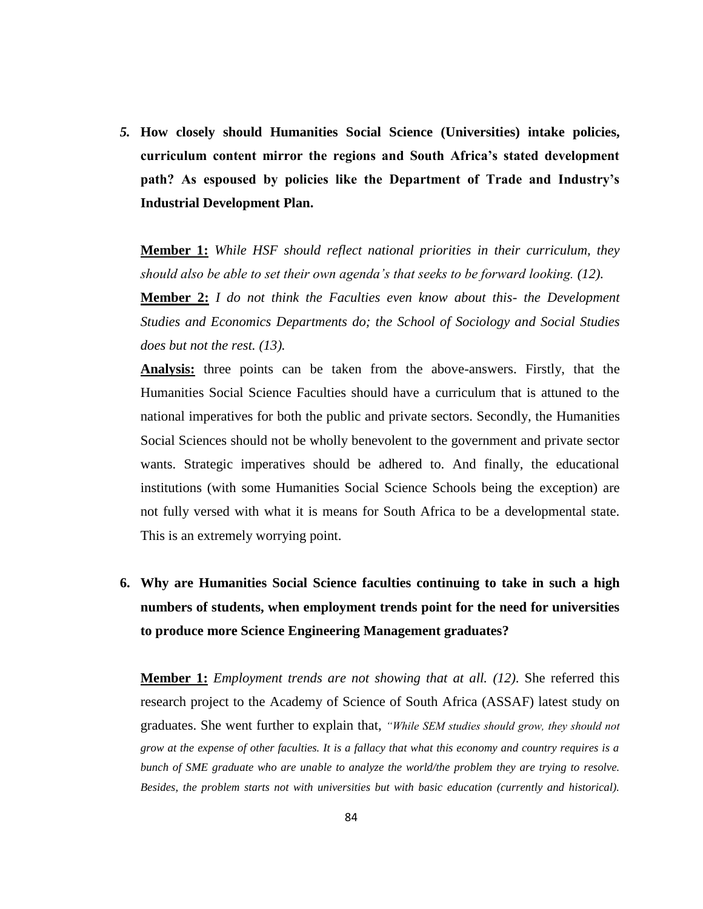5. **How closely should Humanities Social Science (Universities) intake policies, curriculum content mirror the regions and South Africa's stated development path? As espoused by policies like the Department of Trade and Industry's Industrial Development Plan.**

   **Member 1:** *While HSF should reflect national priorities in their curriculum, they should also be able to set their own agenda's that seeks to be forward looking. (12).*

   **Member 2:** *I do not think the Faculties even know about this- the Development Studies and Economics Departments do; the School of Sociology and Social Studies does but not the rest. (13).*

   **Analysis:** three points can be taken from the above-answers. Firstly, that the Humanities Social Science Faculties should have a curriculum that is attuned to the national imperatives for both the public and private sectors. Secondly, the Humanities Social Sciences should not be wholly benevolent to the government and private sector wants. Strategic imperatives should be adhered to. And finally, the educational institutions (with some Humanities Social Science Schools being the exception) are not fully versed with what it is means for South Africa to be a developmental state. This is an extremely worrying point.

6. **Why are Humanities Social Science faculties continuing to take in such a high numbers of students, when employment trends point for the need for universities to produce more Science Engineering Management graduates?**

   **Member 1:** *Employment trends are not showing that at all. (12).* She referred this research project to the Academy of Science of South Africa (ASSAF) latest study on graduates. She went further to explain that, *"While SEM studies should grow, they should not grow at the expense of other faculties. It is a fallacy that what this economy and country requires is a bunch of SME graduate who are unable to analyze the world/the problem they are trying to resolve. Besides, the problem starts not with universities but with basic education (currently and historical).*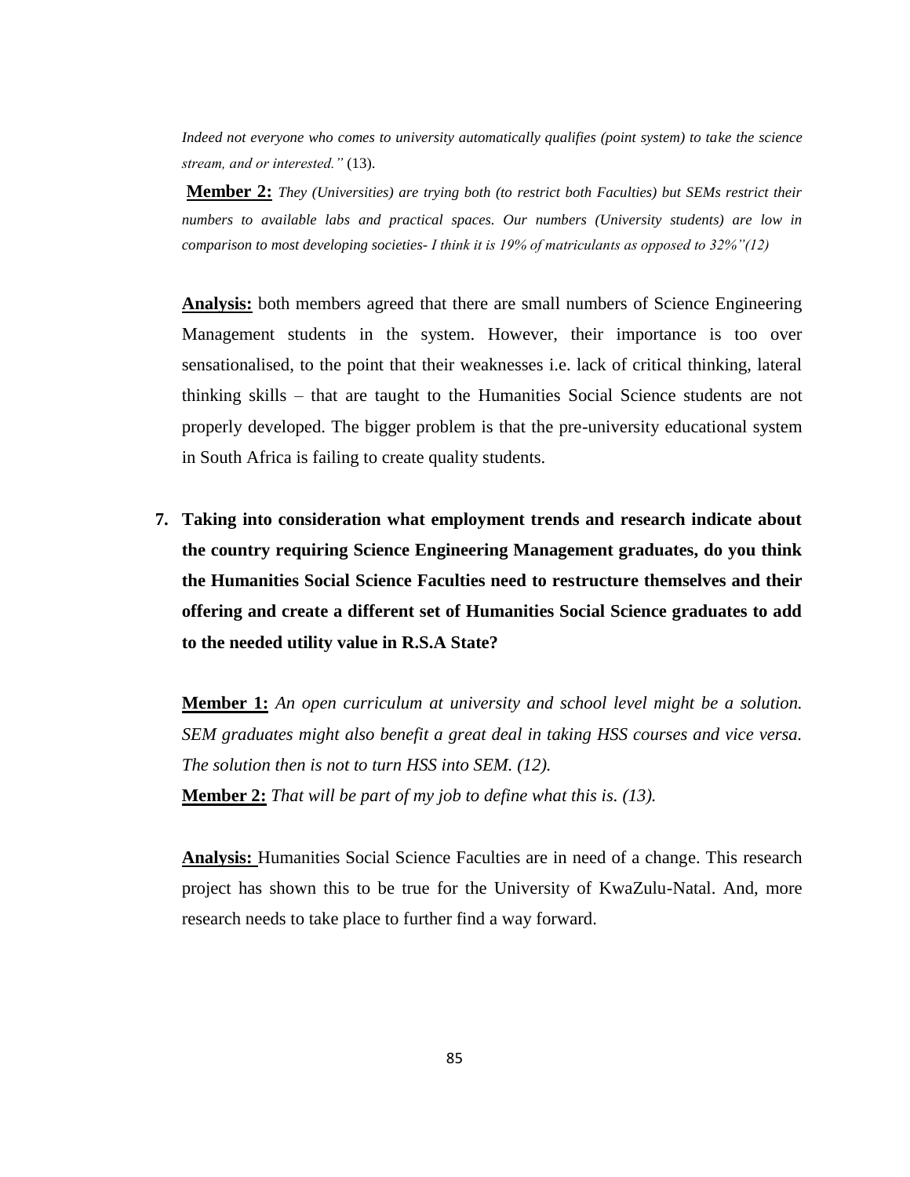*Indeed not everyone who comes to university automatically qualifies (point system) to take the science stream, and or interested."* (13).

**Member 2:** *They (Universities) are trying both (to restrict both Faculties) but SEMs restrict their numbers to available labs and practical spaces. Our numbers (University students) are low in comparison to most developing societies- I think it is 19% of matriculants as opposed to 32%"(12)*

**Analysis:** both members agreed that there are small numbers of Science Engineering Management students in the system. However, their importance is too over sensationalised, to the point that their weaknesses i.e. lack of critical thinking, lateral thinking skills – that are taught to the Humanities Social Science students are not properly developed. The bigger problem is that the pre-university educational system in South Africa is failing to create quality students.

7. **Taking into consideration what employment trends and research indicate about the country requiring Science Engineering Management graduates, do you think the Humanities Social Science Faculties need to restructure themselves and their offering and create a different set of Humanities Social Science graduates to add to the needed utility value in R.S.A State?**

**Member 1:** *An open curriculum at university and school level might be a solution. SEM graduates might also benefit a great deal in taking HSS courses and vice versa. The solution then is not to turn HSS into SEM. (12).*
**Member 2:** *That will be part of my job to define what this is. (13).*

**Analysis:** Humanities Social Science Faculties are in need of a change. This research project has shown this to be true for the University of KwaZulu-Natal. And, more research needs to take place to further find a way forward.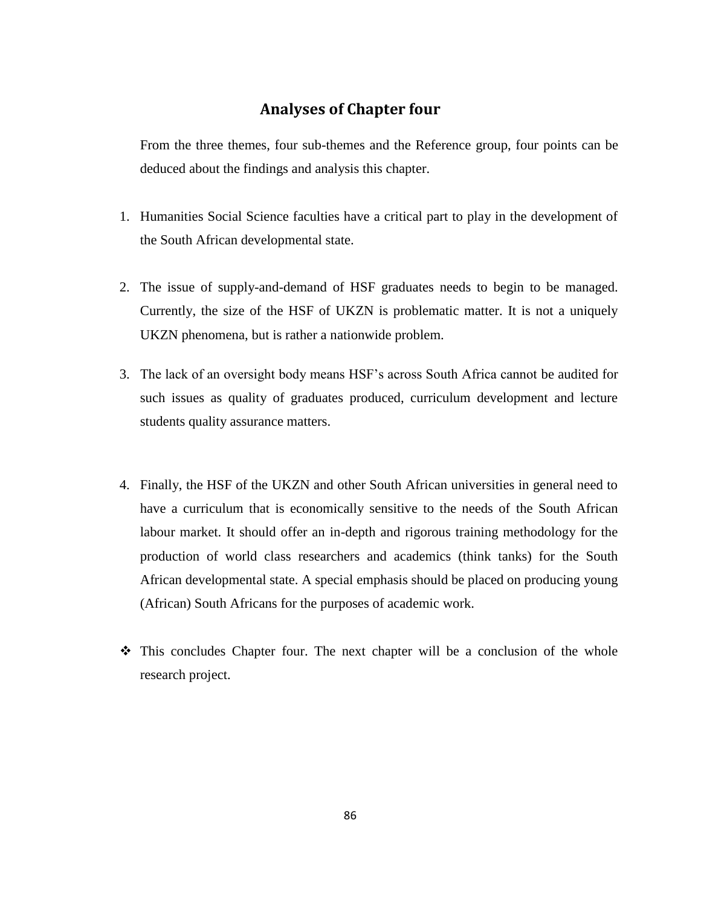## Analyses of Chapter four

From the three themes, four sub-themes and the Reference group, four points can be deduced about the findings and analysis this chapter.

1. Humanities Social Science faculties have a critical part to play in the development of the South African developmental state.

2. The issue of supply-and-demand of HSF graduates needs to begin to be managed. Currently, the size of the HSF of UKZN is problematic matter. It is not a uniquely UKZN phenomena, but is rather a nationwide problem.

3. The lack of an oversight body means HSF's across South Africa cannot be audited for such issues as quality of graduates produced, curriculum development and lecture students quality assurance matters.

4. Finally, the HSF of the UKZN and other South African universities in general need to have a curriculum that is economically sensitive to the needs of the South African labour market. It should offer an in-depth and rigorous training methodology for the production of world class researchers and academics (think tanks) for the South African developmental state. A special emphasis should be placed on producing young (African) South Africans for the purposes of academic work.

- This concludes Chapter four. The next chapter will be a conclusion of the whole research project.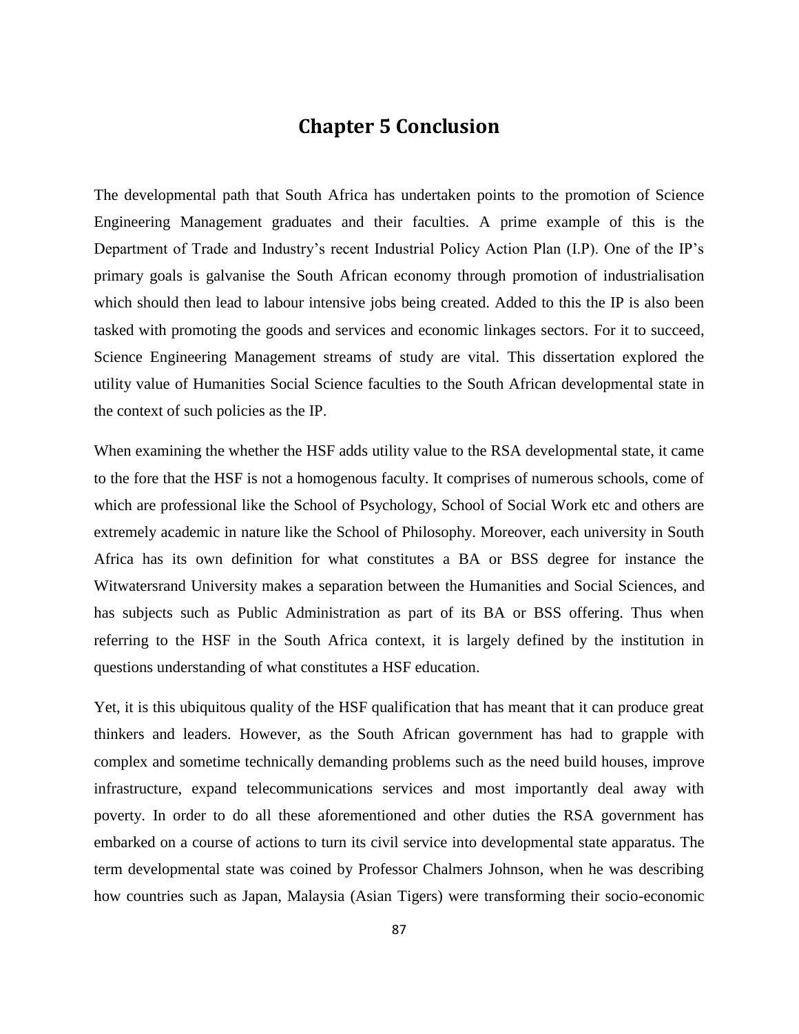# Chapter 5 Conclusion

The developmental path that South Africa has undertaken points to the promotion of Science Engineering Management graduates and their faculties. A prime example of this is the Department of Trade and Industry's recent Industrial Policy Action Plan (I.P). One of the IP's primary goals is galvanise the South African economy through promotion of industrialisation which should then lead to labour intensive jobs being created. Added to this the IP is also been tasked with promoting the goods and services and economic linkages sectors. For it to succeed, Science Engineering Management streams of study are vital. This dissertation explored the utility value of Humanities Social Science faculties to the South African developmental state in the context of such policies as the IP.

When examining the whether the HSF adds utility value to the RSA developmental state, it came to the fore that the HSF is not a homogenous faculty. It comprises of numerous schools, come of which are professional like the School of Psychology, School of Social Work etc and others are extremely academic in nature like the School of Philosophy. Moreover, each university in South Africa has its own definition for what constitutes a BA or BSS degree for instance the Witwatersrand University makes a separation between the Humanities and Social Sciences, and has subjects such as Public Administration as part of its BA or BSS offering. Thus when referring to the HSF in the South Africa context, it is largely defined by the institution in questions understanding of what constitutes a HSF education.

Yet, it is this ubiquitous quality of the HSF qualification that has meant that it can produce great thinkers and leaders. However, as the South African government has had to grapple with complex and sometime technically demanding problems such as the need build houses, improve infrastructure, expand telecommunications services and most importantly deal away with poverty. In order to do all these aforementioned and other duties the RSA government has embarked on a course of actions to turn its civil service into developmental state apparatus. The term developmental state was coined by Professor Chalmers Johnson, when he was describing how countries such as Japan, Malaysia (Asian Tigers) were transforming their socio-economic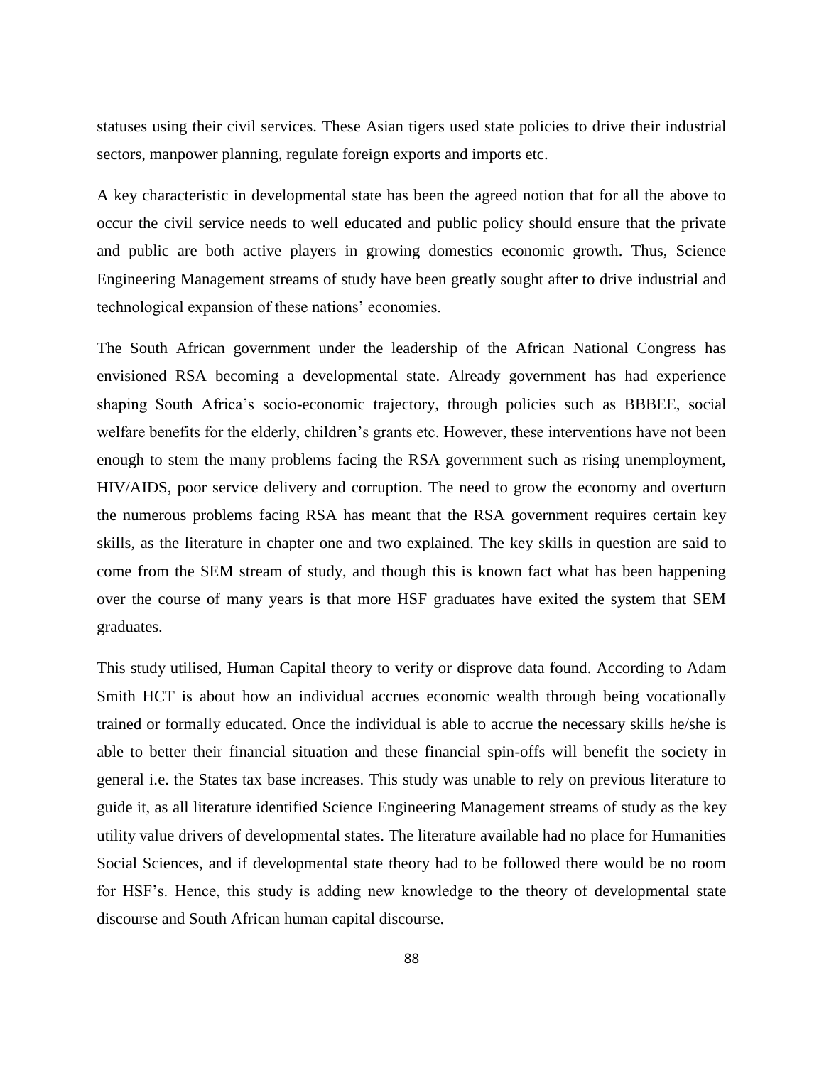statuses using their civil services. These Asian tigers used state policies to drive their industrial sectors, manpower planning, regulate foreign exports and imports etc.

A key characteristic in developmental state has been the agreed notion that for all the above to occur the civil service needs to well educated and public policy should ensure that the private and public are both active players in growing domestics economic growth. Thus, Science Engineering Management streams of study have been greatly sought after to drive industrial and technological expansion of these nations' economies.

The South African government under the leadership of the African National Congress has envisioned RSA becoming a developmental state. Already government has had experience shaping South Africa's socio-economic trajectory, through policies such as BBBEE, social welfare benefits for the elderly, children's grants etc. However, these interventions have not been enough to stem the many problems facing the RSA government such as rising unemployment, HIV/AIDS, poor service delivery and corruption. The need to grow the economy and overturn the numerous problems facing RSA has meant that the RSA government requires certain key skills, as the literature in chapter one and two explained. The key skills in question are said to come from the SEM stream of study, and though this is known fact what has been happening over the course of many years is that more HSF graduates have exited the system that SEM graduates.

This study utilised, Human Capital theory to verify or disprove data found. According to Adam Smith HCT is about how an individual accrues economic wealth through being vocationally trained or formally educated. Once the individual is able to accrue the necessary skills he/she is able to better their financial situation and these financial spin-offs will benefit the society in general i.e. the States tax base increases. This study was unable to rely on previous literature to guide it, as all literature identified Science Engineering Management streams of study as the key utility value drivers of developmental states. The literature available had no place for Humanities Social Sciences, and if developmental state theory had to be followed there would be no room for HSF's. Hence, this study is adding new knowledge to the theory of developmental state discourse and South African human capital discourse.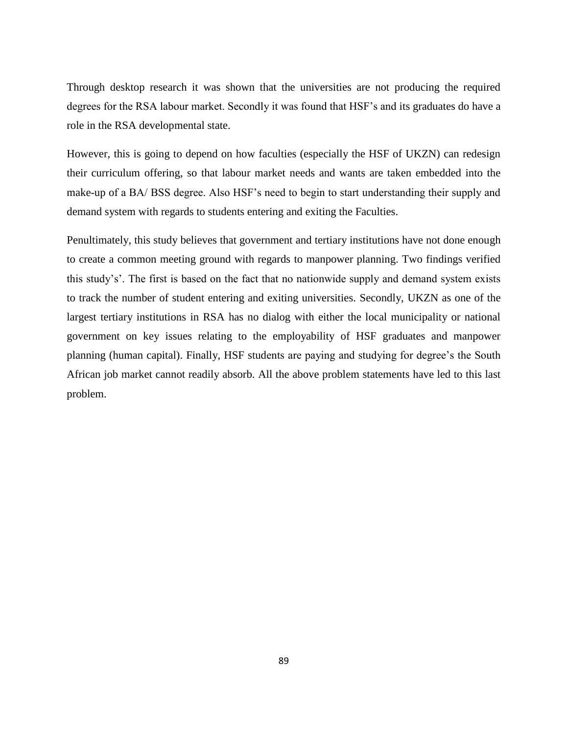Through desktop research it was shown that the universities are not producing the required degrees for the RSA labour market. Secondly it was found that HSF's and its graduates do have a role in the RSA developmental state.

However, this is going to depend on how faculties (especially the HSF of UKZN) can redesign their curriculum offering, so that labour market needs and wants are taken embedded into the make-up of a BA/ BSS degree. Also HSF's need to begin to start understanding their supply and demand system with regards to students entering and exiting the Faculties.

Penultimately, this study believes that government and tertiary institutions have not done enough to create a common meeting ground with regards to manpower planning. Two findings verified this study's'. The first is based on the fact that no nationwide supply and demand system exists to track the number of student entering and exiting universities. Secondly, UKZN as one of the largest tertiary institutions in RSA has no dialog with either the local municipality or national government on key issues relating to the employability of HSF graduates and manpower planning (human capital). Finally, HSF students are paying and studying for degree's the South African job market cannot readily absorb. All the above problem statements have led to this last problem.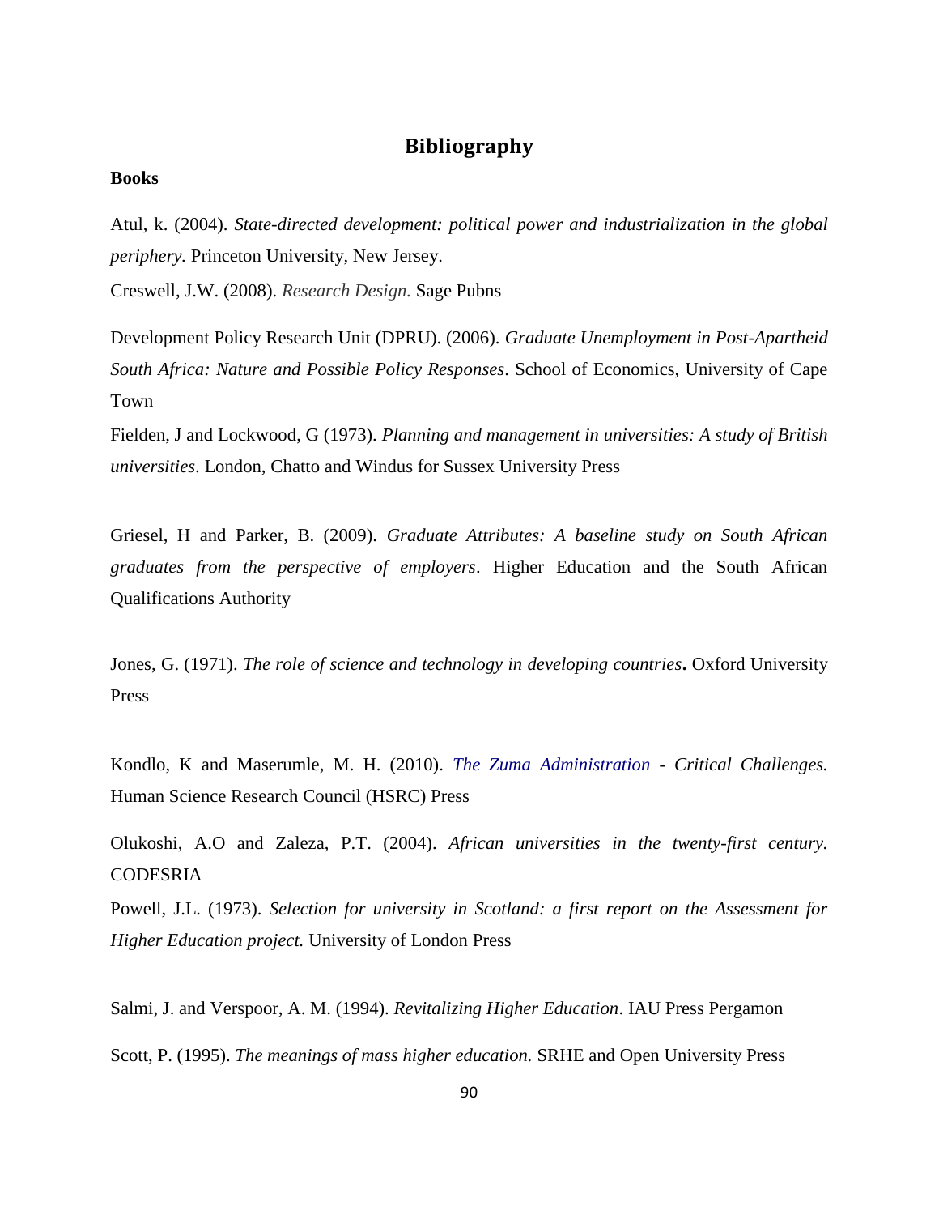## Bibliography

**Books**

Atul, k. (2004). *State-directed development: political power and industrialization in the global periphery.* Princeton University, New Jersey.

Creswell, J.W. (2008). *Research Design.* Sage Pubns

Development Policy Research Unit (DPRU). (2006). *Graduate Unemployment in Post-Apartheid South Africa: Nature and Possible Policy Responses*. School of Economics, University of Cape Town

Fielden, J and Lockwood, G (1973). *Planning and management in universities: A study of British universities*. London, Chatto and Windus for Sussex University Press

Griesel, H and Parker, B. (2009). *Graduate Attributes: A baseline study on South African graduates from the perspective of employers*. Higher Education and the South African Qualifications Authority

Jones, G. (1971). *The role of science and technology in developing countries***.** Oxford University Press

Kondlo, K and Maserumle, M. H. (2010). *The Zuma Administration - Critical Challenges.* Human Science Research Council (HSRC) Press

Olukoshi, A.O and Zaleza, P.T. (2004). *African universities in the twenty-first century.* CODESRIA

Powell, J.L. (1973). *Selection for university in Scotland: a first report on the Assessment for Higher Education project.* University of London Press

Salmi, J. and Verspoor, A. M. (1994). *Revitalizing Higher Education*. IAU Press Pergamon

Scott, P. (1995). *The meanings of mass higher education.* SRHE and Open University Press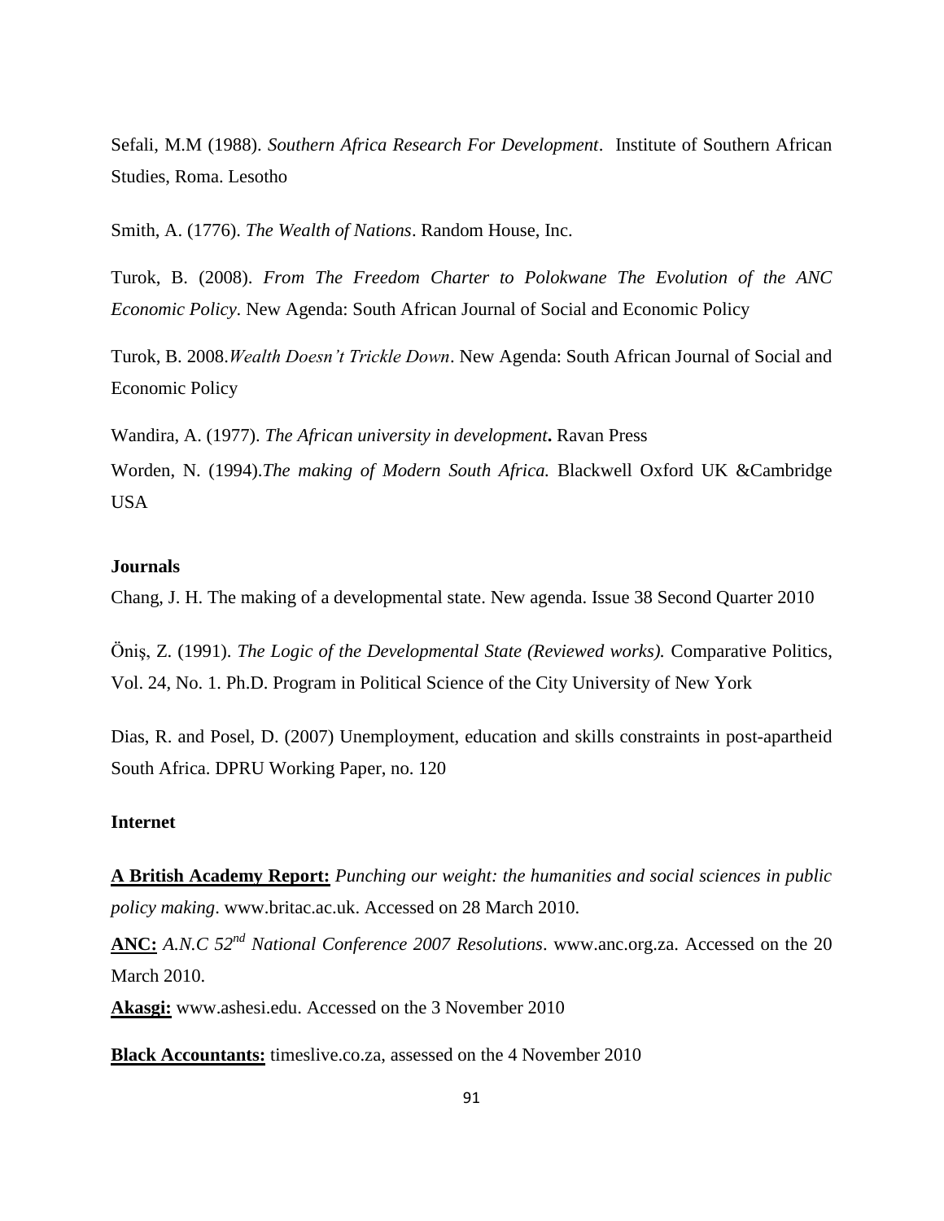Sefali, M.M (1988). *Southern Africa Research For Development*. Institute of Southern African Studies, Roma. Lesotho

Smith, A. (1776). *The Wealth of Nations*. Random House, Inc.

Turok, B. (2008). *From The Freedom Charter to Polokwane The Evolution of the ANC Economic Policy*. New Agenda: South African Journal of Social and Economic Policy

Turok, B. 2008.*Wealth Doesn't Trickle Down*. New Agenda: South African Journal of Social and Economic Policy

Wandira, A. (1977). *The African university in development***.** Ravan Press

Worden, N. (1994).*The making of Modern South Africa.* Blackwell Oxford UK &Cambridge USA

**Journals**

Chang, J. H. The making of a developmental state. New agenda. Issue 38 Second Quarter 2010

Öniş, Z. (1991). *The Logic of the Developmental State (Reviewed works).* Comparative Politics, Vol. 24, No. 1. Ph.D. Program in Political Science of the City University of New York

Dias, R. and Posel, D. (2007) Unemployment, education and skills constraints in post-apartheid South Africa. DPRU Working Paper, no. 120

**Internet**

**A British Academy Report:** *Punching our weight: the humanities and social sciences in public policy making*. www.britac.ac.uk. Accessed on 28 March 2010.

**ANC:** *A.N.C 52nd National Conference 2007 Resolutions*. www.anc.org.za. Accessed on the 20 March 2010.

**Akasgi:** www.ashesi.edu. Accessed on the 3 November 2010

**Black Accountants:** timeslive.co.za, assessed on the 4 November 2010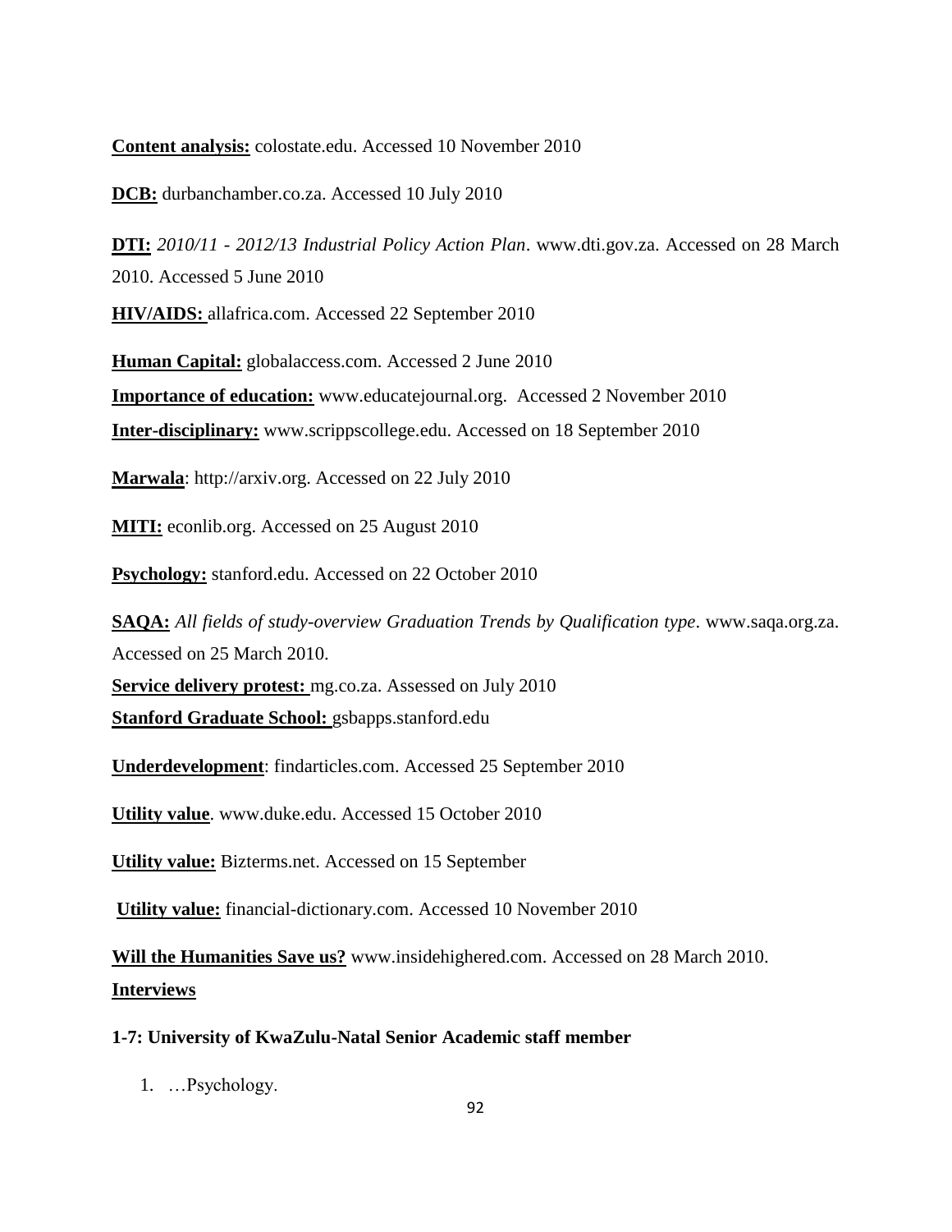**Content analysis:** colostate.edu. Accessed 10 November 2010

**DCB:** durbanchamber.co.za. Accessed 10 July 2010

**DTI:** *2010/11 - 2012/13 Industrial Policy Action Plan*. www.dti.gov.za. Accessed on 28 March 2010. Accessed 5 June 2010

**HIV/AIDS:** allafrica.com. Accessed 22 September 2010

**Human Capital:** globalaccess.com. Accessed 2 June 2010

**Importance of education:** www.educatejournal.org. Accessed 2 November 2010

**Inter-disciplinary:** www.scrippscollege.edu. Accessed on 18 September 2010

**Marwala**: http://arxiv.org. Accessed on 22 July 2010

**MITI:** econlib.org. Accessed on 25 August 2010

**Psychology:** stanford.edu. Accessed on 22 October 2010

**SAQA:** *All fields of study-overview Graduation Trends by Qualification type*. www.saqa.org.za. Accessed on 25 March 2010.

**Service delivery protest:** mg.co.za. Assessed on July 2010

**Stanford Graduate School:** gsbapps.stanford.edu

**Underdevelopment**: findarticles.com. Accessed 25 September 2010

**Utility value**. www.duke.edu. Accessed 15 October 2010

**Utility value:** Bizterms.net. Accessed on 15 September

**Utility value:** financial-dictionary.com. Accessed 10 November 2010

**Will the Humanities Save us?** www.insidehighered.com. Accessed on 28 March 2010.

**Interviews**

**1-7: University of KwaZulu-Natal Senior Academic staff member**

1. …Psychology.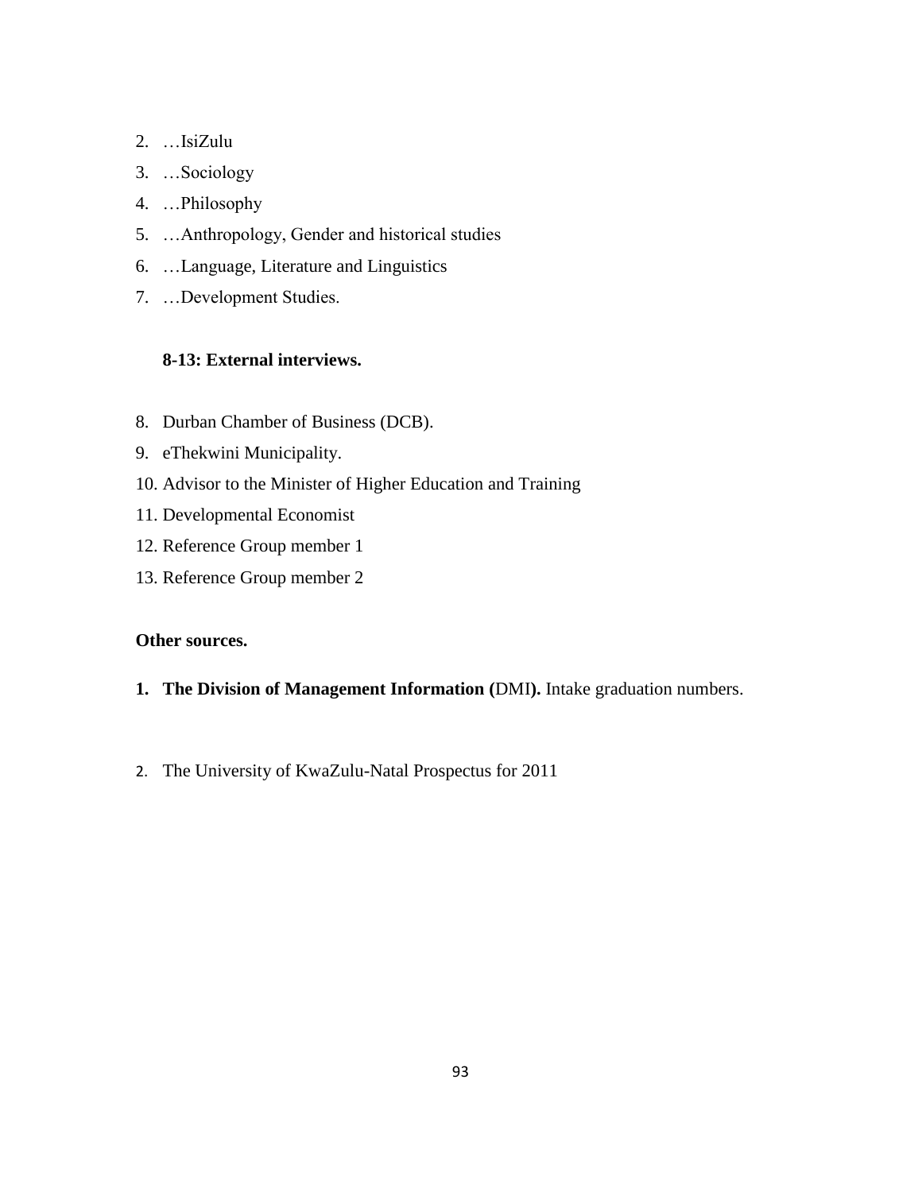2. …IsiZulu
3. …Sociology
4. …Philosophy
5. …Anthropology, Gender and historical studies
6. …Language, Literature and Linguistics
7. …Development Studies.

**8-13: External interviews.**

8. Durban Chamber of Business (DCB).
9. eThekwini Municipality.
10. Advisor to the Minister of Higher Education and Training
11. Developmental Economist
12. Reference Group member 1
13. Reference Group member 2

**Other sources.**

1. **The Division of Management Information (**DMI**).** Intake graduation numbers.

2. The University of KwaZulu-Natal Prospectus for 2011